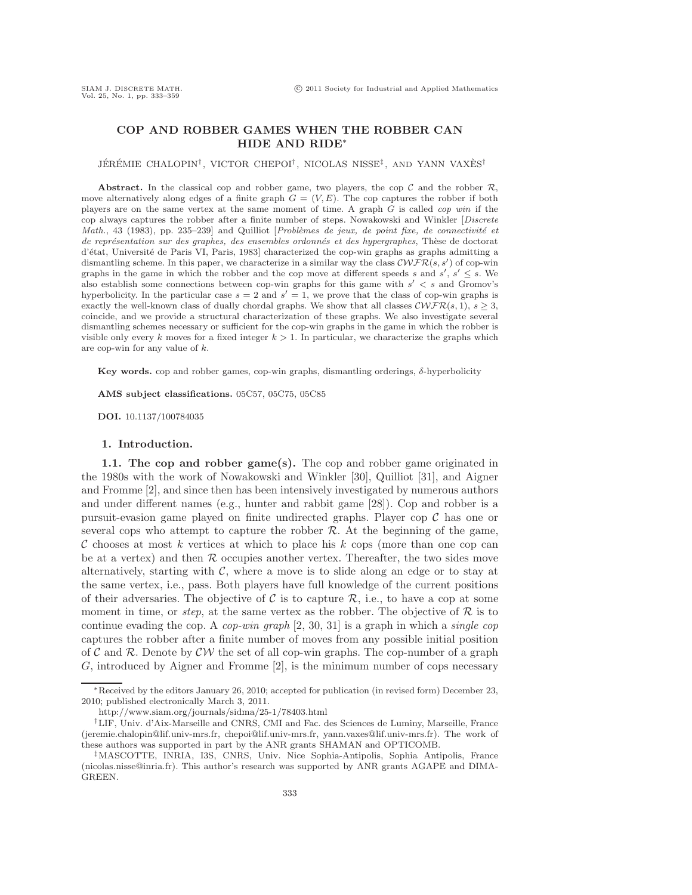# COP AND ROBBER GAMES WHEN THE ROBBER CAN HIDE AND RIDE*

JÉRÉMIE CHALOPIN†, VICTOR CHEPOI†, NICOLAS NISSE‡, AND YANN VAXÈS†

**Abstract.** In the classical cop and robber game, two players, the cop $\mathcal{C}$ and the robber $\mathcal{R}$, move alternatively along edges of a finite graph $G = (V, E)$. The cop captures the robber if both players are on the same vertex at the same moment of time. A graph $G$ is called *cop win* if the cop always captures the robber after a finite number of steps. Nowakowski and Winkler [*Discrete Math.*, 43 (1983), pp. 235–239] and Quilliot [*Problèmes de jeux, de point fixe, de connectivité et de représentation sur des graphes, des ensembles ordonnés et des hypergraphes*, Thèse de doctorat d'état, Université de Paris VI, Paris, 1983] characterized the cop-win graphs as graphs admitting a dismantling scheme. In this paper, we characterize in a similar way the class $\mathcal{CWFR}(s, s')$ of cop-win graphs in the game in which the robber and the cop move at different speeds $s$ and $s'$, $s' \leq s$. We also establish some connections between cop-win graphs for this game with $s' < s$ and Gromov's hyperbolicity. In the particular case $s = 2$ and $s' = 1$, we prove that the class of cop-win graphs is exactly the well-known class of dually chordal graphs. We show that all classes $\mathcal{CWFR}(s, 1)$, $s \geq 3$, coincide, and we provide a structural characterization of these graphs. We also investigate several dismantling schemes necessary or sufficient for the cop-win graphs in the game in which the robber is visible only every $k$ moves for a fixed integer $k > 1$. In particular, we characterize the graphs which are cop-win for any value of $k$.

**Key words.** cop and robber games, cop-win graphs, dismantling orderings, $\delta$-hyperbolicity

**AMS subject classifications.** 05C57, 05C75, 05C85

**DOI.** 10.1137/100784035

## 1. Introduction.

**1.1. The cop and robber game(s).** The cop and robber game originated in the 1980s with the work of Nowakowski and Winkler [30], Quilliot [31], and Aigner and Fromme [2], and since then has been intensively investigated by numerous authors and under different names (e.g., hunter and rabbit game [28]). Cop and robber is a pursuit-evasion game played on finite undirected graphs. Player cop $\mathcal{C}$ has one or several cops who attempt to capture the robber $\mathcal{R}$. At the beginning of the game, $\mathcal{C}$ chooses at most $k$ vertices at which to place his $k$ cops (more than one cop can be at a vertex) and then $\mathcal{R}$ occupies another vertex. Thereafter, the two sides move alternatively, starting with $\mathcal{C}$, where a move is to slide along an edge or to stay at the same vertex, i.e., pass. Both players have full knowledge of the current positions of their adversaries. The objective of $\mathcal{C}$ is to capture $\mathcal{R}$, i.e., to have a cop at some moment in time, or *step*, at the same vertex as the robber. The objective of $\mathcal{R}$ is to continue evading the cop. A *cop-win graph* [2, 30, 31] is a graph in which a *single cop* captures the robber after a finite number of moves from any possible initial position of $\mathcal{C}$ and $\mathcal{R}$. Denote by $\mathcal{CW}$ the set of all cop-win graphs. The cop-number of a graph $G$, introduced by Aigner and Fromme [2], is the minimum number of cops necessary

---

*Received by the editors January 26, 2010; accepted for publication (in revised form) December 23, 2010; published electronically March 3, 2011.

http://www.siam.org/journals/sidma/25-1/78403.html

†LIF, Univ. d'Aix-Marseille and CNRS, CMI and Fac. des Sciences de Luminy, Marseille, France (jeremie.chalopin@lif.univ-mrs.fr, chepoi@lif.univ-mrs.fr, yann.vaxes@lif.univ-mrs.fr). The work of these authors was supported in part by the ANR grants SHAMAN and OPTICOMB.

‡MASCOTTE, INRIA, I3S, CNRS, Univ. Nice Sophia-Antipolis, Sophia Antipolis, France (nicolas.nisse@inria.fr). This author's research was supported by ANR grants AGAPE and DIMAGREEN.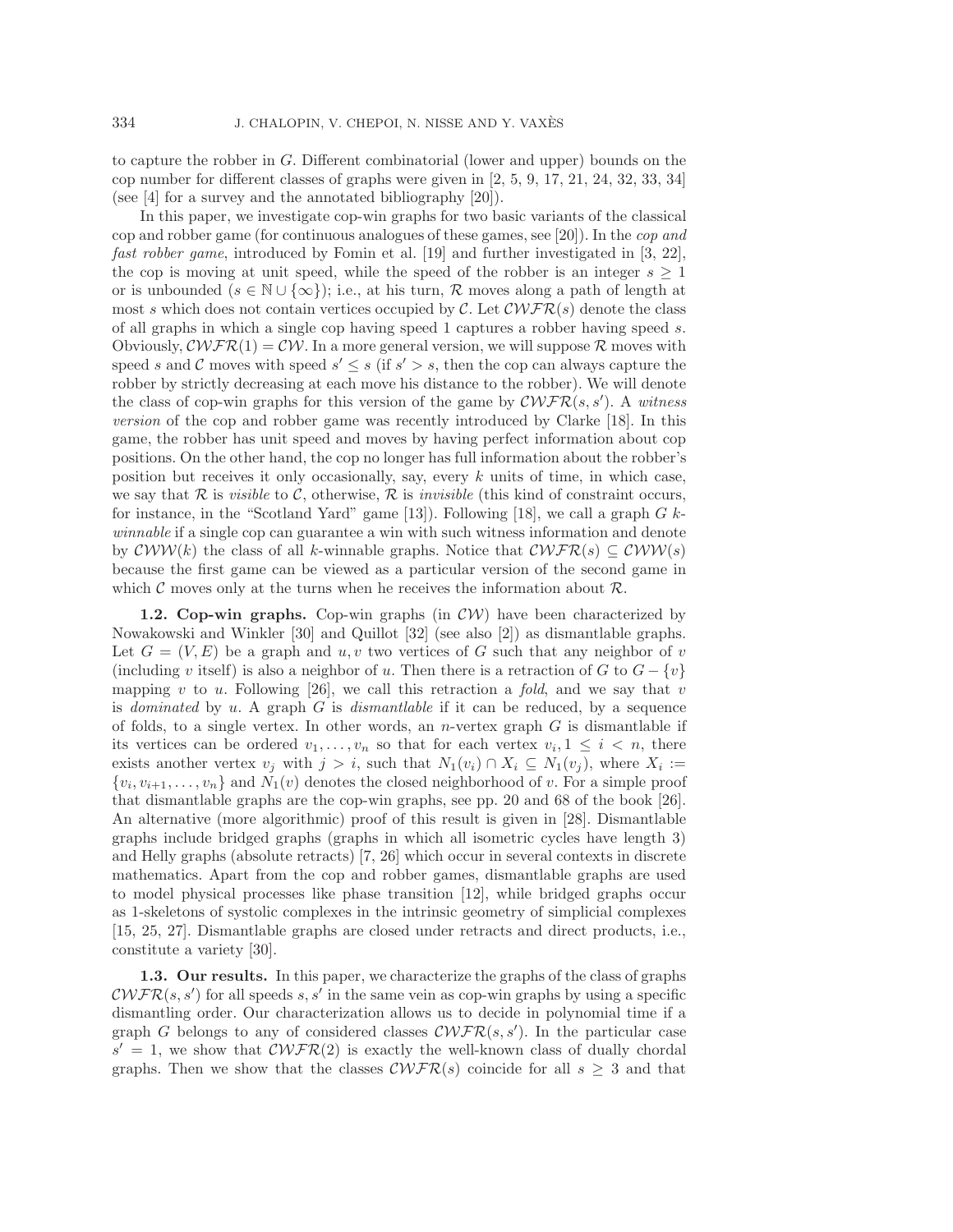to capture the robber in $G$. Different combinatorial (lower and upper) bounds on the cop number for different classes of graphs were given in [2, 5, 9, 17, 21, 24, 32, 33, 34] (see [4] for a survey and the annotated bibliography [20]).

In this paper, we investigate cop-win graphs for two basic variants of the classical cop and robber game (for continuous analogues of these games, see [20]). In the *cop and fast robber game*, introduced by Fomin et al. [19] and further investigated in [3, 22], the cop is moving at unit speed, while the speed of the robber is an integer $s \geq 1$ or is unbounded ($s \in \mathbb{N} \cup \{\infty\}$); i.e., at his turn, $\mathcal{R}$ moves along a path of length at most $s$ which does not contain vertices occupied by $\mathcal{C}$. Let $\mathcal{CWFR}(s)$ denote the class of all graphs in which a single cop having speed 1 captures a robber having speed $s$. Obviously, $\mathcal{CWFR}(1) = \mathcal{CW}$. In a more general version, we will suppose $\mathcal{R}$ moves with speed $s$ and $\mathcal{C}$ moves with speed $s' \leq s$ (if $s' > s$, then the cop can always capture the robber by strictly decreasing at each move his distance to the robber). We will denote the class of cop-win graphs for this version of the game by $\mathcal{CWFR}(s, s')$. A *witness version* of the cop and robber game was recently introduced by Clarke [18]. In this game, the robber has unit speed and moves by having perfect information about cop positions. On the other hand, the cop no longer has full information about the robber's position but receives it only occasionally, say, every $k$ units of time, in which case, we say that $\mathcal{R}$ is *visible* to $\mathcal{C}$, otherwise, $\mathcal{R}$ is *invisible* (this kind of constraint occurs, for instance, in the "Scotland Yard" game [13]). Following [18], we call a graph $G$ *k-winnable* if a single cop can guarantee a win with such witness information and denote by $\mathcal{CWW}(k)$ the class of all $k$-winnable graphs. Notice that $\mathcal{CWFR}(s) \subseteq \mathcal{CWW}(s)$ because the first game can be viewed as a particular version of the second game in which $\mathcal{C}$ moves only at the turns when he receives the information about $\mathcal{R}$.

**1.2. Cop-win graphs.** Cop-win graphs (in $\mathcal{CW}$) have been characterized by Nowakowski and Winkler [30] and Quillot [32] (see also [2]) as dismantlable graphs. Let $G = (V, E)$ be a graph and $u, v$ two vertices of $G$ such that any neighbor of $v$ (including $v$ itself) is also a neighbor of $u$. Then there is a retraction of $G$ to $G - \{v\}$ mapping $v$ to $u$. Following [26], we call this retraction a *fold*, and we say that $v$ is *dominated* by $u$. A graph $G$ is *dismantlable* if it can be reduced, by a sequence of folds, to a single vertex. In other words, an $n$-vertex graph $G$ is dismantlable if its vertices can be ordered $v_1, \ldots, v_n$ so that for each vertex $v_i, 1 \leq i < n$, there exists another vertex $v_j$ with $j > i$, such that $N_1(v_i) \cap X_i \subseteq N_1(v_j)$, where $X_i := \{v_i, v_{i+1}, \ldots, v_n\}$ and $N_1(v)$ denotes the closed neighborhood of $v$. For a simple proof that dismantlable graphs are the cop-win graphs, see pp. 20 and 68 of the book [26]. An alternative (more algorithmic) proof of this result is given in [28]. Dismantlable graphs include bridged graphs (graphs in which all isometric cycles have length 3) and Helly graphs (absolute retracts) [7, 26] which occur in several contexts in discrete mathematics. Apart from the cop and robber games, dismantlable graphs are used to model physical processes like phase transition [12], while bridged graphs occur as 1-skeletons of systolic complexes in the intrinsic geometry of simplicial complexes [15, 25, 27]. Dismantlable graphs are closed under retracts and direct products, i.e., constitute a variety [30].

**1.3. Our results.** In this paper, we characterize the graphs of the class of graphs $\mathcal{CWFR}(s, s')$ for all speeds $s, s'$ in the same vein as cop-win graphs by using a specific dismantling order. Our characterization allows us to decide in polynomial time if a graph $G$ belongs to any of considered classes $\mathcal{CWFR}(s, s')$. In the particular case $s' = 1$, we show that $\mathcal{CWFR}(2)$ is exactly the well-known class of dually chordal graphs. Then we show that the classes $\mathcal{CWFR}(s)$ coincide for all $s \geq 3$ and that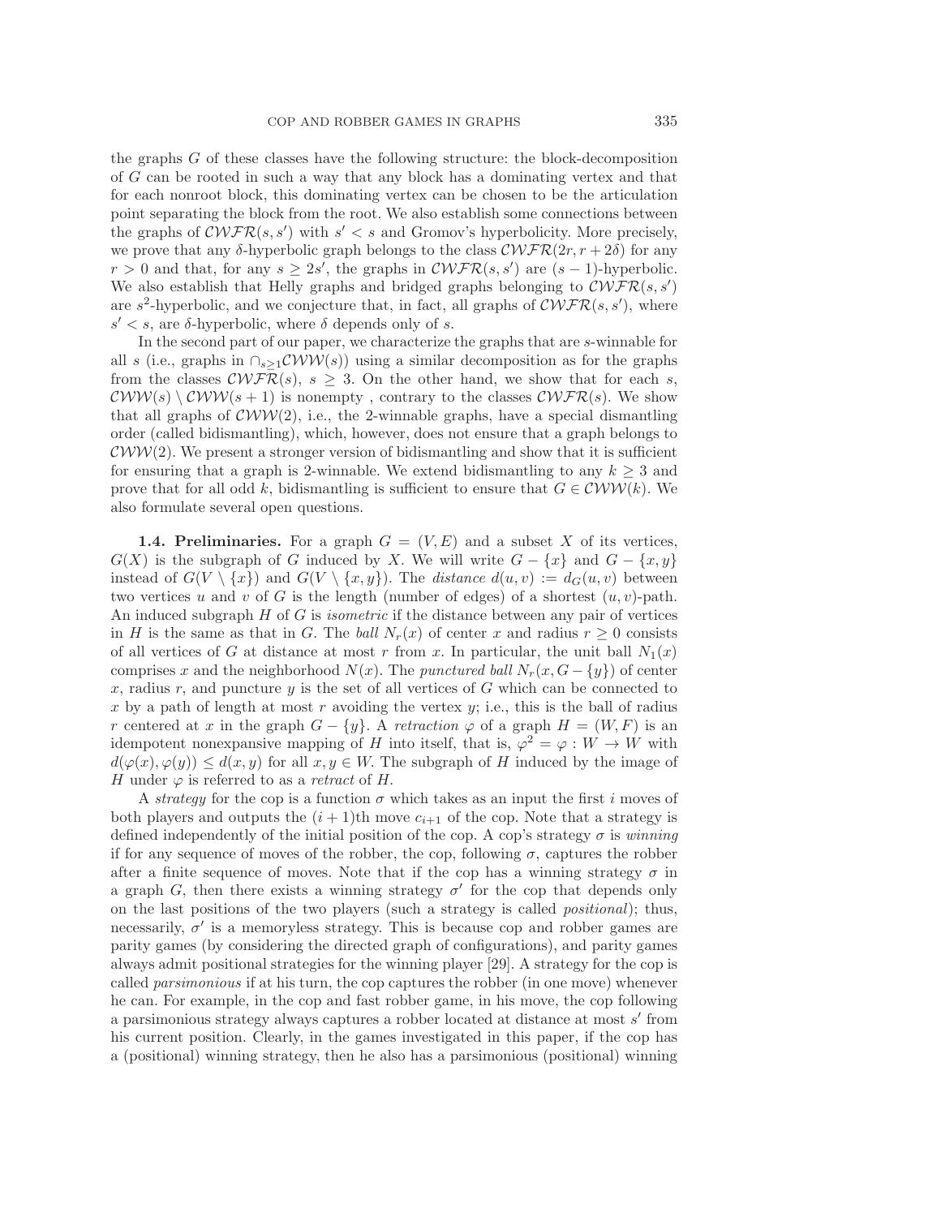the graphs $G$ of these classes have the following structure: the block-decomposition of $G$ can be rooted in such a way that any block has a dominating vertex and that for each nonroot block, this dominating vertex can be chosen to be the articulation point separating the block from the root. We also establish some connections between the graphs of $\mathcal{CWFR}(s,s')$ with $s' < s$ and Gromov's hyperbolicity. More precisely, we prove that any $\delta$-hyperbolic graph belongs to the class $\mathcal{CWFR}(2r, r+2\delta)$ for any $r > 0$ and that, for any $s \geq 2s'$, the graphs in $\mathcal{CWFR}(s,s')$ are $(s-1)$-hyperbolic. We also establish that Helly graphs and bridged graphs belonging to $\mathcal{CWFR}(s,s')$ are $s^2$-hyperbolic, and we conjecture that, in fact, all graphs of $\mathcal{CWFR}(s,s')$, where $s' < s$, are $\delta$-hyperbolic, where $\delta$ depends only of $s$.

In the second part of our paper, we characterize the graphs that are $s$-winnable for all $s$ (i.e., graphs in $\cap_{s\geq 1}\mathcal{CWW}(s)$) using a similar decomposition as for the graphs from the classes $\mathcal{CWFR}(s)$, $s \geq 3$. On the other hand, we show that for each $s$, $\mathcal{CWW}(s) \setminus \mathcal{CWW}(s+1)$ is nonempty , contrary to the classes $\mathcal{CWFR}(s)$. We show that all graphs of $\mathcal{CWW}(2)$, i.e., the 2-winnable graphs, have a special dismantling order (called bidismantling), which, however, does not ensure that a graph belongs to $\mathcal{CWW}(2)$. We present a stronger version of bidismantling and show that it is sufficient for ensuring that a graph is 2-winnable. We extend bidismantling to any $k \geq 3$ and prove that for all odd $k$, bidismantling is sufficient to ensure that $G \in \mathcal{CWW}(k)$. We also formulate several open questions.

**1.4. Preliminaries.** For a graph $G = (V,E)$ and a subset $X$ of its vertices, $G(X)$ is the subgraph of $G$ induced by $X$. We will write $G - \{x\}$ and $G - \{x,y\}$ instead of $G(V \setminus \{x\})$ and $G(V \setminus \{x,y\})$. The *distance* $d(u,v) := d_G(u,v)$ between two vertices $u$ and $v$ of $G$ is the length (number of edges) of a shortest $(u,v)$-path. An induced subgraph $H$ of $G$ is *isometric* if the distance between any pair of vertices in $H$ is the same as that in $G$. The *ball* $N_r(x)$ of center $x$ and radius $r \geq 0$ consists of all vertices of $G$ at distance at most $r$ from $x$. In particular, the unit ball $N_1(x)$ comprises $x$ and the neighborhood $N(x)$. The *punctured ball* $N_r(x, G - \{y\})$ of center $x$, radius $r$, and puncture $y$ is the set of all vertices of $G$ which can be connected to $x$ by a path of length at most $r$ avoiding the vertex $y$; i.e., this is the ball of radius $r$ centered at $x$ in the graph $G - \{y\}$. A *retraction* $\varphi$ of a graph $H = (W,F)$ is an idempotent nonexpansive mapping of $H$ into itself, that is, $\varphi^2 = \varphi : W \to W$ with $d(\varphi(x), \varphi(y)) \leq d(x,y)$ for all $x, y \in W$. The subgraph of $H$ induced by the image of $H$ under $\varphi$ is referred to as a *retract* of $H$.

A *strategy* for the cop is a function $\sigma$ which takes as an input the first $i$ moves of both players and outputs the $(i+1)$th move $c_{i+1}$ of the cop. Note that a strategy is defined independently of the initial position of the cop. A cop's strategy $\sigma$ is *winning* if for any sequence of moves of the robber, the cop, following $\sigma$, captures the robber after a finite sequence of moves. Note that if the cop has a winning strategy $\sigma$ in a graph $G$, then there exists a winning strategy $\sigma'$ for the cop that depends only on the last positions of the two players (such a strategy is called *positional*); thus, necessarily, $\sigma'$ is a memoryless strategy. This is because cop and robber games are parity games (by considering the directed graph of configurations), and parity games always admit positional strategies for the winning player [29]. A strategy for the cop is called *parsimonious* if at his turn, the cop captures the robber (in one move) whenever he can. For example, in the cop and fast robber game, in his move, the cop following a parsimonious strategy always captures a robber located at distance at most $s'$ from his current position. Clearly, in the games investigated in this paper, if the cop has a (positional) winning strategy, then he also has a parsimonious (positional) winning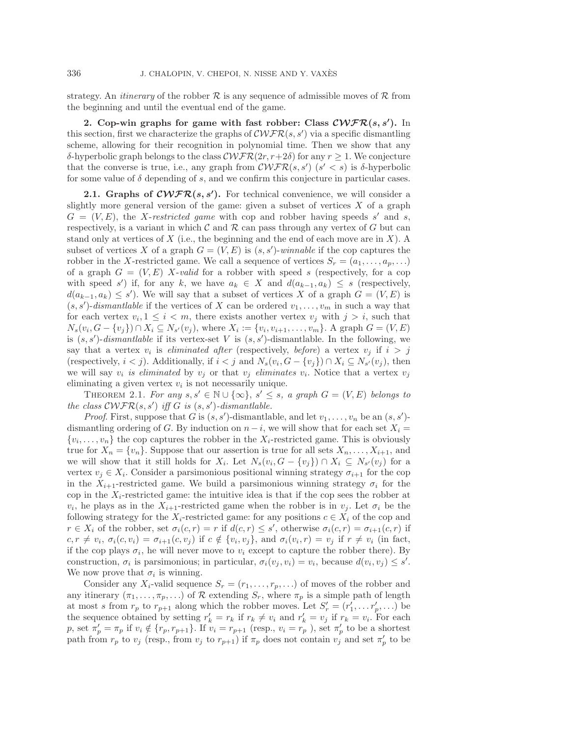strategy. An *itinerary* of the robber $\mathcal{R}$ is any sequence of admissible moves of $\mathcal{R}$ from the beginning and until the eventual end of the game.

## 2. Cop-win graphs for game with fast robber: Class $\mathcal{CWFR}(s,s')$.

In this section, first we characterize the graphs of $\mathcal{CWFR}(s,s')$ via a specific dismantling scheme, allowing for their recognition in polynomial time. Then we show that any $\delta$-hyperbolic graph belongs to the class $\mathcal{CWFR}(2r, r+2\delta)$ for any $r \geq 1$. We conjecture that the converse is true, i.e., any graph from $\mathcal{CWFR}(s,s')$ ($s' < s$) is $\delta$-hyperbolic for some value of $\delta$ depending of $s$, and we confirm this conjecture in particular cases.

### 2.1. Graphs of $\mathcal{CWFR}(s,s')$.

For technical convenience, we will consider a slightly more general version of the game: given a subset of vertices $X$ of a graph $G = (V,E)$, the *$X$-restricted game* with cop and robber having speeds $s'$ and $s$, respectively, is a variant in which $\mathcal{C}$ and $\mathcal{R}$ can pass through any vertex of $G$ but can stand only at vertices of $X$ (i.e., the beginning and the end of each move are in $X$). A subset of vertices $X$ of a graph $G = (V,E)$ is *$(s,s')$-winnable* if the cop captures the robber in the $X$-restricted game. We call a sequence of vertices $S_r = (a_1, \ldots, a_p, \ldots)$ of a graph $G = (V,E)$ *$X$-valid* for a robber with speed $s$ (respectively, for a cop with speed $s'$) if, for any $k$, we have $a_k \in X$ and $d(a_{k-1}, a_k) \leq s$ (respectively, $d(a_{k-1}, a_k) \leq s'$). We will say that a subset of vertices $X$ of a graph $G = (V,E)$ is *$(s,s')$-dismantlable* if the vertices of $X$ can be ordered $v_1, \ldots, v_m$ in such a way that for each vertex $v_i, 1 \leq i < m$, there exists another vertex $v_j$ with $j > i$, such that $N_s(v_i, G - \{v_j\}) \cap X_i \subseteq N_{s'}(v_j)$, where $X_i := \{v_i, v_{i+1}, \ldots, v_m\}$. A graph $G = (V,E)$ is *$(s,s')$-dismantlable* if its vertex-set $V$ is $(s,s')$-dismantlable. In the following, we say that a vertex $v_i$ is *eliminated after* (respectively, *before*) a vertex $v_j$ if $i > j$ (respectively, $i < j$). Additionally, if $i < j$ and $N_s(v_i, G - \{v_j\}) \cap X_i \subseteq N_{s'}(v_j)$, then we will say $v_i$ *is eliminated* by $v_j$ or that $v_j$ *eliminates* $v_i$. Notice that a vertex $v_j$ eliminating a given vertex $v_i$ is not necessarily unique.

THEOREM 2.1. *For any $s, s' \in \mathbb{N} \cup \{\infty\}$, $s' \leq s$, a graph $G = (V,E)$ belongs to the class $\mathcal{CWFR}(s,s')$ iff $G$ is $(s,s')$-dismantlable.*

*Proof.* First, suppose that $G$ is $(s,s')$-dismantlable, and let $v_1, \ldots, v_n$ be an $(s,s')$-dismantling ordering of $G$. By induction on $n-i$, we will show that for each set $X_i = \{v_i, \ldots, v_n\}$ the cop captures the robber in the $X_i$-restricted game. This is obviously true for $X_n = \{v_n\}$. Suppose that our assertion is true for all sets $X_n, \ldots, X_{i+1}$, and we will show that it still holds for $X_i$. Let $N_s(v_i, G - \{v_j\}) \cap X_i \subseteq N_{s'}(v_j)$ for a vertex $v_j \in X_i$. Consider a parsimonious positional winning strategy $\sigma_{i+1}$ for the cop in the $X_{i+1}$-restricted game. We build a parsimonious winning strategy $\sigma_i$ for the cop in the $X_i$-restricted game: the intuitive idea is that if the cop sees the robber at $v_i$, he plays as in the $X_{i+1}$-restricted game when the robber is in $v_j$. Let $\sigma_i$ be the following strategy for the $X_i$-restricted game: for any positions $c \in X_i$ of the cop and $r \in X_i$ of the robber, set $\sigma_i(c,r) = r$ if $d(c,r) \leq s'$, otherwise $\sigma_i(c,r) = \sigma_{i+1}(c,r)$ if $c, r \neq v_i$, $\sigma_i(c, v_i) = \sigma_{i+1}(c, v_j)$ if $c \notin \{v_i, v_j\}$, and $\sigma_i(v_i, r) = v_j$ if $r \neq v_i$ (in fact, if the cop plays $\sigma_i$, he will never move to $v_i$ except to capture the robber there). By construction, $\sigma_i$ is parsimonious; in particular, $\sigma_i(v_j, v_i) = v_i$, because $d(v_i, v_j) \leq s'$. We now prove that $\sigma_i$ is winning.

Consider any $X_i$-valid sequence $S_r = (r_1, \ldots, r_p, \ldots)$ of moves of the robber and any itinerary $(\pi_1, \ldots, \pi_p, \ldots)$ of $\mathcal{R}$ extending $S_r$, where $\pi_p$ is a simple path of length at most $s$ from $r_p$ to $r_{p+1}$ along which the robber moves. Let $S'_r = (r'_1, \ldots r'_p, \ldots)$ be the sequence obtained by setting $r'_k = r_k$ if $r_k \neq v_i$ and $r'_k = v_j$ if $r_k = v_i$. For each $p$, set $\pi'_p = \pi_p$ if $v_i \notin \{r_p, r_{p+1}\}$. If $v_i = r_{p+1}$ (resp., $v_i = r_p$ ), set $\pi'_p$ to be a shortest path from $r_p$ to $v_j$ (resp., from $v_j$ to $r_{p+1}$) if $\pi_p$ does not contain $v_j$ and set $\pi'_p$ to be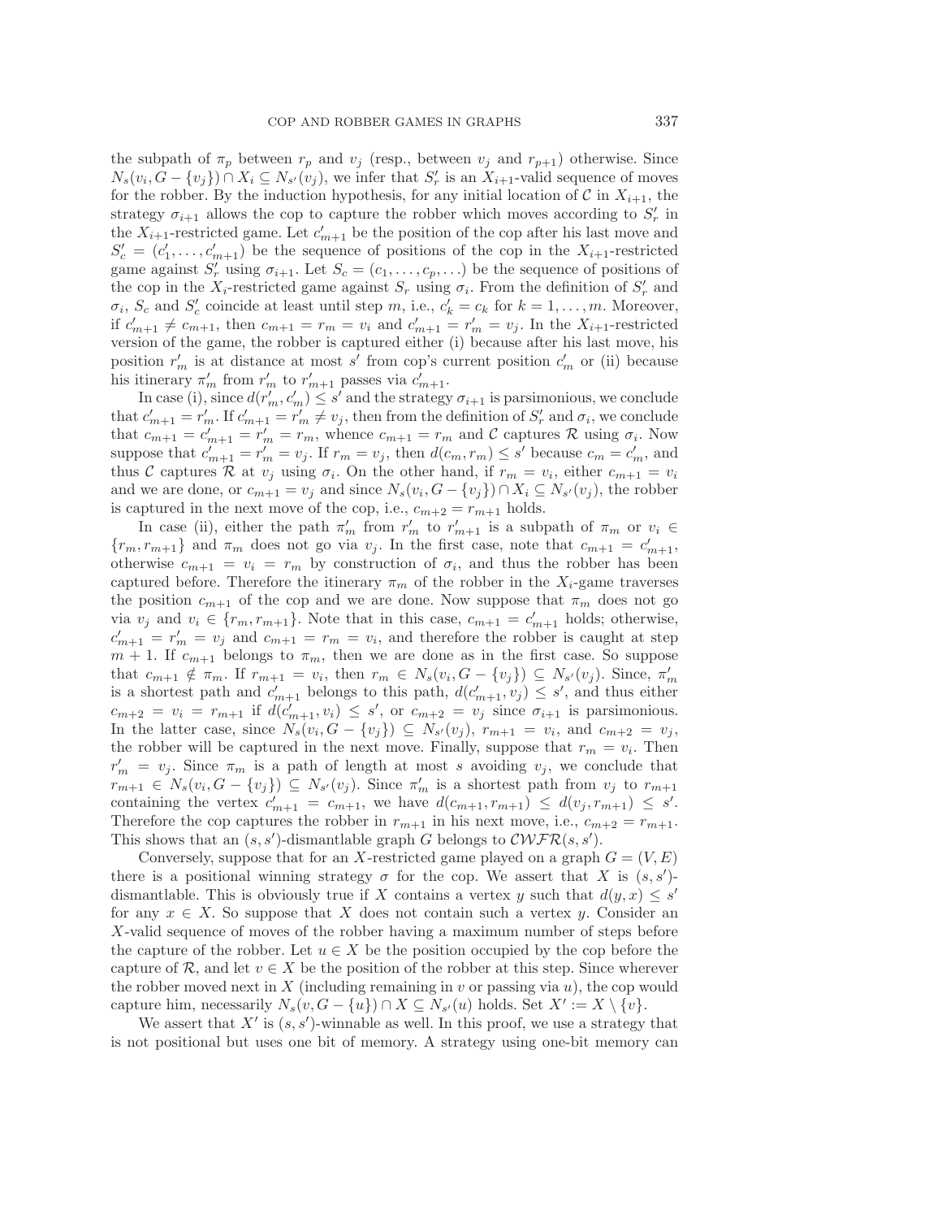the subpath of $\pi_p$ between $r_p$ and $v_j$ (resp., between $v_j$ and $r_{p+1}$) otherwise. Since $N_s(v_i, G - \{v_j\}) \cap X_i \subseteq N_{s'}(v_j)$, we infer that $S'_r$ is an $X_{i+1}$-valid sequence of moves for the robber. By the induction hypothesis, for any initial location of $\mathcal{C}$ in $X_{i+1}$, the strategy $\sigma_{i+1}$ allows the cop to capture the robber which moves according to $S'_r$ in the $X_{i+1}$-restricted game. Let $c'_{m+1}$ be the position of the cop after his last move and $S'_c = (c'_1, \ldots, c'_{m+1})$ be the sequence of positions of the cop in the $X_{i+1}$-restricted game against $S'_r$ using $\sigma_{i+1}$. Let $S_c = (c_1, \ldots, c_p, \ldots)$ be the sequence of positions of the cop in the $X_i$-restricted game against $S_r$ using $\sigma_i$. From the definition of $S'_r$ and $\sigma_i$, $S_c$ and $S'_c$ coincide at least until step $m$, i.e., $c'_k = c_k$ for $k = 1, \ldots, m$. Moreover, if $c'_{m+1} \neq c_{m+1}$, then $c_{m+1} = r_m = v_i$ and $c'_{m+1} = r'_m = v_j$. In the $X_{i+1}$-restricted version of the game, the robber is captured either (i) because after his last move, his position $r'_m$ is at distance at most $s'$ from cop's current position $c'_m$ or (ii) because his itinerary $\pi'_m$ from $r'_m$ to $r'_{m+1}$ passes via $c'_{m+1}$.

In case (i), since $d(r'_m, c'_m) \leq s'$ and the strategy $\sigma_{i+1}$ is parsimonious, we conclude that $c'_{m+1} = r'_m$. If $c'_{m+1} = r'_m \neq v_j$, then from the definition of $S'_r$ and $\sigma_i$, we conclude that $c_{m+1} = c'_{m+1} = r'_m = r_m$, whence $c_{m+1} = r_m$ and $\mathcal{C}$ captures $\mathcal{R}$ using $\sigma_i$. Now suppose that $c'_{m+1} = r'_m = v_j$. If $r_m = v_j$, then $d(c_m, r_m) \leq s'$ because $c_m = c'_m$, and thus $\mathcal{C}$ captures $\mathcal{R}$ at $v_j$ using $\sigma_i$. On the other hand, if $r_m = v_i$, either $c_{m+1} = v_i$ and we are done, or $c_{m+1} = v_j$ and since $N_s(v_i, G - \{v_j\}) \cap X_i \subseteq N_{s'}(v_j)$, the robber is captured in the next move of the cop, i.e., $c_{m+2} = r_{m+1}$ holds.

In case (ii), either the path $\pi'_m$ from $r'_m$ to $r'_{m+1}$ is a subpath of $\pi_m$ or $v_i \in \{r_m, r_{m+1}\}$ and $\pi_m$ does not go via $v_j$. In the first case, note that $c_{m+1} = c'_{m+1}$, otherwise $c_{m+1} = v_i = r_m$ by construction of $\sigma_i$, and thus the robber has been captured before. Therefore the itinerary $\pi_m$ of the robber in the $X_i$-game traverses the position $c_{m+1}$ of the cop and we are done. Now suppose that $\pi_m$ does not go via $v_j$ and $v_i \in \{r_m, r_{m+1}\}$. Note that in this case, $c_{m+1} = c'_{m+1}$ holds; otherwise, $c'_{m+1} = r'_m = v_j$ and $c_{m+1} = r_m = v_i$, and therefore the robber is caught at step $m+1$. If $c_{m+1}$ belongs to $\pi_m$, then we are done as in the first case. So suppose that $c_{m+1} \notin \pi_m$. If $r_{m+1} = v_i$, then $r_m \in N_s(v_i, G - \{v_j\}) \subseteq N_{s'}(v_j)$. Since, $\pi'_m$ is a shortest path and $c'_{m+1}$ belongs to this path, $d(c'_{m+1}, v_j) \leq s'$, and thus either $c_{m+2} = v_i = r_{m+1}$ if $d(c'_{m+1}, v_i) \leq s'$, or $c_{m+2} = v_j$ since $\sigma_{i+1}$ is parsimonious. In the latter case, since $N_s(v_i, G - \{v_j\}) \subseteq N_{s'}(v_j)$, $r_{m+1} = v_i$, and $c_{m+2} = v_j$, the robber will be captured in the next move. Finally, suppose that $r_m = v_i$. Then $r'_m = v_j$. Since $\pi_m$ is a path of length at most $s$ avoiding $v_j$, we conclude that $r_{m+1} \in N_s(v_i, G - \{v_j\}) \subseteq N_{s'}(v_j)$. Since $\pi'_m$ is a shortest path from $v_j$ to $r_{m+1}$ containing the vertex $c'_{m+1} = c_{m+1}$, we have $d(c_{m+1}, r_{m+1}) \leq d(v_j, r_{m+1}) \leq s'$. Therefore the cop captures the robber in $r_{m+1}$ in his next move, i.e., $c_{m+2} = r_{m+1}$. This shows that an $(s, s')$-dismantlable graph $G$ belongs to $\mathcal{CWFR}(s, s')$.

Conversely, suppose that for an $X$-restricted game played on a graph $G = (V, E)$ there is a positional winning strategy $\sigma$ for the cop. We assert that $X$ is $(s, s')$-dismantlable. This is obviously true if $X$ contains a vertex $y$ such that $d(y, x) \leq s'$ for any $x \in X$. So suppose that $X$ does not contain such a vertex $y$. Consider an $X$-valid sequence of moves of the robber having a maximum number of steps before the capture of the robber. Let $u \in X$ be the position occupied by the cop before the capture of $\mathcal{R}$, and let $v \in X$ be the position of the robber at this step. Since wherever the robber moved next in $X$ (including remaining in $v$ or passing via $u$), the cop would capture him, necessarily $N_s(v, G - \{u\}) \cap X \subseteq N_{s'}(u)$ holds. Set $X' := X \setminus \{v\}$.

We assert that $X'$ is $(s, s')$-winnable as well. In this proof, we use a strategy that is not positional but uses one bit of memory. A strategy using one-bit memory can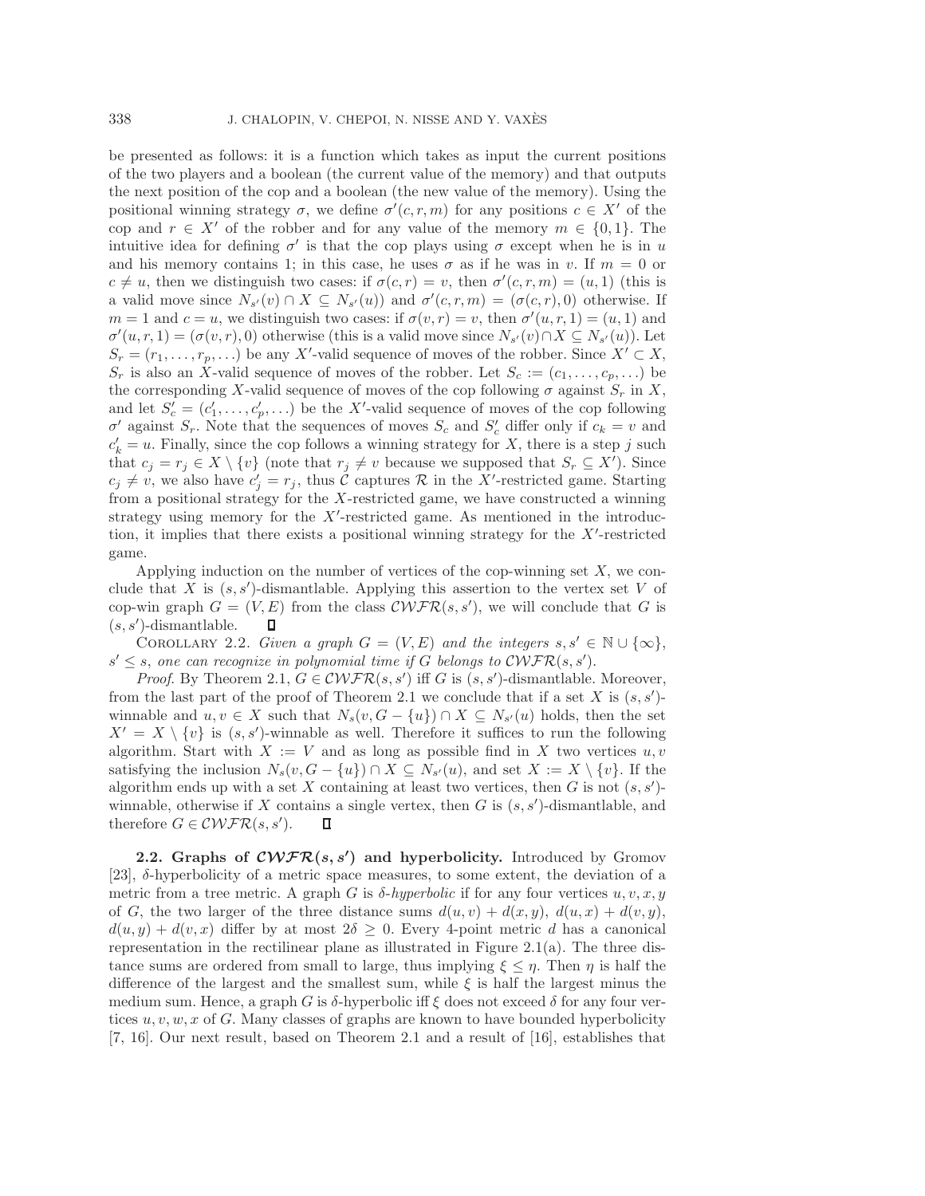be presented as follows: it is a function which takes as input the current positions of the two players and a boolean (the current value of the memory) and that outputs the next position of the cop and a boolean (the new value of the memory). Using the positional winning strategy $\sigma$, we define $\sigma'(c, r, m)$ for any positions $c \in X'$ of the cop and $r \in X'$ of the robber and for any value of the memory $m \in \{0, 1\}$. The intuitive idea for defining $\sigma'$ is that the cop plays using $\sigma$ except when he is in $u$ and his memory contains 1; in this case, he uses $\sigma$ as if he was in $v$. If $m = 0$ or $c \neq u$, then we distinguish two cases: if $\sigma(c, r) = v$, then $\sigma'(c, r, m) = (u, 1)$ (this is a valid move since $N_{s'}(v) \cap X \subseteq N_{s'}(u)$) and $\sigma'(c, r, m) = (\sigma(c, r), 0)$ otherwise. If $m = 1$ and $c = u$, we distinguish two cases: if $\sigma(v, r) = v$, then $\sigma'(u, r, 1) = (u, 1)$ and $\sigma'(u, r, 1) = (\sigma(v, r), 0)$ otherwise (this is a valid move since $N_{s'}(v) \cap X \subseteq N_{s'}(u)$). Let $S_r = (r_1, \ldots, r_p, \ldots)$ be any $X'$-valid sequence of moves of the robber. Since $X' \subset X$, $S_r$ is also an $X$-valid sequence of moves of the robber. Let $S_c := (c_1, \ldots, c_p, \ldots)$ be the corresponding $X$-valid sequence of moves of the cop following $\sigma$ against $S_r$ in $X$, and let $S'_c = (c'_1, \ldots, c'_p, \ldots)$ be the $X'$-valid sequence of moves of the cop following $\sigma'$ against $S_r$. Note that the sequences of moves $S_c$ and $S'_c$ differ only if $c_k = v$ and $c'_k = u$. Finally, since the cop follows a winning strategy for $X$, there is a step $j$ such that $c_j = r_j \in X \setminus \{v\}$ (note that $r_j \neq v$ because we supposed that $S_r \subseteq X'$). Since $c_j \neq v$, we also have $c'_j = r_j$, thus $\mathcal{C}$ captures $\mathcal{R}$ in the $X'$-restricted game. Starting from a positional strategy for the $X$-restricted game, we have constructed a winning strategy using memory for the $X'$-restricted game. As mentioned in the introduction, it implies that there exists a positional winning strategy for the $X'$-restricted game.

Applying induction on the number of vertices of the cop-winning set $X$, we conclude that $X$ is $(s, s')$-dismantlable. Applying this assertion to the vertex set $V$ of cop-win graph $G = (V, E)$ from the class $\mathcal{CWFR}(s, s')$, we will conclude that $G$ is $(s, s')$-dismantlable. ∎

COROLLARY 2.2. *Given a graph $G = (V, E)$ and the integers $s, s' \in \mathbb{N} \cup \{\infty\}$, $s' \leq s$, one can recognize in polynomial time if $G$ belongs to $\mathcal{CWFR}(s, s')$.*

*Proof.* By Theorem 2.1, $G \in \mathcal{CWFR}(s, s')$ iff $G$ is $(s, s')$-dismantlable. Moreover, from the last part of the proof of Theorem 2.1 we conclude that if a set $X$ is $(s, s')$-winnable and $u, v \in X$ such that $N_s(v, G - \{u\}) \cap X \subseteq N_{s'}(u)$ holds, then the set $X' = X \setminus \{v\}$ is $(s, s')$-winnable as well. Therefore it suffices to run the following algorithm. Start with $X := V$ and as long as possible find in $X$ two vertices $u, v$ satisfying the inclusion $N_s(v, G - \{u\}) \cap X \subseteq N_{s'}(u)$, and set $X := X \setminus \{v\}$. If the algorithm ends up with a set $X$ containing at least two vertices, then $G$ is not $(s, s')$-winnable, otherwise if $X$ contains a single vertex, then $G$ is $(s, s')$-dismantlable, and therefore $G \in \mathcal{CWFR}(s, s')$. ∎

**2.2. Graphs of $\mathcal{CWFR}(s, s')$ and hyperbolicity.** Introduced by Gromov [23], $\delta$-hyperbolicity of a metric space measures, to some extent, the deviation of a metric from a tree metric. A graph $G$ is *$\delta$-hyperbolic* if for any four vertices $u, v, x, y$ of $G$, the two larger of the three distance sums $d(u, v) + d(x, y)$, $d(u, x) + d(v, y)$, $d(u, y) + d(v, x)$ differ by at most $2\delta \geq 0$. Every 4-point metric $d$ has a canonical representation in the rectilinear plane as illustrated in Figure 2.1(a). The three distance sums are ordered from small to large, thus implying $\xi \leq \eta$. Then $\eta$ is half the difference of the largest and the smallest sum, while $\xi$ is half the largest minus the medium sum. Hence, a graph $G$ is $\delta$-hyperbolic iff $\xi$ does not exceed $\delta$ for any four vertices $u, v, w, x$ of $G$. Many classes of graphs are known to have bounded hyperbolicity [7, 16]. Our next result, based on Theorem 2.1 and a result of [16], establishes that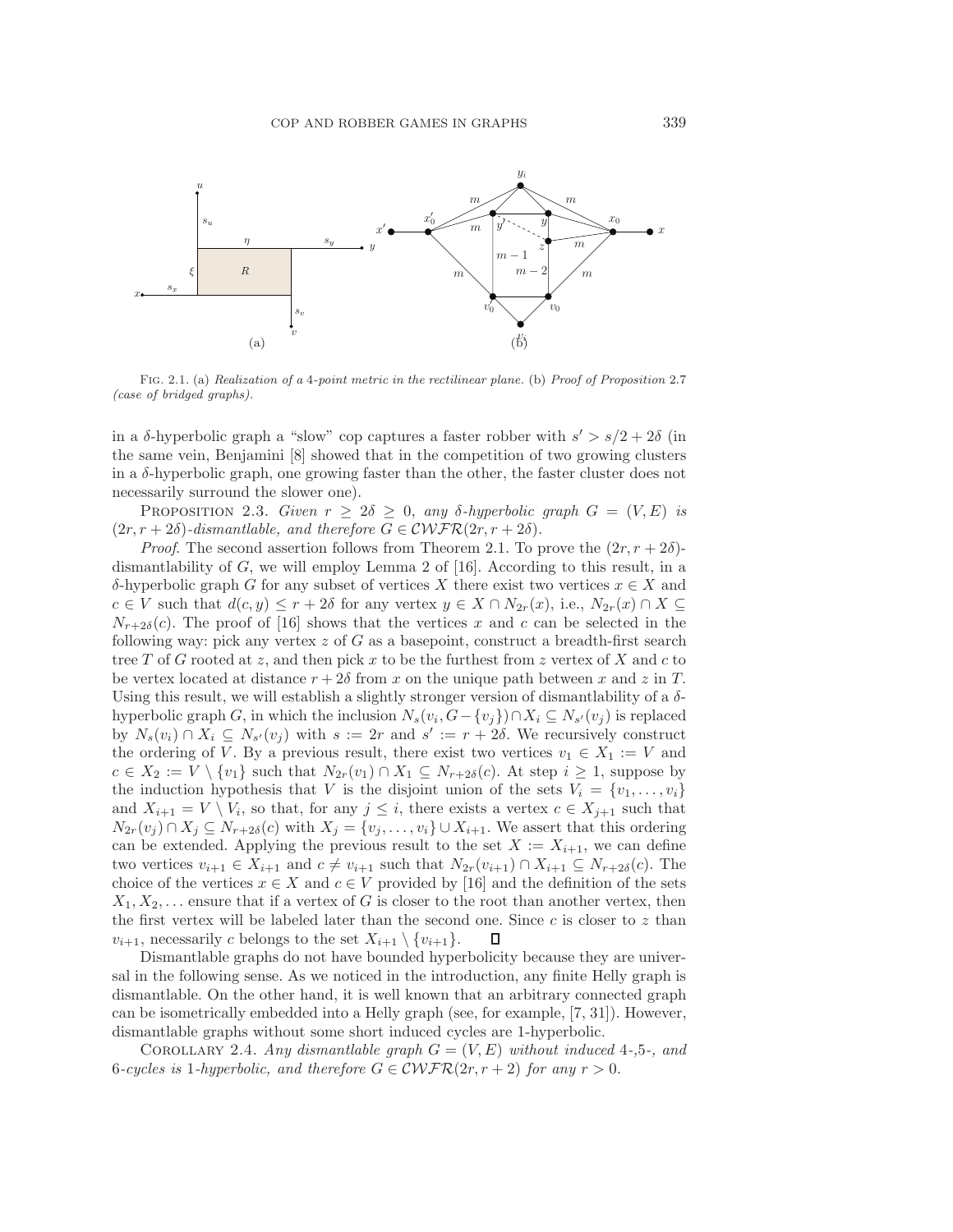FIG. 2.1. (a) *Realization of a 4-point metric in the rectilinear plane.* (b) *Proof of Proposition* 2.7 *(case of bridged graphs).*

in a $\delta$-hyperbolic graph a "slow" cop captures a faster robber with $s' > s/2 + 2\delta$ (in the same vein, Benjamini [8] showed that in the competition of two growing clusters in a $\delta$-hyperbolic graph, one growing faster than the other, the faster cluster does not necessarily surround the slower one).

PROPOSITION 2.3. *Given $r \geq 2\delta \geq 0$, any $\delta$-hyperbolic graph $G = (V, E)$ is $(2r, r + 2\delta)$-dismantlable, and therefore $G \in \mathcal{CWFR}(2r, r + 2\delta)$.*

*Proof.* The second assertion follows from Theorem 2.1. To prove the $(2r, r+2\delta)$-dismantlability of $G$, we will employ Lemma 2 of [16]. According to this result, in a $\delta$-hyperbolic graph $G$ for any subset of vertices $X$ there exist two vertices $x \in X$ and $c \in V$ such that $d(c, y) \leq r + 2\delta$ for any vertex $y \in X \cap N_{2r}(x)$, i.e., $N_{2r}(x) \cap X \subseteq N_{r+2\delta}(c)$. The proof of [16] shows that the vertices $x$ and $c$ can be selected in the following way: pick any vertex $z$ of $G$ as a basepoint, construct a breadth-first search tree $T$ of $G$ rooted at $z$, and then pick $x$ to be the furthest from $z$ vertex of $X$ and $c$ to be vertex located at distance $r + 2\delta$ from $x$ on the unique path between $x$ and $z$ in $T$. Using this result, we will establish a slightly stronger version of dismantlability of a $\delta$-hyperbolic graph $G$, in which the inclusion $N_s(v_i, G - \{v_j\}) \cap X_i \subseteq N_{s'}(v_j)$ is replaced by $N_s(v_i) \cap X_i \subseteq N_{s'}(v_j)$ with $s := 2r$ and $s' := r + 2\delta$. We recursively construct the ordering of $V$. By a previous result, there exist two vertices $v_1 \in X_1 := V$ and $c \in X_2 := V \setminus \{v_1\}$ such that $N_{2r}(v_1) \cap X_1 \subseteq N_{r+2\delta}(c)$. At step $i \geq 1$, suppose by the induction hypothesis that $V$ is the disjoint union of the sets $V_i = \{v_1, \ldots, v_i\}$ and $X_{i+1} = V \setminus V_i$, so that, for any $j \leq i$, there exists a vertex $c \in X_{j+1}$ such that $N_{2r}(v_j) \cap X_j \subseteq N_{r+2\delta}(c)$ with $X_j = \{v_j, \ldots, v_i\} \cup X_{i+1}$. We assert that this ordering can be extended. Applying the previous result to the set $X := X_{i+1}$, we can define two vertices $v_{i+1} \in X_{i+1}$ and $c \neq v_{i+1}$ such that $N_{2r}(v_{i+1}) \cap X_{i+1} \subseteq N_{r+2\delta}(c)$. The choice of the vertices $x \in X$ and $c \in V$ provided by [16] and the definition of the sets $X_1, X_2, \ldots$ ensure that if a vertex of $G$ is closer to the root than another vertex, then the first vertex will be labeled later than the second one. Since $c$ is closer to $z$ than $v_{i+1}$, necessarily $c$ belongs to the set $X_{i+1} \setminus \{v_{i+1}\}$. $\square$

Dismantlable graphs do not have bounded hyperbolicity because they are universal in the following sense. As we noticed in the introduction, any finite Helly graph is dismantlable. On the other hand, it is well known that an arbitrary connected graph can be isometrically embedded into a Helly graph (see, for example, [7, 31]). However, dismantlable graphs without some short induced cycles are 1-hyperbolic.

COROLLARY 2.4. *Any dismantlable graph $G = (V, E)$ without induced 4-,5-, and 6-cycles is 1-hyperbolic, and therefore $G \in \mathcal{CWFR}(2r, r + 2)$ for any $r > 0$.*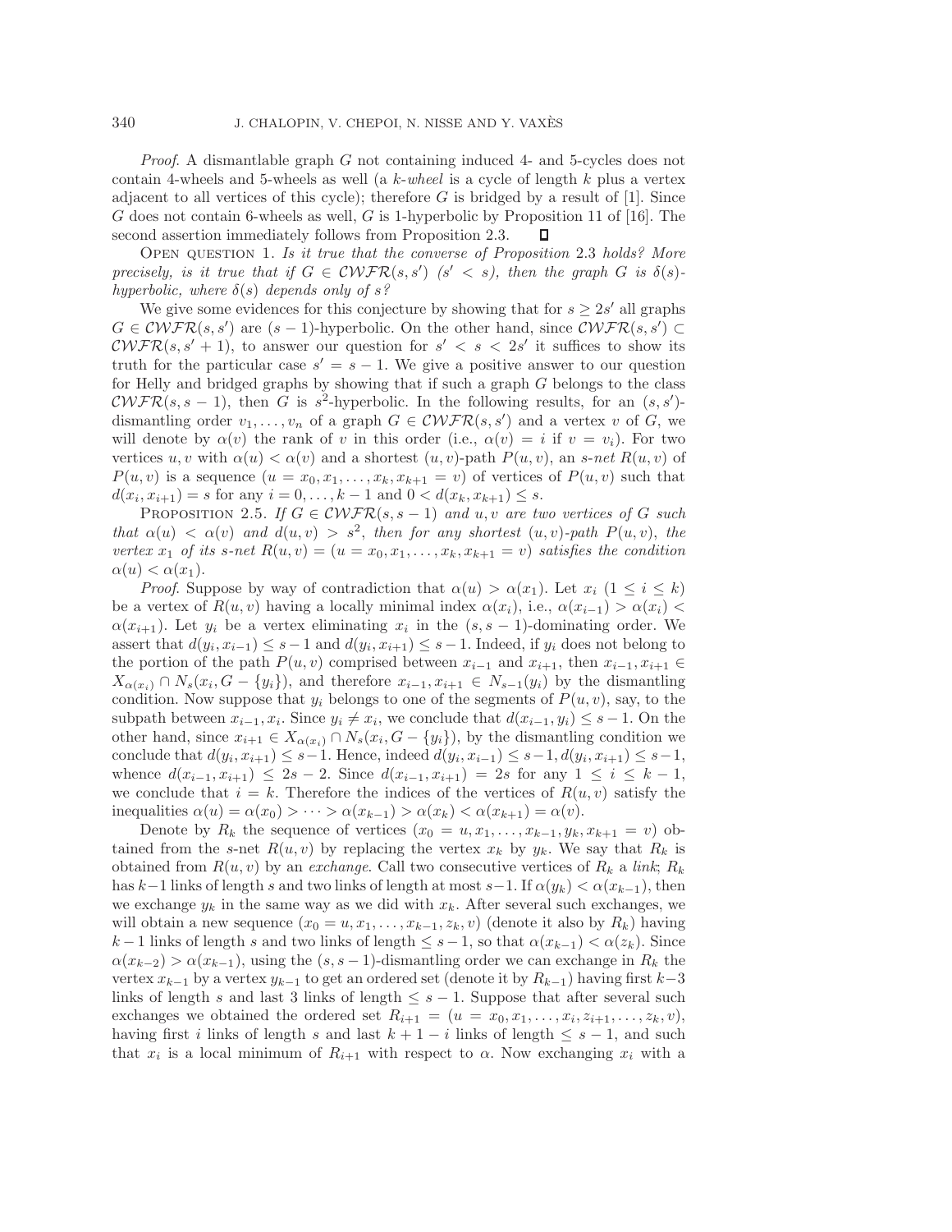*Proof*. A dismantlable graph $G$ not containing induced 4- and 5-cycles does not contain 4-wheels and 5-wheels as well (a *$k$-wheel* is a cycle of length $k$ plus a vertex adjacent to all vertices of this cycle); therefore $G$ is bridged by a result of [1]. Since $G$ does not contain 6-wheels as well, $G$ is 1-hyperbolic by Proposition 11 of [16]. The second assertion immediately follows from Proposition 2.3. ◻

Open question 1. *Is it true that the converse of Proposition* 2.3 *holds? More precisely, is it true that if $G \in \mathcal{CWFR}(s, s')$ $(s' < s)$, then the graph $G$ is $\delta(s)$-hyperbolic, where $\delta(s)$ depends only of $s$?*

We give some evidences for this conjecture by showing that for $s \geq 2s'$ all graphs $G \in \mathcal{CWFR}(s, s')$ are $(s-1)$-hyperbolic. On the other hand, since $\mathcal{CWFR}(s, s') \subset \mathcal{CWFR}(s, s'+1)$, to answer our question for $s' < s < 2s'$ it suffices to show its truth for the particular case $s' = s-1$. We give a positive answer to our question for Helly and bridged graphs by showing that if such a graph $G$ belongs to the class $\mathcal{CWFR}(s, s-1)$, then $G$ is $s^2$-hyperbolic. In the following results, for an $(s, s')$-dismantling order $v_1, \ldots, v_n$ of a graph $G \in \mathcal{CWFR}(s, s')$ and a vertex $v$ of $G$, we will denote by $\alpha(v)$ the rank of $v$ in this order (i.e., $\alpha(v) = i$ if $v = v_i$). For two vertices $u, v$ with $\alpha(u) < \alpha(v)$ and a shortest $(u, v)$-path $P(u, v)$, an *$s$-net* $R(u, v)$ of $P(u, v)$ is a sequence $(u = x_0, x_1, \ldots, x_k, x_{k+1} = v)$ of vertices of $P(u, v)$ such that $d(x_i, x_{i+1}) = s$ for any $i = 0, \ldots, k-1$ and $0 < d(x_k, x_{k+1}) \leq s$.

Proposition 2.5. *If $G \in \mathcal{CWFR}(s, s-1)$ and $u, v$ are two vertices of $G$ such that $\alpha(u) < \alpha(v)$ and $d(u, v) > s^2$, then for any shortest $(u, v)$-path $P(u, v)$, the vertex $x_1$ of its $s$-net $R(u, v) = (u = x_0, x_1, \ldots, x_k, x_{k+1} = v)$ satisfies the condition $\alpha(u) < \alpha(x_1)$.*

*Proof*. Suppose by way of contradiction that $\alpha(u) > \alpha(x_1)$. Let $x_i$ $(1 \leq i \leq k)$ be a vertex of $R(u, v)$ having a locally minimal index $\alpha(x_i)$, i.e., $\alpha(x_{i-1}) > \alpha(x_i) < \alpha(x_{i+1})$. Let $y_i$ be a vertex eliminating $x_i$ in the $(s, s-1)$-dominating order. We assert that $d(y_i, x_{i-1}) \leq s-1$ and $d(y_i, x_{i+1}) \leq s-1$. Indeed, if $y_i$ does not belong to the portion of the path $P(u, v)$ comprised between $x_{i-1}$ and $x_{i+1}$, then $x_{i-1}, x_{i+1} \in X_{\alpha(x_i)} \cap N_s(x_i, G - \{y_i\})$, and therefore $x_{i-1}, x_{i+1} \in N_{s-1}(y_i)$ by the dismantling condition. Now suppose that $y_i$ belongs to one of the segments of $P(u, v)$, say, to the subpath between $x_{i-1}, x_i$. Since $y_i \neq x_i$, we conclude that $d(x_{i-1}, y_i) \leq s-1$. On the other hand, since $x_{i+1} \in X_{\alpha(x_i)} \cap N_s(x_i, G - \{y_i\})$, by the dismantling condition we conclude that $d(y_i, x_{i+1}) \leq s-1$. Hence, indeed $d(y_i, x_{i-1}) \leq s-1, d(y_i, x_{i+1}) \leq s-1$, whence $d(x_{i-1}, x_{i+1}) \leq 2s-2$. Since $d(x_{i-1}, x_{i+1}) = 2s$ for any $1 \leq i \leq k-1$, we conclude that $i = k$. Therefore the indices of the vertices of $R(u, v)$ satisfy the inequalities $\alpha(u) = \alpha(x_0) > \cdots > \alpha(x_{k-1}) > \alpha(x_k) < \alpha(x_{k+1}) = \alpha(v)$.

Denote by $R_k$ the sequence of vertices $(x_0 = u, x_1, \ldots, x_{k-1}, y_k, x_{k+1} = v)$ obtained from the $s$-net $R(u, v)$ by replacing the vertex $x_k$ by $y_k$. We say that $R_k$ is obtained from $R(u, v)$ by an *exchange*. Call two consecutive vertices of $R_k$ a *link*; $R_k$ has $k-1$ links of length $s$ and two links of length at most $s-1$. If $\alpha(y_k) < \alpha(x_{k-1})$, then we exchange $y_k$ in the same way as we did with $x_k$. After several such exchanges, we will obtain a new sequence $(x_0 = u, x_1, \ldots, x_{k-1}, z_k, v)$ (denote it also by $R_k$) having $k-1$ links of length $s$ and two links of length $\leq s-1$, so that $\alpha(x_{k-1}) < \alpha(z_k)$. Since $\alpha(x_{k-2}) > \alpha(x_{k-1})$, using the $(s, s-1)$-dismantling order we can exchange in $R_k$ the vertex $x_{k-1}$ by a vertex $y_{k-1}$ to get an ordered set (denote it by $R_{k-1}$) having first $k-3$ links of length $s$ and last 3 links of length $\leq s-1$. Suppose that after several such exchanges we obtained the ordered set $R_{i+1} = (u = x_0, x_1, \ldots, x_i, z_{i+1}, \ldots, z_k, v)$, having first $i$ links of length $s$ and last $k+1-i$ links of length $\leq s-1$, and such that $x_i$ is a local minimum of $R_{i+1}$ with respect to $\alpha$. Now exchanging $x_i$ with a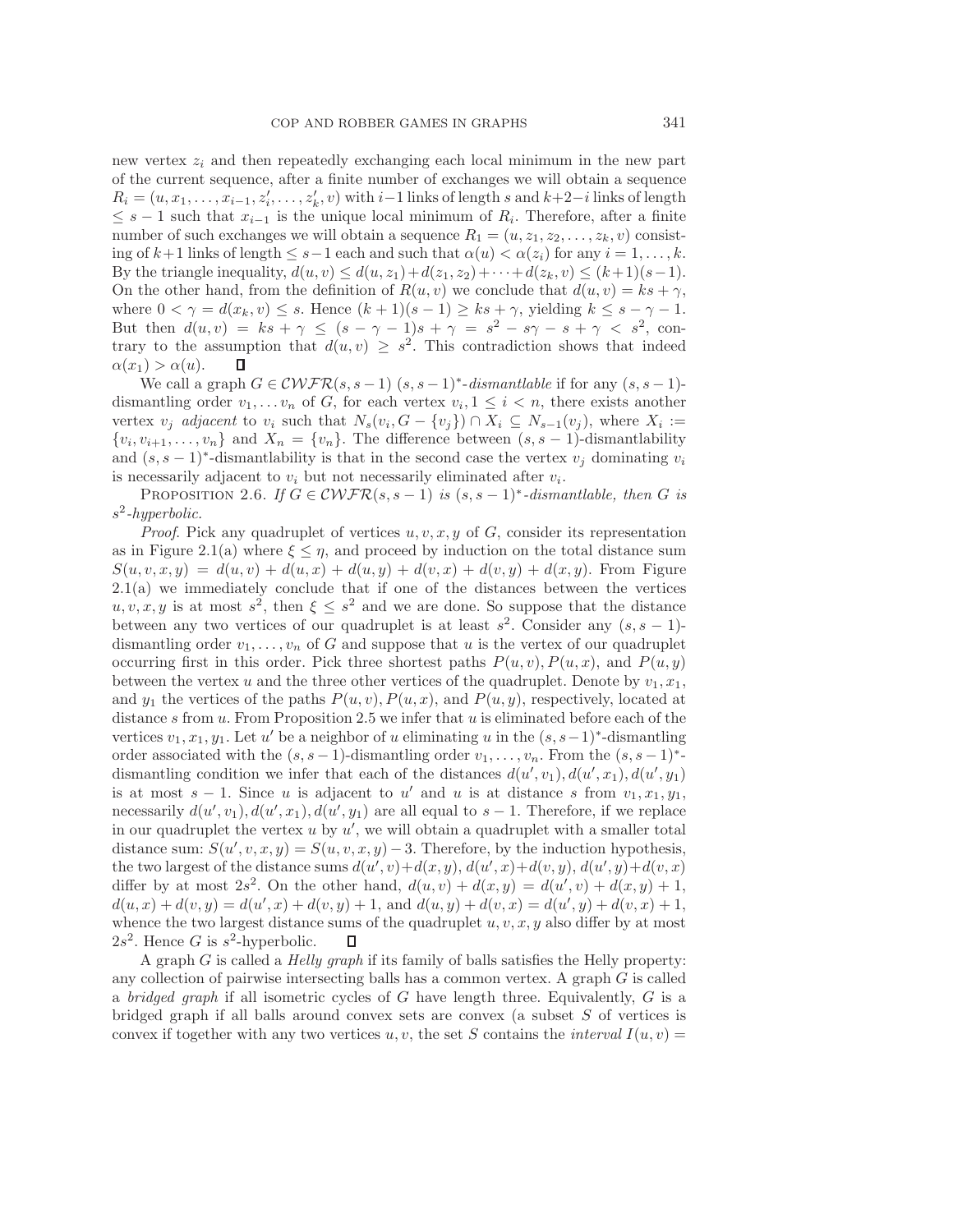new vertex $z_i$ and then repeatedly exchanging each local minimum in the new part of the current sequence, after a finite number of exchanges we will obtain a sequence $R_i = (u, x_1, \ldots, x_{i-1}, z_i', \ldots, z_k', v)$ with $i-1$ links of length $s$ and $k+2-i$ links of length $\leq s-1$ such that $x_{i-1}$ is the unique local minimum of $R_i$. Therefore, after a finite number of such exchanges we will obtain a sequence $R_1 = (u, z_1, z_2, \ldots, z_k, v)$ consisting of $k+1$ links of length $\leq s-1$ each and such that $\alpha(u) < \alpha(z_i)$ for any $i = 1, \ldots, k$. By the triangle inequality, $d(u, v) \leq d(u, z_1) + d(z_1, z_2) + \cdots + d(z_k, v) \leq (k+1)(s-1)$. On the other hand, from the definition of $R(u, v)$ we conclude that $d(u, v) = ks + \gamma$, where $0 < \gamma = d(x_k, v) \leq s$. Hence $(k+1)(s-1) \geq ks + \gamma$, yielding $k \leq s - \gamma - 1$. But then $d(u, v) = ks + \gamma \leq (s - \gamma - 1)s + \gamma = s^2 - s\gamma - s + \gamma < s^2$, contrary to the assumption that $d(u, v) \geq s^2$. This contradiction shows that indeed $\alpha(x_1) > \alpha(u)$. ∎

We call a graph $G \in \mathcal{CWFR}(s, s-1)$ $(s, s-1)^*$-*dismantlable* if for any $(s, s-1)$-dismantling order $v_1, \ldots v_n$ of $G$, for each vertex $v_i, 1 \leq i < n$, there exists another vertex $v_j$ *adjacent* to $v_i$ such that $N_s(v_i, G - \{v_j\}) \cap X_i \subseteq N_{s-1}(v_j)$, where $X_i := \{v_i, v_{i+1}, \ldots, v_n\}$ and $X_n = \{v_n\}$. The difference between $(s, s-1)$-dismantlability and $(s, s-1)^*$-dismantlability is that in the second case the vertex $v_j$ dominating $v_i$ is necessarily adjacent to $v_i$ but not necessarily eliminated after $v_i$.

PROPOSITION 2.6. *If $G \in \mathcal{CWFR}(s, s-1)$ is $(s, s-1)^*$-dismantlable, then $G$ is $s^2$-hyperbolic.*

*Proof*. Pick any quadruplet of vertices $u, v, x, y$ of $G$, consider its representation as in Figure 2.1(a) where $\xi \leq \eta$, and proceed by induction on the total distance sum $S(u, v, x, y) = d(u, v) + d(u, x) + d(u, y) + d(v, x) + d(v, y) + d(x, y)$. From Figure 2.1(a) we immediately conclude that if one of the distances between the vertices $u, v, x, y$ is at most $s^2$, then $\xi \leq s^2$ and we are done. So suppose that the distance between any two vertices of our quadruplet is at least $s^2$. Consider any $(s, s-1)$-dismantling order $v_1, \ldots, v_n$ of $G$ and suppose that $u$ is the vertex of our quadruplet occurring first in this order. Pick three shortest paths $P(u, v), P(u, x)$, and $P(u, y)$ between the vertex $u$ and the three other vertices of the quadruplet. Denote by $v_1, x_1$, and $y_1$ the vertices of the paths $P(u, v), P(u, x)$, and $P(u, y)$, respectively, located at distance $s$ from $u$. From Proposition 2.5 we infer that $u$ is eliminated before each of the vertices $v_1, x_1, y_1$. Let $u'$ be a neighbor of $u$ eliminating $u$ in the $(s, s-1)^*$-dismantling order associated with the $(s, s-1)$-dismantling order $v_1, \ldots, v_n$. From the $(s, s-1)^*$-dismantling condition we infer that each of the distances $d(u', v_1), d(u', x_1), d(u', y_1)$ is at most $s-1$. Since $u$ is adjacent to $u'$ and $u$ is at distance $s$ from $v_1, x_1, y_1$, necessarily $d(u', v_1), d(u', x_1), d(u', y_1)$ are all equal to $s-1$. Therefore, if we replace in our quadruplet the vertex $u$ by $u'$, we will obtain a quadruplet with a smaller total distance sum: $S(u', v, x, y) = S(u, v, x, y) - 3$. Therefore, by the induction hypothesis, the two largest of the distance sums $d(u', v) + d(x, y), d(u', x) + d(v, y), d(u', y) + d(v, x)$ differ by at most $2s^2$. On the other hand, $d(u, v) + d(x, y) = d(u', v) + d(x, y) + 1$, $d(u, x) + d(v, y) = d(u', x) + d(v, y) + 1$, and $d(u, y) + d(v, x) = d(u', y) + d(v, x) + 1$, whence the two largest distance sums of the quadruplet $u, v, x, y$ also differ by at most $2s^2$. Hence $G$ is $s^2$-hyperbolic. ∎

A graph $G$ is called a *Helly graph* if its family of balls satisfies the Helly property: any collection of pairwise intersecting balls has a common vertex. A graph $G$ is called a *bridged graph* if all isometric cycles of $G$ have length three. Equivalently, $G$ is a bridged graph if all balls around convex sets are convex (a subset $S$ of vertices is convex if together with any two vertices $u, v$, the set $S$ contains the *interval* $I(u, v) =$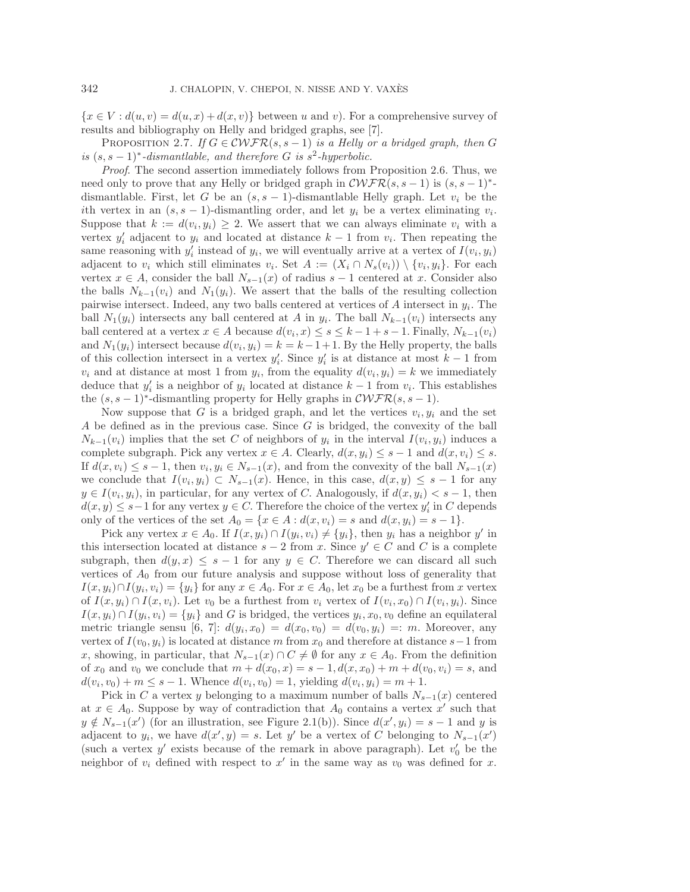$\{x \in V : d(u,v) = d(u,x) + d(x,v)\}$ between $u$ and $v$). For a comprehensive survey of results and bibliography on Helly and bridged graphs, see [7].

PROPOSITION 2.7. *If $G \in \mathcal{CWFR}(s, s-1)$ is a Helly or a bridged graph, then $G$ is $(s, s-1)^*$-dismantlable, and therefore $G$ is $s^2$-hyperbolic.*

*Proof.* The second assertion immediately follows from Proposition 2.6. Thus, we need only to prove that any Helly or bridged graph in $\mathcal{CWFR}(s, s-1)$ is $(s, s-1)^*$-dismantlable. First, let $G$ be an $(s, s-1)$-dismantlable Helly graph. Let $v_i$ be the $i$th vertex in an $(s, s-1)$-dismantling order, and let $y_i$ be a vertex eliminating $v_i$. Suppose that $k := d(v_i, y_i) \geq 2$. We assert that we can always eliminate $v_i$ with a vertex $y_i'$ adjacent to $y_i$ and located at distance $k-1$ from $v_i$. Then repeating the same reasoning with $y_i'$ instead of $y_i$, we will eventually arrive at a vertex of $I(v_i, y_i)$ adjacent to $v_i$ which still eliminates $v_i$. Set $A := (X_i \cap N_s(v_i)) \setminus \{v_i, y_i\}$. For each vertex $x \in A$, consider the ball $N_{s-1}(x)$ of radius $s-1$ centered at $x$. Consider also the balls $N_{k-1}(v_i)$ and $N_1(y_i)$. We assert that the balls of the resulting collection pairwise intersect. Indeed, any two balls centered at vertices of $A$ intersect in $y_i$. The ball $N_1(y_i)$ intersects any ball centered at $A$ in $y_i$. The ball $N_{k-1}(v_i)$ intersects any ball centered at a vertex $x \in A$ because $d(v_i, x) \leq s \leq k-1+s-1$. Finally, $N_{k-1}(v_i)$ and $N_1(y_i)$ intersect because $d(v_i, y_i) = k = k-1+1$. By the Helly property, the balls of this collection intersect in a vertex $y_i'$. Since $y_i'$ is at distance at most $k-1$ from $v_i$ and at distance at most 1 from $y_i$, from the equality $d(v_i, y_i) = k$ we immediately deduce that $y_i'$ is a neighbor of $y_i$ located at distance $k-1$ from $v_i$. This establishes the $(s, s-1)^*$-dismantling property for Helly graphs in $\mathcal{CWFR}(s, s-1)$.

Now suppose that $G$ is a bridged graph, and let the vertices $v_i, y_i$ and the set $A$ be defined as in the previous case. Since $G$ is bridged, the convexity of the ball $N_{k-1}(v_i)$ implies that the set $C$ of neighbors of $y_i$ in the interval $I(v_i, y_i)$ induces a complete subgraph. Pick any vertex $x \in A$. Clearly, $d(x, y_i) \leq s-1$ and $d(x, v_i) \leq s$. If $d(x, v_i) \leq s-1$, then $v_i, y_i \in N_{s-1}(x)$, and from the convexity of the ball $N_{s-1}(x)$ we conclude that $I(v_i, y_i) \subset N_{s-1}(x)$. Hence, in this case, $d(x, y) \leq s-1$ for any $y \in I(v_i, y_i)$, in particular, for any vertex of $C$. Analogously, if $d(x, y_i) < s-1$, then $d(x, y) \leq s-1$ for any vertex $y \in C$. Therefore the choice of the vertex $y_i'$ in $C$ depends only of the vertices of the set $A_0 = \{x \in A : d(x, v_i) = s \text{ and } d(x, y_i) = s-1\}$.

Pick any vertex $x \in A_0$. If $I(x, y_i) \cap I(y_i, v_i) \neq \{y_i\}$, then $y_i$ has a neighbor $y'$ in this intersection located at distance $s-2$ from $x$. Since $y' \in C$ and $C$ is a complete subgraph, then $d(y, x) \leq s-1$ for any $y \in C$. Therefore we can discard all such vertices of $A_0$ from our future analysis and suppose without loss of generality that $I(x, y_i) \cap I(y_i, v_i) = \{y_i\}$ for any $x \in A_0$. For $x \in A_0$, let $x_0$ be a furthest from $x$ vertex of $I(x, y_i) \cap I(x, v_i)$. Let $v_0$ be a furthest from $v_i$ vertex of $I(v_i, x_0) \cap I(v_i, y_i)$. Since $I(x, y_i) \cap I(y_i, v_i) = \{y_i\}$ and $G$ is bridged, the vertices $y_i, x_0, v_0$ define an equilateral metric triangle sensu [6, 7]: $d(y_i, x_0) = d(x_0, v_0) = d(v_0, y_i) =: m$. Moreover, any vertex of $I(v_0, y_i)$ is located at distance $m$ from $x_0$ and therefore at distance $s-1$ from $x$, showing, in particular, that $N_{s-1}(x) \cap C \neq \emptyset$ for any $x \in A_0$. From the definition of $x_0$ and $v_0$ we conclude that $m + d(x_0, x) = s-1, d(x, x_0) + m + d(v_0, v_i) = s$, and $d(v_i, v_0) + m \leq s-1$. Whence $d(v_i, v_0) = 1$, yielding $d(v_i, y_i) = m+1$.

Pick in $C$ a vertex $y$ belonging to a maximum number of balls $N_{s-1}(x)$ centered at $x \in A_0$. Suppose by way of contradiction that $A_0$ contains a vertex $x'$ such that $y \notin N_{s-1}(x')$ (for an illustration, see Figure 2.1(b)). Since $d(x', y_i) = s-1$ and $y$ is adjacent to $y_i$, we have $d(x', y) = s$. Let $y'$ be a vertex of $C$ belonging to $N_{s-1}(x')$ (such a vertex $y'$ exists because of the remark in above paragraph). Let $v_0'$ be the neighbor of $v_i$ defined with respect to $x'$ in the same way as $v_0$ was defined for $x$.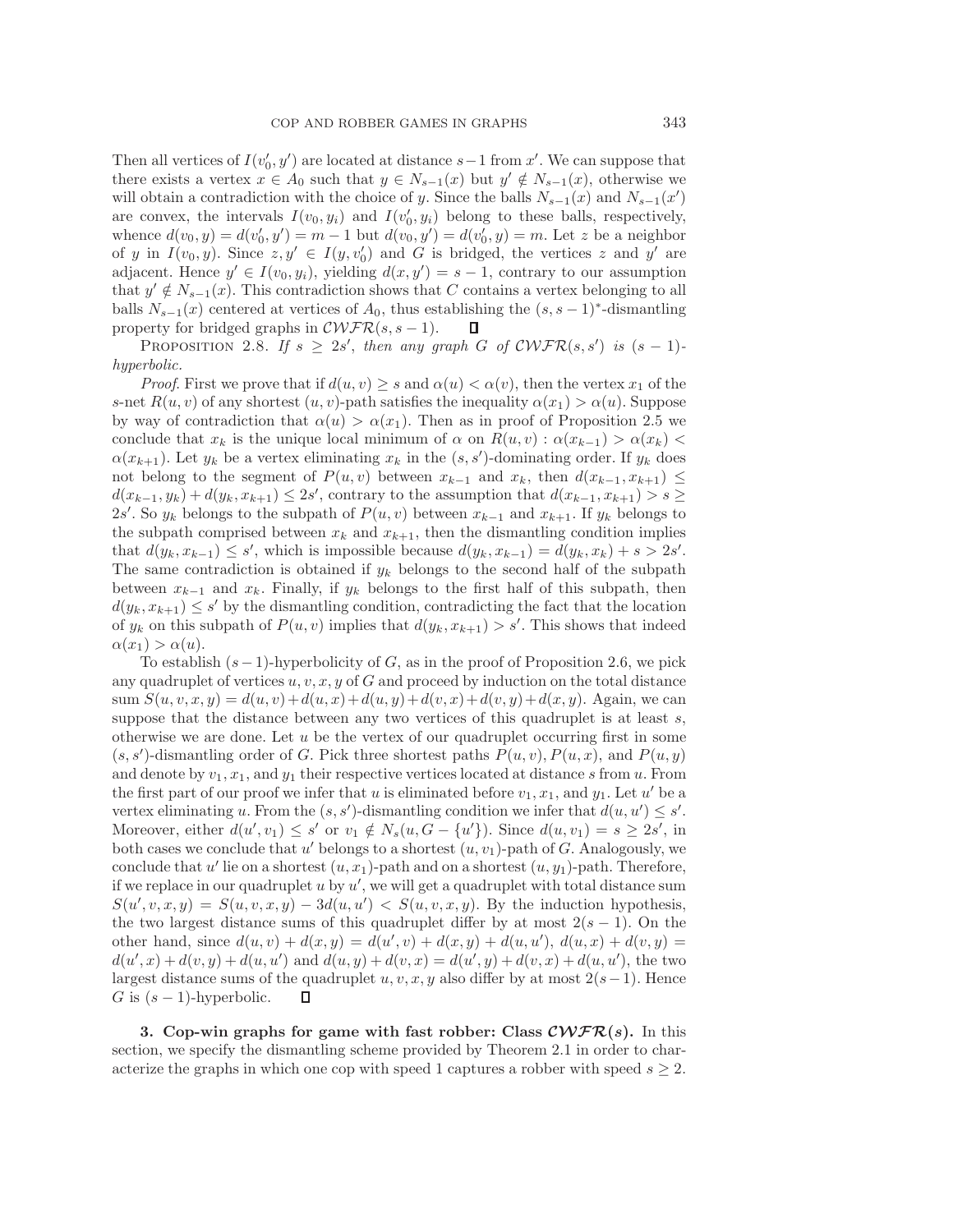Then all vertices of $I(v_0', y')$ are located at distance $s-1$ from $x'$. We can suppose that there exists a vertex $x \in A_0$ such that $y \in N_{s-1}(x)$ but $y' \notin N_{s-1}(x)$, otherwise we will obtain a contradiction with the choice of $y$. Since the balls $N_{s-1}(x)$ and $N_{s-1}(x')$ are convex, the intervals $I(v_0, y_i)$ and $I(v_0', y_i)$ belong to these balls, respectively, whence $d(v_0, y) = d(v_0', y') = m - 1$ but $d(v_0, y') = d(v_0', y) = m$. Let $z$ be a neighbor of $y$ in $I(v_0, y)$. Since $z, y' \in I(y, v_0')$ and $G$ is bridged, the vertices $z$ and $y'$ are adjacent. Hence $y' \in I(v_0, y_i)$, yielding $d(x, y') = s - 1$, contrary to our assumption that $y' \notin N_{s-1}(x)$. This contradiction shows that $C$ contains a vertex belonging to all balls $N_{s-1}(x)$ centered at vertices of $A_0$, thus establishing the $(s, s-1)^*$-dismantling property for bridged graphs in $\mathcal{CWFR}(s, s-1)$. ∎

PROPOSITION 2.8. *If $s \geq 2s'$, then any graph $G$ of $\mathcal{CWFR}(s, s')$ is $(s-1)$-hyperbolic.*

*Proof.* First we prove that if $d(u, v) \geq s$ and $\alpha(u) < \alpha(v)$, then the vertex $x_1$ of the $s$-net $R(u, v)$ of any shortest $(u, v)$-path satisfies the inequality $\alpha(x_1) > \alpha(u)$. Suppose by way of contradiction that $\alpha(u) > \alpha(x_1)$. Then as in proof of Proposition 2.5 we conclude that $x_k$ is the unique local minimum of $\alpha$ on $R(u, v) : \alpha(x_{k-1}) > \alpha(x_k) < \alpha(x_{k+1})$. Let $y_k$ be a vertex eliminating $x_k$ in the $(s, s')$-dominating order. If $y_k$ does not belong to the segment of $P(u, v)$ between $x_{k-1}$ and $x_k$, then $d(x_{k-1}, x_{k+1}) \leq d(x_{k-1}, y_k) + d(y_k, x_{k+1}) \leq 2s'$, contrary to the assumption that $d(x_{k-1}, x_{k+1}) > s \geq 2s'$. So $y_k$ belongs to the subpath of $P(u, v)$ between $x_{k-1}$ and $x_{k+1}$. If $y_k$ belongs to the subpath comprised between $x_k$ and $x_{k+1}$, then the dismantling condition implies that $d(y_k, x_{k-1}) \leq s'$, which is impossible because $d(y_k, x_{k-1}) = d(y_k, x_k) + s > 2s'$. The same contradiction is obtained if $y_k$ belongs to the second half of the subpath between $x_{k-1}$ and $x_k$. Finally, if $y_k$ belongs to the first half of this subpath, then $d(y_k, x_{k+1}) \leq s'$ by the dismantling condition, contradicting the fact that the location of $y_k$ on this subpath of $P(u, v)$ implies that $d(y_k, x_{k+1}) > s'$. This shows that indeed $\alpha(x_1) > \alpha(u)$.

To establish $(s-1)$-hyperbolicity of $G$, as in the proof of Proposition 2.6, we pick any quadruplet of vertices $u, v, x, y$ of $G$ and proceed by induction on the total distance sum $S(u, v, x, y) = d(u, v) + d(u, x) + d(u, y) + d(v, x) + d(v, y) + d(x, y)$. Again, we can suppose that the distance between any two vertices of this quadruplet is at least $s$, otherwise we are done. Let $u$ be the vertex of our quadruplet occurring first in some $(s, s')$-dismantling order of $G$. Pick three shortest paths $P(u, v)$, $P(u, x)$, and $P(u, y)$ and denote by $v_1$, $x_1$, and $y_1$ their respective vertices located at distance $s$ from $u$. From the first part of our proof we infer that $u$ is eliminated before $v_1$, $x_1$, and $y_1$. Let $u'$ be a vertex eliminating $u$. From the $(s, s')$-dismantling condition we infer that $d(u, u') \leq s'$. Moreover, either $d(u', v_1) \leq s'$ or $v_1 \notin N_s(u, G - \{u'\})$. Since $d(u, v_1) = s \geq 2s'$, in both cases we conclude that $u'$ belongs to a shortest $(u, v_1)$-path of $G$. Analogously, we conclude that $u'$ lie on a shortest $(u, x_1)$-path and on a shortest $(u, y_1)$-path. Therefore, if we replace in our quadruplet $u$ by $u'$, we will get a quadruplet with total distance sum $S(u', v, x, y) = S(u, v, x, y) - 3d(u, u') < S(u, v, x, y)$. By the induction hypothesis, the two largest distance sums of this quadruplet differ by at most $2(s-1)$. On the other hand, since $d(u, v) + d(x, y) = d(u', v) + d(x, y) + d(u, u')$, $d(u, x) + d(v, y) = d(u', x) + d(v, y) + d(u, u')$ and $d(u, y) + d(v, x) = d(u', y) + d(v, x) + d(u, u')$, the two largest distance sums of the quadruplet $u, v, x, y$ also differ by at most $2(s-1)$. Hence $G$ is $(s-1)$-hyperbolic. ∎

**3. Cop-win graphs for game with fast robber: Class $\mathcal{CWFR}(s)$.** In this section, we specify the dismantling scheme provided by Theorem 2.1 in order to characterize the graphs in which one cop with speed 1 captures a robber with speed $s \geq 2$.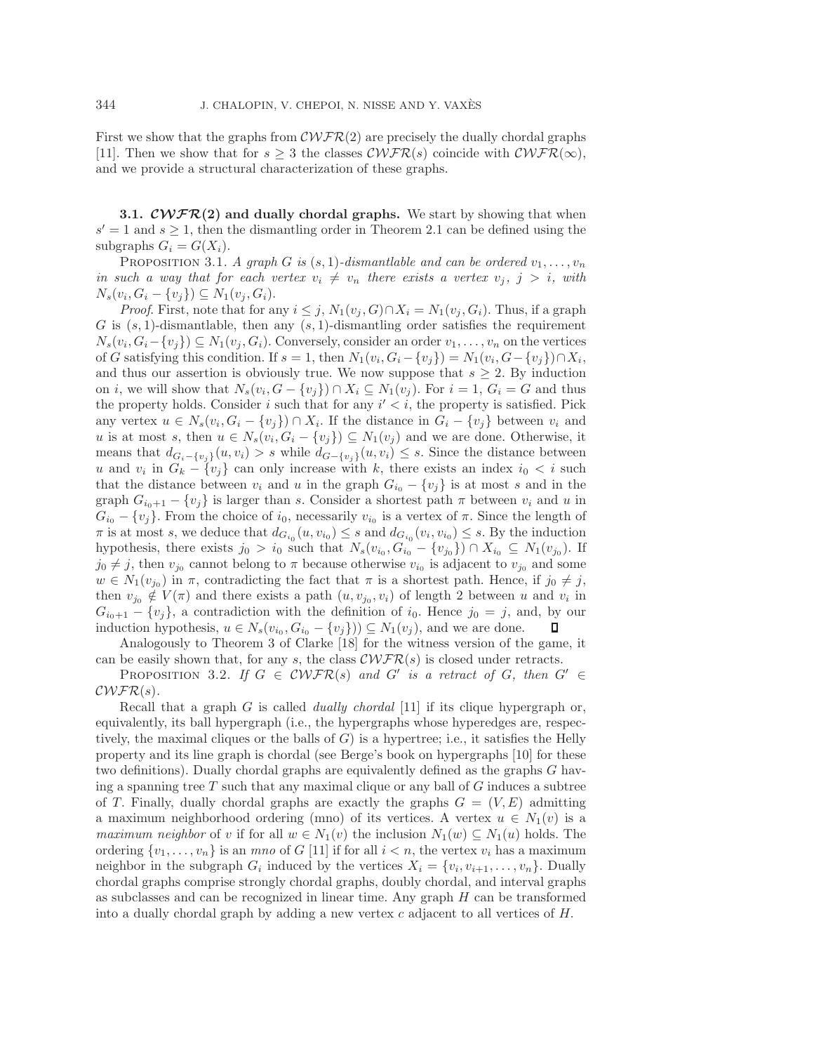First we show that the graphs from $\mathcal{CWFR}(2)$ are precisely the dually chordal graphs [11]. Then we show that for $s \geq 3$ the classes $\mathcal{CWFR}(s)$ coincide with $\mathcal{CWFR}(\infty)$, and we provide a structural characterization of these graphs.

### 3.1. $\mathcal{CWFR}(2)$ and dually chordal graphs.

We start by showing that when $s' = 1$ and $s \geq 1$, then the dismantling order in Theorem 2.1 can be defined using the subgraphs $G_i = G(X_i)$.

Proposition 3.1. *A graph $G$ is $(s,1)$-dismantlable and can be ordered $v_1, \ldots, v_n$ in such a way that for each vertex $v_i \neq v_n$ there exists a vertex $v_j$, $j > i$, with $N_s(v_i, G_i - \{v_j\}) \subseteq N_1(v_j, G_i)$.*

*Proof.* First, note that for any $i \leq j$, $N_1(v_j, G) \cap X_i = N_1(v_j, G_i)$. Thus, if a graph $G$ is $(s,1)$-dismantlable, then any $(s,1)$-dismantling order satisfies the requirement $N_s(v_i, G_i - \{v_j\}) \subseteq N_1(v_j, G_i)$. Conversely, consider an order $v_1, \ldots, v_n$ on the vertices of $G$ satisfying this condition. If $s = 1$, then $N_1(v_i, G_i - \{v_j\}) = N_1(v_i, G - \{v_j\}) \cap X_i$, and thus our assertion is obviously true. We now suppose that $s \geq 2$. By induction on $i$, we will show that $N_s(v_i, G - \{v_j\}) \cap X_i \subseteq N_1(v_j)$. For $i = 1$, $G_i = G$ and thus the property holds. Consider $i$ such that for any $i' < i$, the property is satisfied. Pick any vertex $u \in N_s(v_i, G_i - \{v_j\}) \cap X_i$. If the distance in $G_i - \{v_j\}$ between $v_i$ and $u$ is at most $s$, then $u \in N_s(v_i, G_i - \{v_j\}) \subseteq N_1(v_j)$ and we are done. Otherwise, it means that $d_{G_i - \{v_j\}}(u, v_i) > s$ while $d_{G - \{v_j\}}(u, v_i) \leq s$. Since the distance between $u$ and $v_i$ in $G_k - \{v_j\}$ can only increase with $k$, there exists an index $i_0 < i$ such that the distance between $v_i$ and $u$ in the graph $G_{i_0} - \{v_j\}$ is at most $s$ and in the graph $G_{i_0+1} - \{v_j\}$ is larger than $s$. Consider a shortest path $\pi$ between $v_i$ and $u$ in $G_{i_0} - \{v_j\}$. From the choice of $i_0$, necessarily $v_{i_0}$ is a vertex of $\pi$. Since the length of $\pi$ is at most $s$, we deduce that $d_{G_{i_0}}(u, v_{i_0}) \leq s$ and $d_{G_{i_0}}(v_i, v_{i_0}) \leq s$. By the induction hypothesis, there exists $j_0 > i_0$ such that $N_s(v_{i_0}, G_{i_0} - \{v_{j_0}\}) \cap X_{i_0} \subseteq N_1(v_{j_0})$. If $j_0 \neq j$, then $v_{j_0}$ cannot belong to $\pi$ because otherwise $v_{i_0}$ is adjacent to $v_{j_0}$ and some $w \in N_1(v_{j_0})$ in $\pi$, contradicting the fact that $\pi$ is a shortest path. Hence, if $j_0 \neq j$, then $v_{j_0} \notin V(\pi)$ and there exists a path $(u, v_{j_0}, v_i)$ of length 2 between $u$ and $v_i$ in $G_{i_0+1} - \{v_j\}$, a contradiction with the definition of $i_0$. Hence $j_0 = j$, and, by our induction hypothesis, $u \in N_s(v_{i_0}, G_{i_0} - \{v_j\})) \subseteq N_1(v_j)$, and we are done. ∎

Analogously to Theorem 3 of Clarke [18] for the witness version of the game, it can be easily shown that, for any $s$, the class $\mathcal{CWFR}(s)$ is closed under retracts.

Proposition 3.2. *If $G \in \mathcal{CWFR}(s)$ and $G'$ is a retract of $G$, then $G' \in \mathcal{CWFR}(s)$.*

Recall that a graph $G$ is called *dually chordal* [11] if its clique hypergraph or, equivalently, its ball hypergraph (i.e., the hypergraphs whose hyperedges are, respectively, the maximal cliques or the balls of $G$) is a hypertree; i.e., it satisfies the Helly property and its line graph is chordal (see Berge's book on hypergraphs [10] for these two definitions). Dually chordal graphs are equivalently defined as the graphs $G$ having a spanning tree $T$ such that any maximal clique or any ball of $G$ induces a subtree of $T$. Finally, dually chordal graphs are exactly the graphs $G = (V, E)$ admitting a maximum neighborhood ordering (mno) of its vertices. A vertex $u \in N_1(v)$ is a *maximum neighbor* of $v$ if for all $w \in N_1(v)$ the inclusion $N_1(w) \subseteq N_1(u)$ holds. The ordering $\{v_1, \ldots, v_n\}$ is an *mno* of $G$ [11] if for all $i < n$, the vertex $v_i$ has a maximum neighbor in the subgraph $G_i$ induced by the vertices $X_i = \{v_i, v_{i+1}, \ldots, v_n\}$. Dually chordal graphs comprise strongly chordal graphs, doubly chordal, and interval graphs as subclasses and can be recognized in linear time. Any graph $H$ can be transformed into a dually chordal graph by adding a new vertex $c$ adjacent to all vertices of $H$.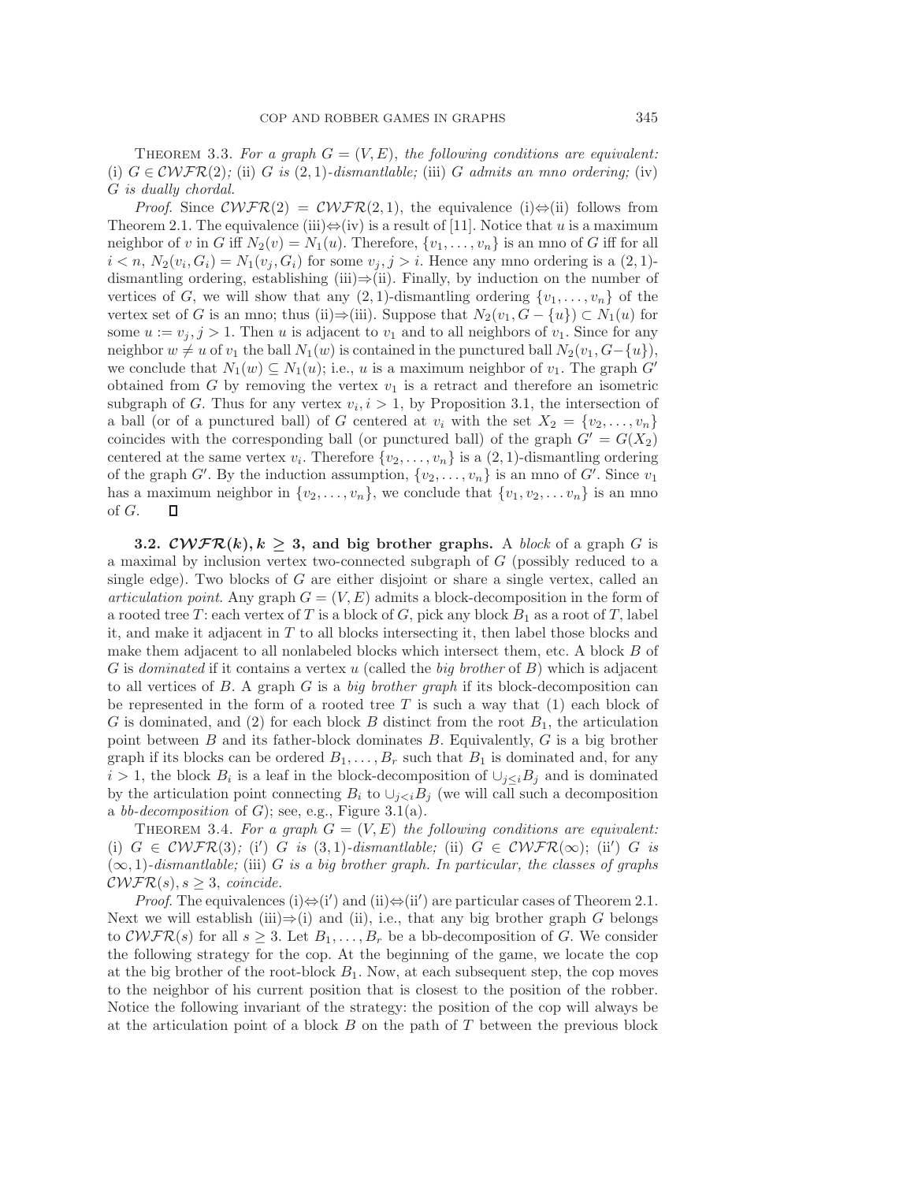THEOREM 3.3. *For a graph $G = (V, E)$, the following conditions are equivalent:* (i) $G \in \mathcal{CWFR}(2)$*;* (ii) *$G$ is $(2, 1)$-dismantlable;* (iii) *$G$ admits an mno ordering;* (iv) *$G$ is dually chordal.*

*Proof.* Since $\mathcal{CWFR}(2) = \mathcal{CWFR}(2, 1)$, the equivalence (i)⇔(ii) follows from Theorem 2.1. The equivalence (iii)⇔(iv) is a result of [11]. Notice that $u$ is a maximum neighbor of $v$ in $G$ iff $N_2(v) = N_1(u)$. Therefore, $\{v_1, \ldots, v_n\}$ is an mno of $G$ iff for all $i < n$, $N_2(v_i, G_i) = N_1(v_j, G_i)$ for some $v_j, j > i$. Hence any mno ordering is a $(2, 1)$-dismantling ordering, establishing (iii)⇒(ii). Finally, by induction on the number of vertices of $G$, we will show that any $(2, 1)$-dismantling ordering $\{v_1, \ldots, v_n\}$ of the vertex set of $G$ is an mno; thus (ii)⇒(iii). Suppose that $N_2(v_1, G - \{u\}) \subset N_1(u)$ for some $u := v_j, j > 1$. Then $u$ is adjacent to $v_1$ and to all neighbors of $v_1$. Since for any neighbor $w \neq u$ of $v_1$ the ball $N_1(w)$ is contained in the punctured ball $N_2(v_1, G - \{u\})$, we conclude that $N_1(w) \subseteq N_1(u)$; i.e., $u$ is a maximum neighbor of $v_1$. The graph $G'$ obtained from $G$ by removing the vertex $v_1$ is a retract and therefore an isometric subgraph of $G$. Thus for any vertex $v_i, i > 1$, by Proposition 3.1, the intersection of a ball (or of a punctured ball) of $G$ centered at $v_i$ with the set $X_2 = \{v_2, \ldots, v_n\}$ coincides with the corresponding ball (or punctured ball) of the graph $G' = G(X_2)$ centered at the same vertex $v_i$. Therefore $\{v_2, \ldots, v_n\}$ is a $(2, 1)$-dismantling ordering of the graph $G'$. By the induction assumption, $\{v_2, \ldots, v_n\}$ is an mno of $G'$. Since $v_1$ has a maximum neighbor in $\{v_2, \ldots, v_n\}$, we conclude that $\{v_1, v_2, \ldots v_n\}$ is an mno of $G$. □

**3.2. $\mathcal{CWFR}(k), k \geq 3$, and big brother graphs.** A *block* of a graph $G$ is a maximal by inclusion vertex two-connected subgraph of $G$ (possibly reduced to a single edge). Two blocks of $G$ are either disjoint or share a single vertex, called an *articulation point*. Any graph $G = (V, E)$ admits a block-decomposition in the form of a rooted tree $T$: each vertex of $T$ is a block of $G$, pick any block $B_1$ as a root of $T$, label it, and make it adjacent in $T$ to all blocks intersecting it, then label those blocks and make them adjacent to all nonlabeled blocks which intersect them, etc. A block $B$ of $G$ is *dominated* if it contains a vertex $u$ (called the *big brother* of $B$) which is adjacent to all vertices of $B$. A graph $G$ is a *big brother graph* if its block-decomposition can be represented in the form of a rooted tree $T$ is such a way that (1) each block of $G$ is dominated, and (2) for each block $B$ distinct from the root $B_1$, the articulation point between $B$ and its father-block dominates $B$. Equivalently, $G$ is a big brother graph if its blocks can be ordered $B_1, \ldots, B_r$ such that $B_1$ is dominated and, for any $i > 1$, the block $B_i$ is a leaf in the block-decomposition of $\cup_{j \leq i} B_j$ and is dominated by the articulation point connecting $B_i$ to $\cup_{j<i} B_j$ (we will call such a decomposition a *bb-decomposition* of $G$); see, e.g., Figure 3.1(a).

THEOREM 3.4. *For a graph $G = (V, E)$ the following conditions are equivalent:* (i) $G \in \mathcal{CWFR}(3)$*;* (i′) *$G$ is $(3, 1)$-dismantlable;* (ii) $G \in \mathcal{CWFR}(\infty)$*;* (ii′) *$G$ is $(\infty, 1)$-dismantlable;* (iii) *$G$ is a big brother graph. In particular, the classes of graphs $\mathcal{CWFR}(s), s \geq 3$, coincide.*

*Proof.* The equivalences (i)⇔(i′) and (ii)⇔(ii′) are particular cases of Theorem 2.1. Next we will establish (iii)⇒(i) and (ii), i.e., that any big brother graph $G$ belongs to $\mathcal{CWFR}(s)$ for all $s \geq 3$. Let $B_1, \ldots, B_r$ be a bb-decomposition of $G$. We consider the following strategy for the cop. At the beginning of the game, we locate the cop at the big brother of the root-block $B_1$. Now, at each subsequent step, the cop moves to the neighbor of his current position that is closest to the position of the robber. Notice the following invariant of the strategy: the position of the cop will always be at the articulation point of a block $B$ on the path of $T$ between the previous block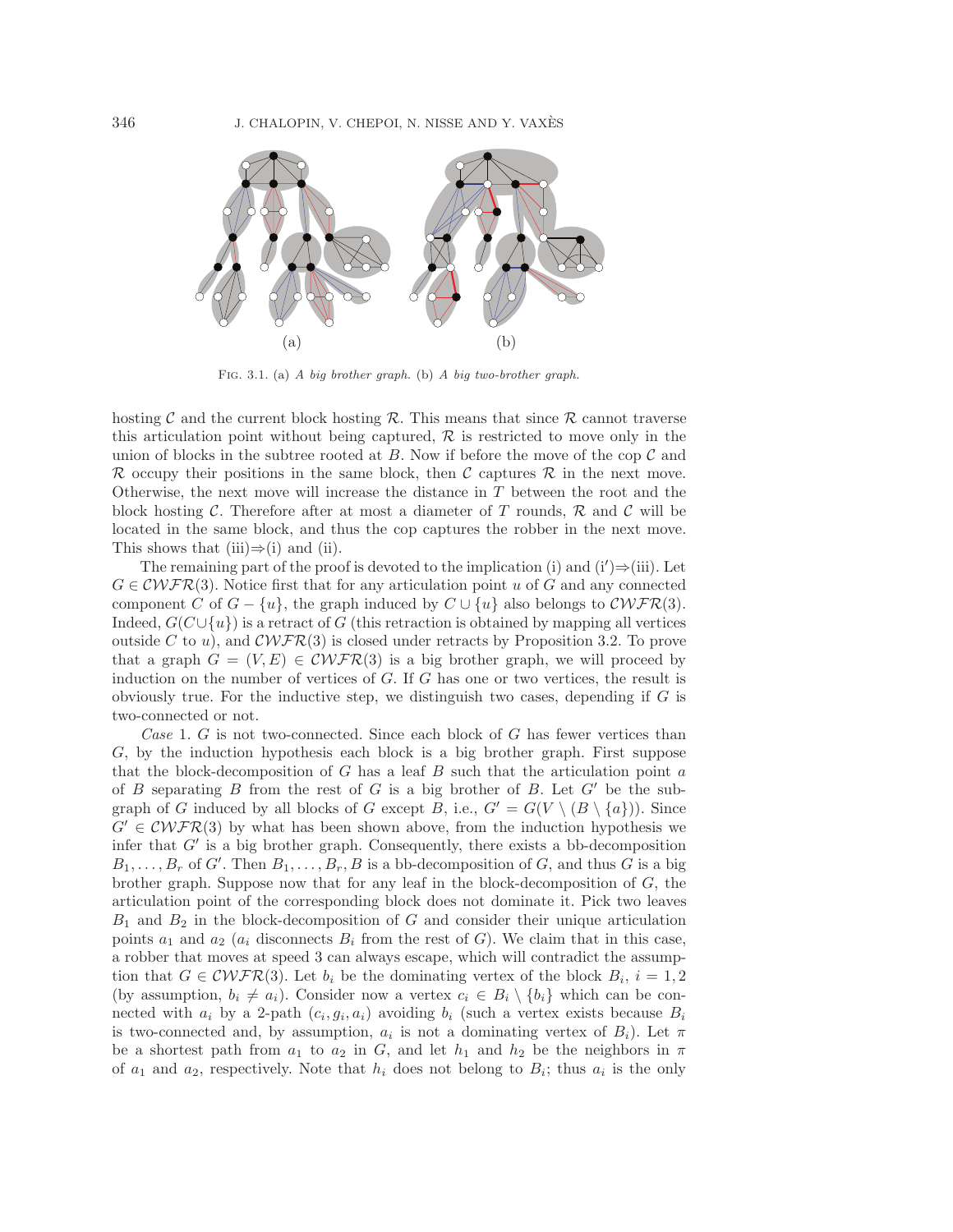Fig. 3.1. (a) *A big brother graph.* (b) *A big two-brother graph.*

hosting $\mathcal{C}$ and the current block hosting $\mathcal{R}$. This means that since $\mathcal{R}$ cannot traverse this articulation point without being captured, $\mathcal{R}$ is restricted to move only in the union of blocks in the subtree rooted at $B$. Now if before the move of the cop $\mathcal{C}$ and $\mathcal{R}$ occupy their positions in the same block, then $\mathcal{C}$ captures $\mathcal{R}$ in the next move. Otherwise, the next move will increase the distance in $T$ between the root and the block hosting $\mathcal{C}$. Therefore after at most a diameter of $T$ rounds, $\mathcal{R}$ and $\mathcal{C}$ will be located in the same block, and thus the cop captures the robber in the next move. This shows that (iii)⇒(i) and (ii).

The remaining part of the proof is devoted to the implication (i) and (i′)⇒(iii). Let $G \in \mathcal{CWFR}(3)$. Notice first that for any articulation point $u$ of $G$ and any connected component $C$ of $G - \{u\}$, the graph induced by $C \cup \{u\}$ also belongs to $\mathcal{CWFR}(3)$. Indeed, $G(C \cup \{u\})$ is a retract of $G$ (this retraction is obtained by mapping all vertices outside $C$ to $u$), and $\mathcal{CWFR}(3)$ is closed under retracts by Proposition 3.2. To prove that a graph $G = (V, E) \in \mathcal{CWFR}(3)$ is a big brother graph, we will proceed by induction on the number of vertices of $G$. If $G$ has one or two vertices, the result is obviously true. For the inductive step, we distinguish two cases, depending if $G$ is two-connected or not.

*Case* 1. $G$ is not two-connected. Since each block of $G$ has fewer vertices than $G$, by the induction hypothesis each block is a big brother graph. First suppose that the block-decomposition of $G$ has a leaf $B$ such that the articulation point $a$ of $B$ separating $B$ from the rest of $G$ is a big brother of $B$. Let $G'$ be the subgraph of $G$ induced by all blocks of $G$ except $B$, i.e., $G' = G(V \setminus (B \setminus \{a\}))$. Since $G' \in \mathcal{CWFR}(3)$ by what has been shown above, from the induction hypothesis we infer that $G'$ is a big brother graph. Consequently, there exists a bb-decomposition $B_1, \ldots, B_r$ of $G'$. Then $B_1, \ldots, B_r, B$ is a bb-decomposition of $G$, and thus $G$ is a big brother graph. Suppose now that for any leaf in the block-decomposition of $G$, the articulation point of the corresponding block does not dominate it. Pick two leaves $B_1$ and $B_2$ in the block-decomposition of $G$ and consider their unique articulation points $a_1$ and $a_2$ ($a_i$ disconnects $B_i$ from the rest of $G$). We claim that in this case, a robber that moves at speed 3 can always escape, which will contradict the assumption that $G \in \mathcal{CWFR}(3)$. Let $b_i$ be the dominating vertex of the block $B_i$, $i = 1, 2$ (by assumption, $b_i \neq a_i$). Consider now a vertex $c_i \in B_i \setminus \{b_i\}$ which can be connected with $a_i$ by a 2-path $(c_i, g_i, a_i)$ avoiding $b_i$ (such a vertex exists because $B_i$ is two-connected and, by assumption, $a_i$ is not a dominating vertex of $B_i$). Let $\pi$ be a shortest path from $a_1$ to $a_2$ in $G$, and let $h_1$ and $h_2$ be the neighbors in $\pi$ of $a_1$ and $a_2$, respectively. Note that $h_i$ does not belong to $B_i$; thus $a_i$ is the only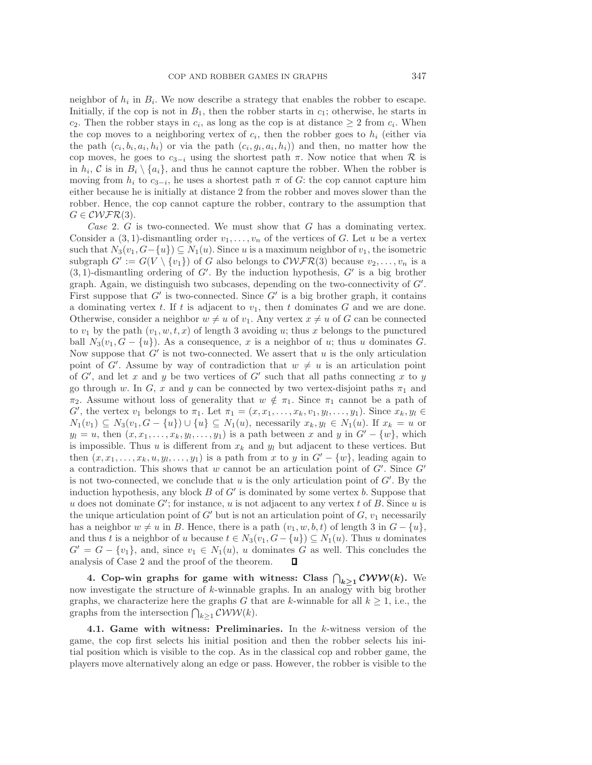neighbor of $h_i$ in $B_i$. We now describe a strategy that enables the robber to escape. Initially, if the cop is not in $B_1$, then the robber starts in $c_1$; otherwise, he starts in $c_2$. Then the robber stays in $c_i$, as long as the cop is at distance $\geq 2$ from $c_i$. When the cop moves to a neighboring vertex of $c_i$, then the robber goes to $h_i$ (either via the path $(c_i, b_i, a_i, h_i)$ or via the path $(c_i, g_i, a_i, h_i)$) and then, no matter how the cop moves, he goes to $c_{3-i}$ using the shortest path $\pi$. Now notice that when $\mathcal{R}$ is in $h_i$, $\mathcal{C}$ is in $B_i \setminus \{a_i\}$, and thus he cannot capture the robber. When the robber is moving from $h_i$ to $c_{3-i}$, he uses a shortest path $\pi$ of $G$: the cop cannot capture him either because he is initially at distance 2 from the robber and moves slower than the robber. Hence, the cop cannot capture the robber, contrary to the assumption that $G \in \mathcal{CWFR}(3)$.

*Case* 2. $G$ is two-connected. We must show that $G$ has a dominating vertex. Consider a $(3,1)$-dismantling order $v_1, \ldots, v_n$ of the vertices of $G$. Let $u$ be a vertex such that $N_3(v_1, G-\{u\}) \subseteq N_1(u)$. Since $u$ is a maximum neighbor of $v_1$, the isometric subgraph $G' := G(V \setminus \{v_1\})$ of $G$ also belongs to $\mathcal{CWFR}(3)$ because $v_2, \ldots, v_n$ is a $(3,1)$-dismantling ordering of $G'$. By the induction hypothesis, $G'$ is a big brother graph. Again, we distinguish two subcases, depending on the two-connectivity of $G'$. First suppose that $G'$ is two-connected. Since $G'$ is a big brother graph, it contains a dominating vertex $t$. If $t$ is adjacent to $v_1$, then $t$ dominates $G$ and we are done. Otherwise, consider a neighbor $w \neq u$ of $v_1$. Any vertex $x \neq u$ of $G$ can be connected to $v_1$ by the path $(v_1, w, t, x)$ of length 3 avoiding $u$; thus $x$ belongs to the punctured ball $N_3(v_1, G-\{u\})$. As a consequence, $x$ is a neighbor of $u$; thus $u$ dominates $G$. Now suppose that $G'$ is not two-connected. We assert that $u$ is the only articulation point of $G'$. Assume by way of contradiction that $w \neq u$ is an articulation point of $G'$, and let $x$ and $y$ be two vertices of $G'$ such that all paths connecting $x$ to $y$ go through $w$. In $G$, $x$ and $y$ can be connected by two vertex-disjoint paths $\pi_1$ and $\pi_2$. Assume without loss of generality that $w \notin \pi_1$. Since $\pi_1$ cannot be a path of $G'$, the vertex $v_1$ belongs to $\pi_1$. Let $\pi_1 = (x, x_1, \ldots, x_k, v_1, y_l, \ldots, y_1)$. Since $x_k, y_l \in N_1(v_1) \subseteq N_3(v_1, G-\{u\}) \cup \{u\} \subseteq N_1(u)$, necessarily $x_k, y_l \in N_1(u)$. If $x_k = u$ or $y_l = u$, then $(x, x_1, \ldots, x_k, y_l, \ldots, y_1)$ is a path between $x$ and $y$ in $G' - \{w\}$, which is impossible. Thus $u$ is different from $x_k$ and $y_l$ but adjacent to these vertices. But then $(x, x_1, \ldots, x_k, u, y_l, \ldots, y_1)$ is a path from $x$ to $y$ in $G' - \{w\}$, leading again to a contradiction. This shows that $w$ cannot be an articulation point of $G'$. Since $G'$ is not two-connected, we conclude that $u$ is the only articulation point of $G'$. By the induction hypothesis, any block $B$ of $G'$ is dominated by some vertex $b$. Suppose that $u$ does not dominate $G'$; for instance, $u$ is not adjacent to any vertex $t$ of $B$. Since $u$ is the unique articulation point of $G'$ but is not an articulation point of $G$, $v_1$ necessarily has a neighbor $w \neq u$ in $B$. Hence, there is a path $(v_1, w, b, t)$ of length 3 in $G - \{u\}$, and thus $t$ is a neighbor of $u$ because $t \in N_3(v_1, G-\{u\}) \subseteq N_1(u)$. Thus $u$ dominates $G' = G - \{v_1\}$, and, since $v_1 \in N_1(u)$, $u$ dominates $G$ as well. This concludes the analysis of Case 2 and the proof of the theorem. ∎

## 4. Cop-win graphs for game with witness: Class $\bigcap_{k\geq 1} \mathcal{CWW}(k)$.

We now investigate the structure of $k$-winnable graphs. In an analogy with big brother graphs, we characterize here the graphs $G$ that are $k$-winnable for all $k \geq 1$, i.e., the graphs from the intersection $\bigcap_{k\geq 1} \mathcal{CWW}(k)$.

### 4.1. Game with witness: Preliminaries.

In the $k$-witness version of the game, the cop first selects his initial position and then the robber selects his initial position which is visible to the cop. As in the classical cop and robber game, the players move alternatively along an edge or pass. However, the robber is visible to the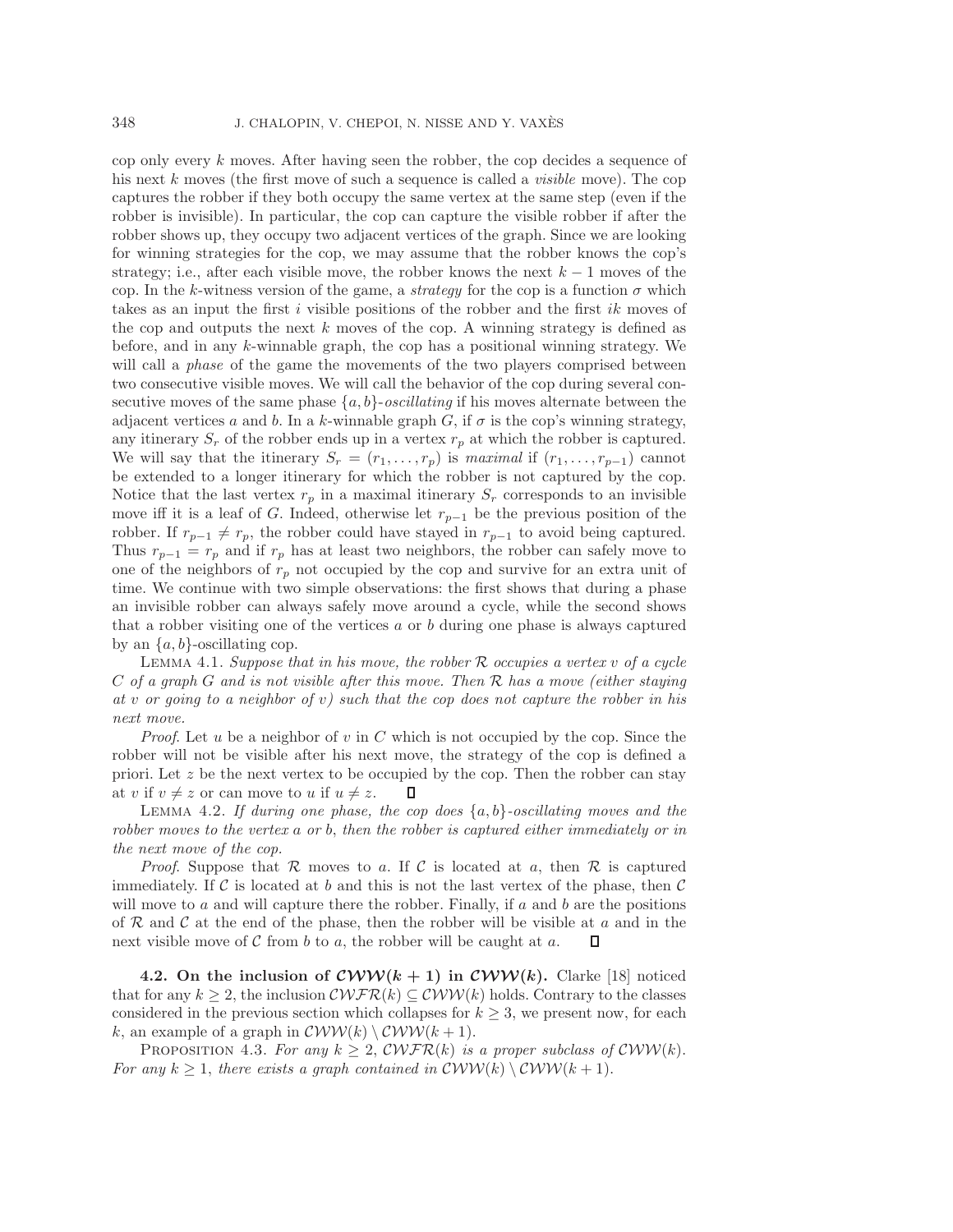cop only every $k$ moves. After having seen the robber, the cop decides a sequence of his next $k$ moves (the first move of such a sequence is called a *visible* move). The cop captures the robber if they both occupy the same vertex at the same step (even if the robber is invisible). In particular, the cop can capture the visible robber if after the robber shows up, they occupy two adjacent vertices of the graph. Since we are looking for winning strategies for the cop, we may assume that the robber knows the cop's strategy; i.e., after each visible move, the robber knows the next $k-1$ moves of the cop. In the $k$-witness version of the game, a *strategy* for the cop is a function $\sigma$ which takes as an input the first $i$ visible positions of the robber and the first $ik$ moves of the cop and outputs the next $k$ moves of the cop. A winning strategy is defined as before, and in any $k$-winnable graph, the cop has a positional winning strategy. We will call a *phase* of the game the movements of the two players comprised between two consecutive visible moves. We will call the behavior of the cop during several consecutive moves of the same phase $\{a, b\}$-*oscillating* if his moves alternate between the adjacent vertices $a$ and $b$. In a $k$-winnable graph $G$, if $\sigma$ is the cop's winning strategy, any itinerary $S_r$ of the robber ends up in a vertex $r_p$ at which the robber is captured. We will say that the itinerary $S_r = (r_1, \ldots, r_p)$ is *maximal* if $(r_1, \ldots, r_{p-1})$ cannot be extended to a longer itinerary for which the robber is not captured by the cop. Notice that the last vertex $r_p$ in a maximal itinerary $S_r$ corresponds to an invisible move iff it is a leaf of $G$. Indeed, otherwise let $r_{p-1}$ be the previous position of the robber. If $r_{p-1} \neq r_p$, the robber could have stayed in $r_{p-1}$ to avoid being captured. Thus $r_{p-1} = r_p$ and if $r_p$ has at least two neighbors, the robber can safely move to one of the neighbors of $r_p$ not occupied by the cop and survive for an extra unit of time. We continue with two simple observations: the first shows that during a phase an invisible robber can always safely move around a cycle, while the second shows that a robber visiting one of the vertices $a$ or $b$ during one phase is always captured by an $\{a, b\}$-oscillating cop.

Lemma 4.1. *Suppose that in his move, the robber $\mathcal{R}$ occupies a vertex $v$ of a cycle $C$ of a graph $G$ and is not visible after this move. Then $\mathcal{R}$ has a move (either staying at $v$ or going to a neighbor of $v$) such that the cop does not capture the robber in his next move.*

*Proof*. Let $u$ be a neighbor of $v$ in $C$ which is not occupied by the cop. Since the robber will not be visible after his next move, the strategy of the cop is defined a priori. Let $z$ be the next vertex to be occupied by the cop. Then the robber can stay at $v$ if $v \neq z$ or can move to $u$ if $u \neq z$. ∎

Lemma 4.2. *If during one phase, the cop does $\{a, b\}$-oscillating moves and the robber moves to the vertex $a$ or $b$, then the robber is captured either immediately or in the next move of the cop.*

*Proof*. Suppose that $\mathcal{R}$ moves to $a$. If $\mathcal{C}$ is located at $a$, then $\mathcal{R}$ is captured immediately. If $\mathcal{C}$ is located at $b$ and this is not the last vertex of the phase, then $\mathcal{C}$ will move to $a$ and will capture there the robber. Finally, if $a$ and $b$ are the positions of $\mathcal{R}$ and $\mathcal{C}$ at the end of the phase, then the robber will be visible at $a$ and in the next visible move of $\mathcal{C}$ from $b$ to $a$, the robber will be caught at $a$. ∎

**4.2. On the inclusion of $\mathcal{CWW}(k+1)$ in $\mathcal{CWW}(k)$.** Clarke [18] noticed that for any $k \geq 2$, the inclusion $\mathcal{CWFR}(k) \subseteq \mathcal{CWW}(k)$ holds. Contrary to the classes considered in the previous section which collapses for $k \geq 3$, we present now, for each $k$, an example of a graph in $\mathcal{CWW}(k) \setminus \mathcal{CWW}(k+1)$.

Proposition 4.3. *For any $k \geq 2$, $\mathcal{CWFR}(k)$ is a proper subclass of $\mathcal{CWW}(k)$. For any $k \geq 1$, there exists a graph contained in $\mathcal{CWW}(k) \setminus \mathcal{CWW}(k+1)$.*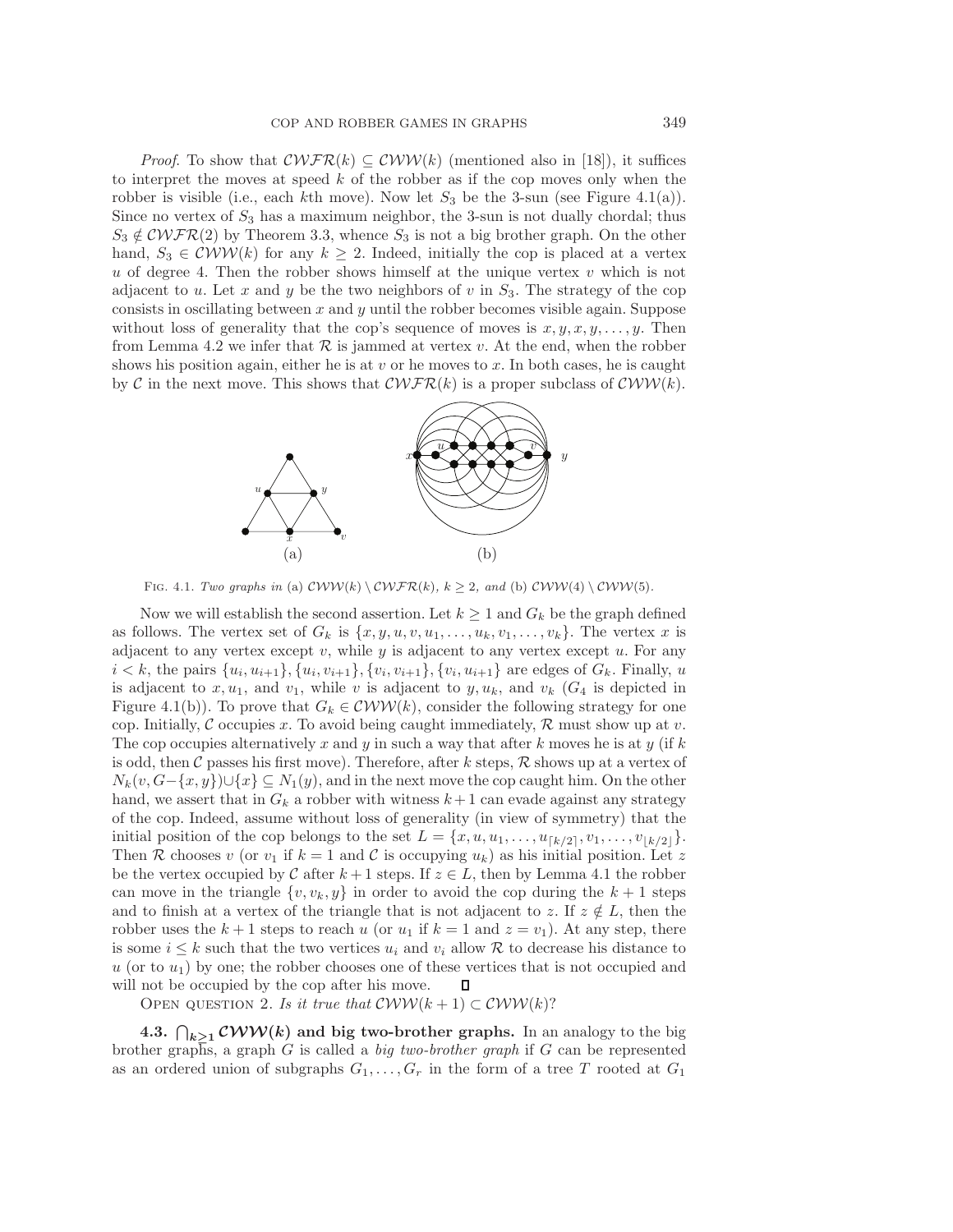*Proof*. To show that $\mathcal{CWFR}(k) \subseteq \mathcal{CWW}(k)$ (mentioned also in [18]), it suffices to interpret the moves at speed $k$ of the robber as if the cop moves only when the robber is visible (i.e., each $k$th move). Now let $S_3$ be the 3-sun (see Figure 4.1(a)). Since no vertex of $S_3$ has a maximum neighbor, the 3-sun is not dually chordal; thus $S_3 \notin \mathcal{CWFR}(2)$ by Theorem 3.3, whence $S_3$ is not a big brother graph. On the other hand, $S_3 \in \mathcal{CWW}(k)$ for any $k \geq 2$. Indeed, initially the cop is placed at a vertex $u$ of degree 4. Then the robber shows himself at the unique vertex $v$ which is not adjacent to $u$. Let $x$ and $y$ be the two neighbors of $v$ in $S_3$. The strategy of the cop consists in oscillating between $x$ and $y$ until the robber becomes visible again. Suppose without loss of generality that the cop's sequence of moves is $x, y, x, y, \ldots, y$. Then from Lemma 4.2 we infer that $\mathcal{R}$ is jammed at vertex $v$. At the end, when the robber shows his position again, either he is at $v$ or he moves to $x$. In both cases, he is caught by $\mathcal{C}$ in the next move. This shows that $\mathcal{CWFR}(k)$ is a proper subclass of $\mathcal{CWW}(k)$.

FIG. 4.1. *Two graphs in* (a) $\mathcal{CWW}(k) \setminus \mathcal{CWFR}(k)$*,* $k \geq 2$*, and* (b) $\mathcal{CWW}(4) \setminus \mathcal{CWW}(5)$*.*

Now we will establish the second assertion. Let $k \geq 1$ and $G_k$ be the graph defined as follows. The vertex set of $G_k$ is $\{x, y, u, v, u_1, \ldots, u_k, v_1, \ldots, v_k\}$. The vertex $x$ is adjacent to any vertex except $v$, while $y$ is adjacent to any vertex except $u$. For any $i < k$, the pairs $\{u_i, u_{i+1}\}, \{u_i, v_{i+1}\}, \{v_i, v_{i+1}\}, \{v_i, u_{i+1}\}$ are edges of $G_k$. Finally, $u$ is adjacent to $x, u_1$, and $v_1$, while $v$ is adjacent to $y, u_k$, and $v_k$ ($G_4$ is depicted in Figure 4.1(b)). To prove that $G_k \in \mathcal{CWW}(k)$, consider the following strategy for one cop. Initially, $\mathcal{C}$ occupies $x$. To avoid being caught immediately, $\mathcal{R}$ must show up at $v$. The cop occupies alternatively $x$ and $y$ in such a way that after $k$ moves he is at $y$ (if $k$ is odd, then $\mathcal{C}$ passes his first move). Therefore, after $k$ steps, $\mathcal{R}$ shows up at a vertex of $N_k(v, G - \{x, y\}) \cup \{x\} \subseteq N_1(y)$, and in the next move the cop caught him. On the other hand, we assert that in $G_k$ a robber with witness $k+1$ can evade against any strategy of the cop. Indeed, assume without loss of generality (in view of symmetry) that the initial position of the cop belongs to the set $L = \{x, u, u_1, \ldots, u_{\lceil k/2 \rceil}, v_1, \ldots, v_{\lfloor k/2 \rfloor}\}$. Then $\mathcal{R}$ chooses $v$ (or $v_1$ if $k = 1$ and $\mathcal{C}$ is occupying $u_k$) as his initial position. Let $z$ be the vertex occupied by $\mathcal{C}$ after $k+1$ steps. If $z \in L$, then by Lemma 4.1 the robber can move in the triangle $\{v, v_k, y\}$ in order to avoid the cop during the $k+1$ steps and to finish at a vertex of the triangle that is not adjacent to $z$. If $z \notin L$, then the robber uses the $k+1$ steps to reach $u$ (or $u_1$ if $k = 1$ and $z = v_1$). At any step, there is some $i \leq k$ such that the two vertices $u_i$ and $v_i$ allow $\mathcal{R}$ to decrease his distance to $u$ (or to $u_1$) by one; the robber chooses one of these vertices that is not occupied and will not be occupied by the cop after his move. $\square$

OPEN QUESTION 2. *Is it true that* $\mathcal{CWW}(k+1) \subset \mathcal{CWW}(k)$?

**4.3.** $\bigcap_{k \geq 1} \mathcal{CWW}(k)$ **and big two-brother graphs.** In an analogy to the big brother graphs, a graph $G$ is called a *big two-brother graph* if $G$ can be represented as an ordered union of subgraphs $G_1, \ldots, G_r$ in the form of a tree $T$ rooted at $G_1$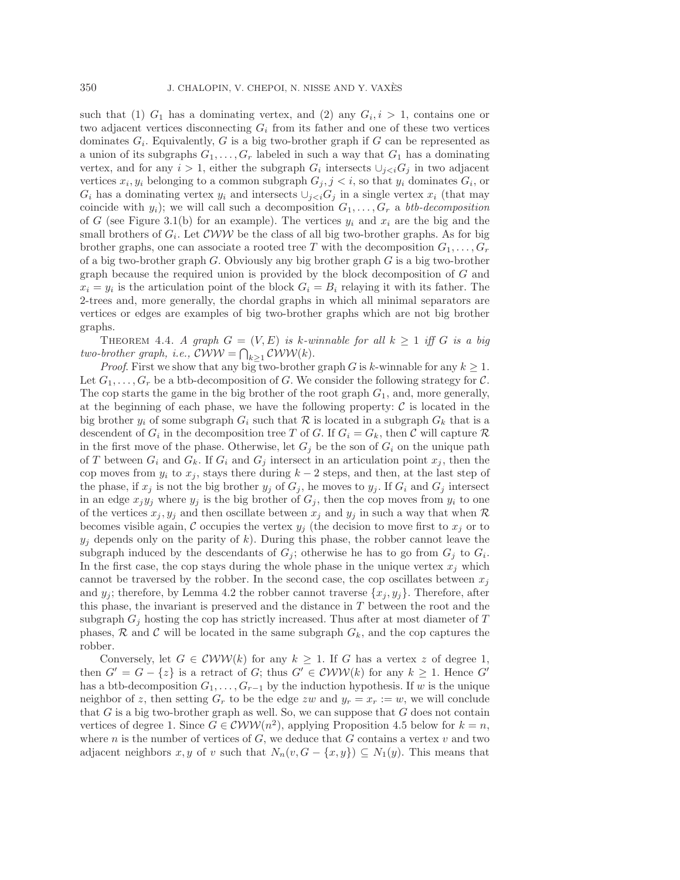such that (1) $G_1$ has a dominating vertex, and (2) any $G_i, i > 1$, contains one or two adjacent vertices disconnecting $G_i$ from its father and one of these two vertices dominates $G_i$. Equivalently, $G$ is a big two-brother graph if $G$ can be represented as a union of its subgraphs $G_1, \ldots, G_r$ labeled in such a way that $G_1$ has a dominating vertex, and for any $i > 1$, either the subgraph $G_i$ intersects $\cup_{j<i} G_j$ in two adjacent vertices $x_i, y_i$ belonging to a common subgraph $G_j, j < i$, so that $y_i$ dominates $G_i$, or $G_i$ has a dominating vertex $y_i$ and intersects $\cup_{j<i} G_j$ in a single vertex $x_i$ (that may coincide with $y_i$); we will call such a decomposition $G_1, \ldots, G_r$ a *btb-decomposition* of $G$ (see Figure 3.1(b) for an example). The vertices $y_i$ and $x_i$ are the big and the small brothers of $G_i$. Let $\mathcal{CWW}$ be the class of all big two-brother graphs. As for big brother graphs, one can associate a rooted tree $T$ with the decomposition $G_1, \ldots, G_r$ of a big two-brother graph $G$. Obviously any big brother graph $G$ is a big two-brother graph because the required union is provided by the block decomposition of $G$ and $x_i = y_i$ is the articulation point of the block $G_i = B_i$ relaying it with its father. The 2-trees and, more generally, the chordal graphs in which all minimal separators are vertices or edges are examples of big two-brother graphs which are not big brother graphs.

THEOREM 4.4. *A graph $G = (V, E)$ is $k$-winnable for all $k \geq 1$ iff $G$ is a big two-brother graph, i.e., $\mathcal{CWW} = \bigcap_{k \geq 1} \mathcal{CWW}(k)$.*

*Proof.* First we show that any big two-brother graph $G$ is $k$-winnable for any $k \geq 1$. Let $G_1, \ldots, G_r$ be a btb-decomposition of $G$. We consider the following strategy for $\mathcal{C}$. The cop starts the game in the big brother of the root graph $G_1$, and, more generally, at the beginning of each phase, we have the following property: $\mathcal{C}$ is located in the big brother $y_i$ of some subgraph $G_i$ such that $\mathcal{R}$ is located in a subgraph $G_k$ that is a descendent of $G_i$ in the decomposition tree $T$ of $G$. If $G_i = G_k$, then $\mathcal{C}$ will capture $\mathcal{R}$ in the first move of the phase. Otherwise, let $G_j$ be the son of $G_i$ on the unique path of $T$ between $G_i$ and $G_k$. If $G_i$ and $G_j$ intersect in an articulation point $x_j$, then the cop moves from $y_i$ to $x_j$, stays there during $k-2$ steps, and then, at the last step of the phase, if $x_j$ is not the big brother $y_j$ of $G_j$, he moves to $y_j$. If $G_i$ and $G_j$ intersect in an edge $x_j y_j$ where $y_j$ is the big brother of $G_j$, then the cop moves from $y_i$ to one of the vertices $x_j, y_j$ and then oscillate between $x_j$ and $y_j$ in such a way that when $\mathcal{R}$ becomes visible again, $\mathcal{C}$ occupies the vertex $y_j$ (the decision to move first to $x_j$ or to $y_j$ depends only on the parity of $k$). During this phase, the robber cannot leave the subgraph induced by the descendants of $G_j$; otherwise he has to go from $G_j$ to $G_i$. In the first case, the cop stays during the whole phase in the unique vertex $x_j$ which cannot be traversed by the robber. In the second case, the cop oscillates between $x_j$ and $y_j$; therefore, by Lemma 4.2 the robber cannot traverse $\{x_j, y_j\}$. Therefore, after this phase, the invariant is preserved and the distance in $T$ between the root and the subgraph $G_j$ hosting the cop has strictly increased. Thus after at most diameter of $T$ phases, $\mathcal{R}$ and $\mathcal{C}$ will be located in the same subgraph $G_k$, and the cop captures the robber.

Conversely, let $G \in \mathcal{CWW}(k)$ for any $k \geq 1$. If $G$ has a vertex $z$ of degree 1, then $G' = G - \{z\}$ is a retract of $G$; thus $G' \in \mathcal{CWW}(k)$ for any $k \geq 1$. Hence $G'$ has a btb-decomposition $G_1, \ldots, G_{r-1}$ by the induction hypothesis. If $w$ is the unique neighbor of $z$, then setting $G_r$ to be the edge $zw$ and $y_r = x_r := w$, we will conclude that $G$ is a big two-brother graph as well. So, we can suppose that $G$ does not contain vertices of degree 1. Since $G \in \mathcal{CWW}(n^2)$, applying Proposition 4.5 below for $k = n$, where $n$ is the number of vertices of $G$, we deduce that $G$ contains a vertex $v$ and two adjacent neighbors $x, y$ of $v$ such that $N_n(v, G - \{x, y\}) \subseteq N_1(y)$. This means that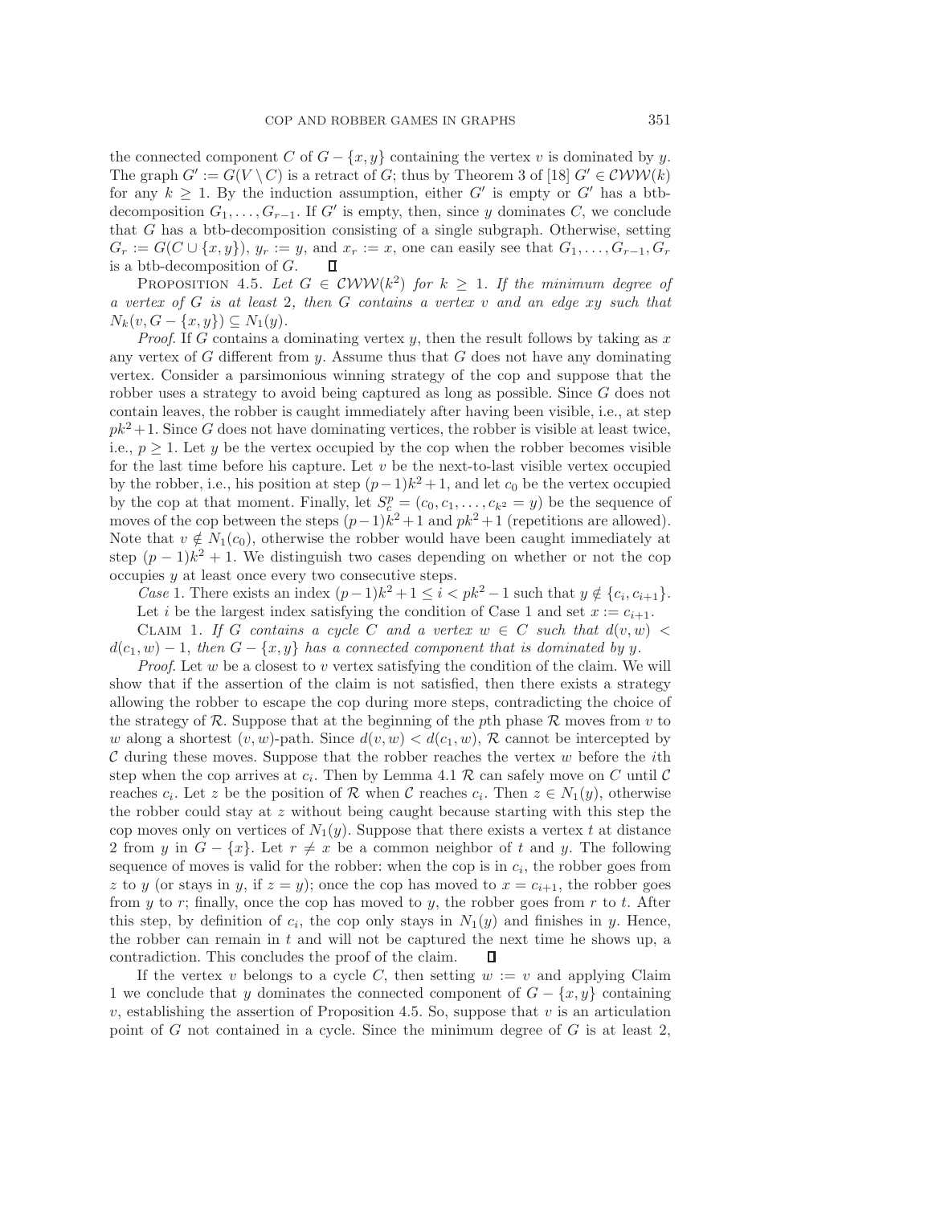the connected component $C$ of $G - \{x, y\}$ containing the vertex $v$ is dominated by $y$. The graph $G' := G(V \setminus C)$ is a retract of $G$; thus by Theorem 3 of [18] $G' \in \mathcal{CWW}(k)$ for any $k \geq 1$. By the induction assumption, either $G'$ is empty or $G'$ has a btb-decomposition $G_1, \ldots, G_{r-1}$. If $G'$ is empty, then, since $y$ dominates $C$, we conclude that $G$ has a btb-decomposition consisting of a single subgraph. Otherwise, setting $G_r := G(C \cup \{x, y\})$, $y_r := y$, and $x_r := x$, one can easily see that $G_1, \ldots, G_{r-1}, G_r$ is a btb-decomposition of $G$. ∎

PROPOSITION 4.5. *Let $G \in \mathcal{CWW}(k^2)$ for $k \geq 1$. If the minimum degree of a vertex of $G$ is at least 2, then $G$ contains a vertex $v$ and an edge $xy$ such that $N_k(v, G - \{x, y\}) \subseteq N_1(y)$.*

*Proof*. If $G$ contains a dominating vertex $y$, then the result follows by taking as $x$ any vertex of $G$ different from $y$. Assume thus that $G$ does not have any dominating vertex. Consider a parsimonious winning strategy of the cop and suppose that the robber uses a strategy to avoid being captured as long as possible. Since $G$ does not contain leaves, the robber is caught immediately after having been visible, i.e., at step $pk^2+1$. Since $G$ does not have dominating vertices, the robber is visible at least twice, i.e., $p \geq 1$. Let $y$ be the vertex occupied by the cop when the robber becomes visible for the last time before his capture. Let $v$ be the next-to-last visible vertex occupied by the robber, i.e., his position at step $(p-1)k^2+1$, and let $c_0$ be the vertex occupied by the cop at that moment. Finally, let $S_c^p = (c_0, c_1, \ldots, c_{k^2} = y)$ be the sequence of moves of the cop between the steps $(p-1)k^2+1$ and $pk^2+1$ (repetitions are allowed). Note that $v \notin N_1(c_0)$, otherwise the robber would have been caught immediately at step $(p-1)k^2+1$. We distinguish two cases depending on whether or not the cop occupies $y$ at least once every two consecutive steps.

*Case* 1. There exists an index $(p-1)k^2+1 \leq i < pk^2-1$ such that $y \notin \{c_i, c_{i+1}\}$.

Let $i$ be the largest index satisfying the condition of Case 1 and set $x := c_{i+1}$.

CLAIM 1. *If $G$ contains a cycle $C$ and a vertex $w \in C$ such that $d(v, w) < d(c_1, w) - 1$, then $G - \{x, y\}$ has a connected component that is dominated by $y$.*

*Proof*. Let $w$ be a closest to $v$ vertex satisfying the condition of the claim. We will show that if the assertion of the claim is not satisfied, then there exists a strategy allowing the robber to escape the cop during more steps, contradicting the choice of the strategy of $\mathcal{R}$. Suppose that at the beginning of the $p$th phase $\mathcal{R}$ moves from $v$ to $w$ along a shortest $(v, w)$-path. Since $d(v, w) < d(c_1, w)$, $\mathcal{R}$ cannot be intercepted by $\mathcal{C}$ during these moves. Suppose that the robber reaches the vertex $w$ before the $i$th step when the cop arrives at $c_i$. Then by Lemma 4.1 $\mathcal{R}$ can safely move on $C$ until $\mathcal{C}$ reaches $c_i$. Let $z$ be the position of $\mathcal{R}$ when $\mathcal{C}$ reaches $c_i$. Then $z \in N_1(y)$, otherwise the robber could stay at $z$ without being caught because starting with this step the cop moves only on vertices of $N_1(y)$. Suppose that there exists a vertex $t$ at distance 2 from $y$ in $G - \{x\}$. Let $r \neq x$ be a common neighbor of $t$ and $y$. The following sequence of moves is valid for the robber: when the cop is in $c_i$, the robber goes from $z$ to $y$ (or stays in $y$, if $z = y$); once the cop has moved to $x = c_{i+1}$, the robber goes from $y$ to $r$; finally, once the cop has moved to $y$, the robber goes from $r$ to $t$. After this step, by definition of $c_i$, the cop only stays in $N_1(y)$ and finishes in $y$. Hence, the robber can remain in $t$ and will not be captured the next time he shows up, a contradiction. This concludes the proof of the claim. ∎

If the vertex $v$ belongs to a cycle $C$, then setting $w := v$ and applying Claim 1 we conclude that $y$ dominates the connected component of $G - \{x, y\}$ containing $v$, establishing the assertion of Proposition 4.5. So, suppose that $v$ is an articulation point of $G$ not contained in a cycle. Since the minimum degree of $G$ is at least 2,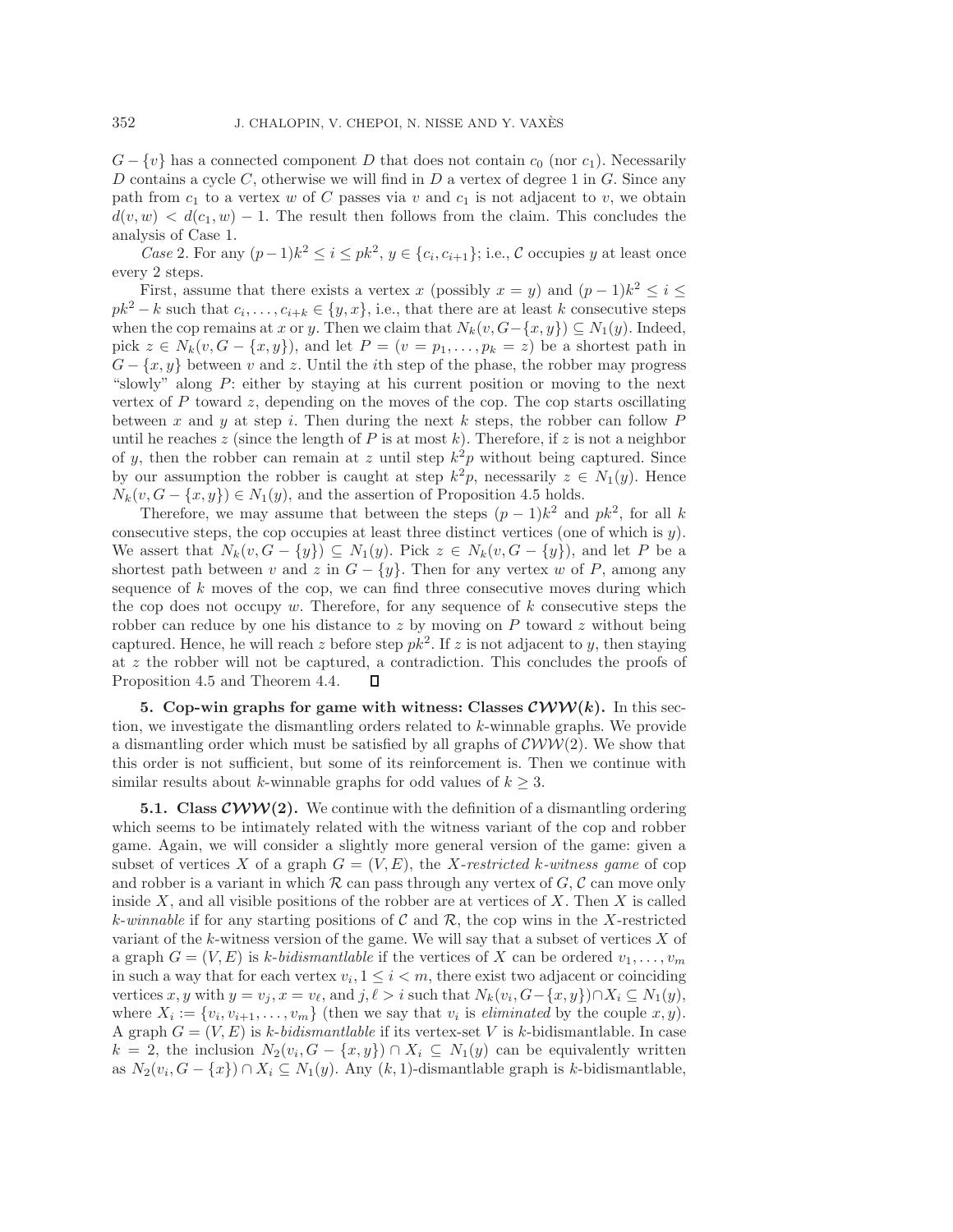$G - \{v\}$ has a connected component $D$ that does not contain $c_0$ (nor $c_1$). Necessarily $D$ contains a cycle $C$, otherwise we will find in $D$ a vertex of degree 1 in $G$. Since any path from $c_1$ to a vertex $w$ of $C$ passes via $v$ and $c_1$ is not adjacent to $v$, we obtain $d(v,w) < d(c_1,w) - 1$. The result then follows from the claim. This concludes the analysis of Case 1.

*Case* 2. For any $(p-1)k^2 \leq i \leq pk^2$, $y \in \{c_i, c_{i+1}\}$; i.e., $\mathcal{C}$ occupies $y$ at least once every 2 steps.

First, assume that there exists a vertex $x$ (possibly $x = y$) and $(p-1)k^2 \leq i \leq pk^2 - k$ such that $c_i, \ldots, c_{i+k} \in \{y, x\}$, i.e., that there are at least $k$ consecutive steps when the cop remains at $x$ or $y$. Then we claim that $N_k(v, G - \{x,y\}) \subseteq N_1(y)$. Indeed, pick $z \in N_k(v, G - \{x,y\})$, and let $P = (v = p_1, \ldots, p_k = z)$ be a shortest path in $G - \{x,y\}$ between $v$ and $z$. Until the $i$th step of the phase, the robber may progress "slowly" along $P$: either by staying at his current position or moving to the next vertex of $P$ toward $z$, depending on the moves of the cop. The cop starts oscillating between $x$ and $y$ at step $i$. Then during the next $k$ steps, the robber can follow $P$ until he reaches $z$ (since the length of $P$ is at most $k$). Therefore, if $z$ is not a neighbor of $y$, then the robber can remain at $z$ until step $k^2p$ without being captured. Since by our assumption the robber is caught at step $k^2p$, necessarily $z \in N_1(y)$. Hence $N_k(v, G - \{x,y\}) \in N_1(y)$, and the assertion of Proposition 4.5 holds.

Therefore, we may assume that between the steps $(p-1)k^2$ and $pk^2$, for all $k$ consecutive steps, the cop occupies at least three distinct vertices (one of which is $y$). We assert that $N_k(v, G - \{y\}) \subseteq N_1(y)$. Pick $z \in N_k(v, G - \{y\})$, and let $P$ be a shortest path between $v$ and $z$ in $G - \{y\}$. Then for any vertex $w$ of $P$, among any sequence of $k$ moves of the cop, we can find three consecutive moves during which the cop does not occupy $w$. Therefore, for any sequence of $k$ consecutive steps the robber can reduce by one his distance to $z$ by moving on $P$ toward $z$ without being captured. Hence, he will reach $z$ before step $pk^2$. If $z$ is not adjacent to $y$, then staying at $z$ the robber will not be captured, a contradiction. This concludes the proofs of Proposition 4.5 and Theorem 4.4. ∎

## 5. Cop-win graphs for game with witness: Classes $\mathcal{CWW}(k)$.

In this section, we investigate the dismantling orders related to $k$-winnable graphs. We provide a dismantling order which must be satisfied by all graphs of $\mathcal{CWW}(2)$. We show that this order is not sufficient, but some of its reinforcement is. Then we continue with similar results about $k$-winnable graphs for odd values of $k \geq 3$.

### 5.1. Class $\mathcal{CWW}(2)$.

We continue with the definition of a dismantling ordering which seems to be intimately related with the witness variant of the cop and robber game. Again, we will consider a slightly more general version of the game: given a subset of vertices $X$ of a graph $G = (V,E)$, the *$X$-restricted $k$-witness game* of cop and robber is a variant in which $\mathcal{R}$ can pass through any vertex of $G$, $\mathcal{C}$ can move only inside $X$, and all visible positions of the robber are at vertices of $X$. Then $X$ is called *$k$-winnable* if for any starting positions of $\mathcal{C}$ and $\mathcal{R}$, the cop wins in the $X$-restricted variant of the $k$-witness version of the game. We will say that a subset of vertices $X$ of a graph $G = (V,E)$ is *$k$-bidismantlable* if the vertices of $X$ can be ordered $v_1, \ldots, v_m$ in such a way that for each vertex $v_i, 1 \leq i < m$, there exist two adjacent or coinciding vertices $x, y$ with $y = v_j$, $x = v_\ell$, and $j, \ell > i$ such that $N_k(v_i, G - \{x,y\}) \cap X_i \subseteq N_1(y)$, where $X_i := \{v_i, v_{i+1}, \ldots, v_m\}$ (then we say that $v_i$ is *eliminated* by the couple $x, y$). A graph $G = (V,E)$ is *$k$-bidismantlable* if its vertex-set $V$ is $k$-bidismantlable. In case $k = 2$, the inclusion $N_2(v_i, G - \{x,y\}) \cap X_i \subseteq N_1(y)$ can be equivalently written as $N_2(v_i, G - \{x\}) \cap X_i \subseteq N_1(y)$. Any $(k,1)$-dismantlable graph is $k$-bidismantlable,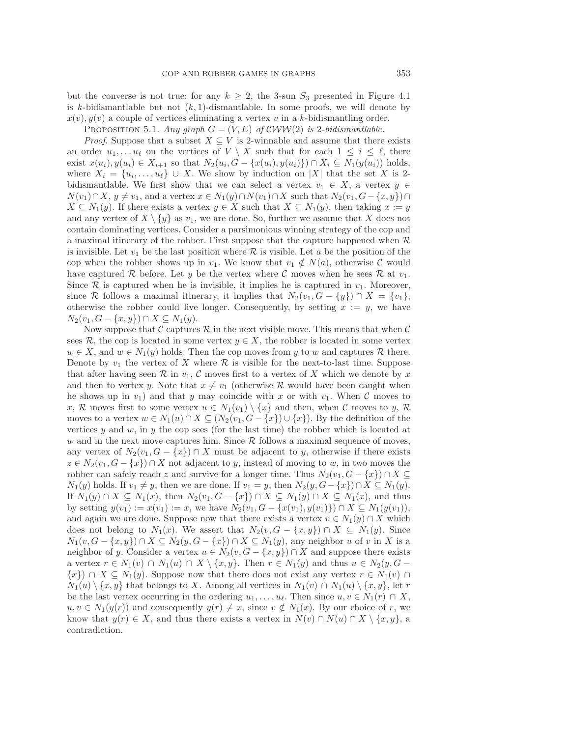but the converse is not true: for any $k \geq 2$, the 3-sun $S_3$ presented in Figure 4.1 is $k$-bidismantlable but not $(k,1)$-dismantlable. In some proofs, we will denote by $x(v), y(v)$ a couple of vertices eliminating a vertex $v$ in a $k$-bidismantling order.

Proposition 5.1. *Any graph $G = (V, E)$ of $\mathcal{CWW}(2)$ is 2-bidismantlable.*

*Proof.* Suppose that a subset $X \subseteq V$ is 2-winnable and assume that there exists an order $u_1, \ldots u_\ell$ on the vertices of $V \setminus X$ such that for each $1 \leq i \leq \ell$, there exist $x(u_i), y(u_i) \in X_{i+1}$ so that $N_2(u_i, G - \{x(u_i), y(u_i)\}) \cap X_i \subseteq N_1(y(u_i))$ holds, where $X_i = \{u_i, \ldots, u_\ell\} \cup X$. We show by induction on $|X|$ that the set $X$ is 2-bidismantlable. We first show that we can select a vertex $v_1 \in X$, a vertex $y \in N(v_1) \cap X$, $y \neq v_1$, and a vertex $x \in N_1(y) \cap N(v_1) \cap X$ such that $N_2(v_1, G - \{x, y\}) \cap X \subseteq N_1(y)$. If there exists a vertex $y \in X$ such that $X \subseteq N_1(y)$, then taking $x := y$ and any vertex of $X \setminus \{y\}$ as $v_1$, we are done. So, further we assume that $X$ does not contain dominating vertices. Consider a parsimonious winning strategy of the cop and a maximal itinerary of the robber. First suppose that the capture happened when $\mathcal{R}$ is invisible. Let $v_1$ be the last position where $\mathcal{R}$ is visible. Let $a$ be the position of the cop when the robber shows up in $v_1$. We know that $v_1 \notin N(a)$, otherwise $\mathcal{C}$ would have captured $\mathcal{R}$ before. Let $y$ be the vertex where $\mathcal{C}$ moves when he sees $\mathcal{R}$ at $v_1$. Since $\mathcal{R}$ is captured when he is invisible, it implies he is captured in $v_1$. Moreover, since $\mathcal{R}$ follows a maximal itinerary, it implies that $N_2(v_1, G - \{y\}) \cap X = \{v_1\}$, otherwise the robber could live longer. Consequently, by setting $x := y$, we have $N_2(v_1, G - \{x, y\}) \cap X \subseteq N_1(y)$.

Now suppose that $\mathcal{C}$ captures $\mathcal{R}$ in the next visible move. This means that when $\mathcal{C}$ sees $\mathcal{R}$, the cop is located in some vertex $y \in X$, the robber is located in some vertex $w \in X$, and $w \in N_1(y)$ holds. Then the cop moves from $y$ to $w$ and captures $\mathcal{R}$ there. Denote by $v_1$ the vertex of $X$ where $\mathcal{R}$ is visible for the next-to-last time. Suppose that after having seen $\mathcal{R}$ in $v_1$, $\mathcal{C}$ moves first to a vertex of $X$ which we denote by $x$ and then to vertex $y$. Note that $x \neq v_1$ (otherwise $\mathcal{R}$ would have been caught when he shows up in $v_1$) and that $y$ may coincide with $x$ or with $v_1$. When $\mathcal{C}$ moves to $x$, $\mathcal{R}$ moves first to some vertex $u \in N_1(v_1) \setminus \{x\}$ and then, when $\mathcal{C}$ moves to $y$, $\mathcal{R}$ moves to a vertex $w \in N_1(u) \cap X \subseteq (N_2(v_1, G - \{x\}) \cup \{x\})$. By the definition of the vertices $y$ and $w$, in $y$ the cop sees (for the last time) the robber which is located at $w$ and in the next move captures him. Since $\mathcal{R}$ follows a maximal sequence of moves, any vertex of $N_2(v_1, G - \{x\}) \cap X$ must be adjacent to $y$, otherwise if there exists $z \in N_2(v_1, G - \{x\}) \cap X$ not adjacent to $y$, instead of moving to $w$, in two moves the robber can safely reach $z$ and survive for a longer time. Thus $N_2(v_1, G - \{x\}) \cap X \subseteq N_1(y)$ holds. If $v_1 \neq y$, then we are done. If $v_1 = y$, then $N_2(y, G - \{x\}) \cap X \subseteq N_1(y)$. If $N_1(y) \cap X \subseteq N_1(x)$, then $N_2(v_1, G - \{x\}) \cap X \subseteq N_1(y) \cap X \subseteq N_1(x)$, and thus by setting $y(v_1) := x(v_1) := x$, we have $N_2(v_1, G - \{x(v_1), y(v_1)\}) \cap X \subseteq N_1(y(v_1))$, and again we are done. Suppose now that there exists a vertex $v \in N_1(y) \cap X$ which does not belong to $N_1(x)$. We assert that $N_2(v, G - \{x, y\}) \cap X \subseteq N_1(y)$. Since $N_1(v, G - \{x, y\}) \cap X \subseteq N_2(y, G - \{x\}) \cap X \subseteq N_1(y)$, any neighbor $u$ of $v$ in $X$ is a neighbor of $y$. Consider a vertex $u \in N_2(v, G - \{x, y\}) \cap X$ and suppose there exists a vertex $r \in N_1(v) \cap N_1(u) \cap X \setminus \{x, y\}$. Then $r \in N_1(y)$ and thus $u \in N_2(y, G - \{x\}) \cap X \subseteq N_1(y)$. Suppose now that there does not exist any vertex $r \in N_1(v) \cap N_1(u) \setminus \{x, y\}$ that belongs to $X$. Among all vertices in $N_1(v) \cap N_1(u) \setminus \{x, y\}$, let $r$ be the last vertex occurring in the ordering $u_1, \ldots, u_\ell$. Then since $u, v \in N_1(r) \cap X$, $u, v \in N_1(y(r))$ and consequently $y(r) \neq x$, since $v \notin N_1(x)$. By our choice of $r$, we know that $y(r) \in X$, and thus there exists a vertex in $N(v) \cap N(u) \cap X \setminus \{x, y\}$, a contradiction.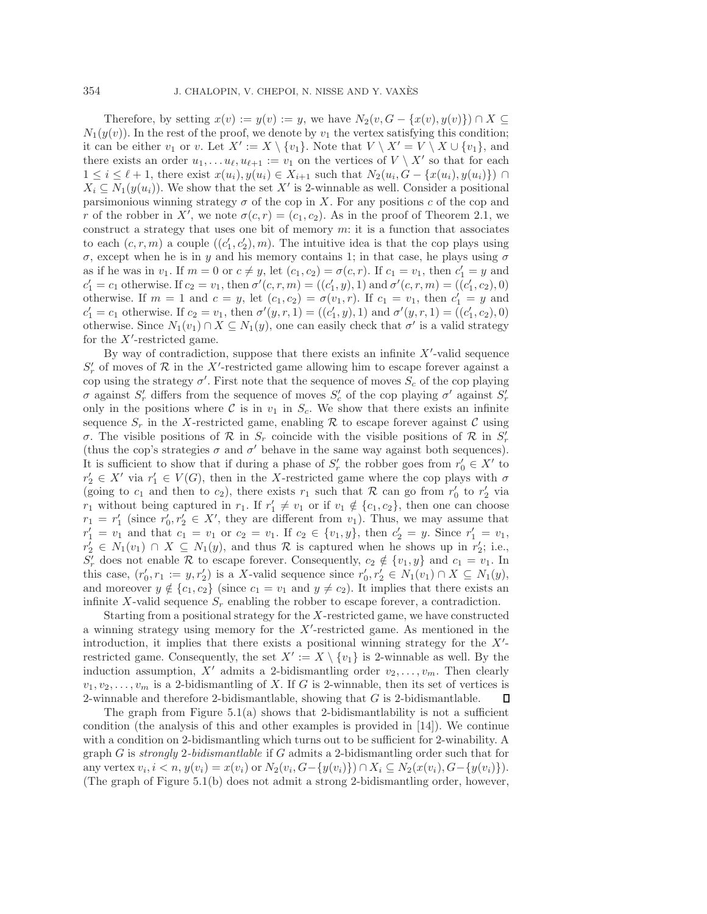Therefore, by setting $x(v) := y(v) := y$, we have $N_2(v, G - \{x(v), y(v)\}) \cap X \subseteq N_1(y(v))$. In the rest of the proof, we denote by $v_1$ the vertex satisfying this condition; it can be either $v_1$ or $v$. Let $X' := X \setminus \{v_1\}$. Note that $V \setminus X' = V \setminus X \cup \{v_1\}$, and there exists an order $u_1, \dots u_\ell, u_{\ell+1} := v_1$ on the vertices of $V \setminus X'$ so that for each $1 \leq i \leq \ell + 1$, there exist $x(u_i), y(u_i) \in X_{i+1}$ such that $N_2(u_i, G - \{x(u_i), y(u_i)\}) \cap X_i \subseteq N_1(y(u_i))$. We show that the set $X'$ is 2-winnable as well. Consider a positional parsimonious winning strategy $\sigma$ of the cop in $X$. For any positions $c$ of the cop and $r$ of the robber in $X'$, we note $\sigma(c, r) = (c_1, c_2)$. As in the proof of Theorem 2.1, we construct a strategy that uses one bit of memory $m$: it is a function that associates to each $(c, r, m)$ a couple $((c'_1, c'_2), m)$. The intuitive idea is that the cop plays using $\sigma$, except when he is in $y$ and his memory contains 1; in that case, he plays using $\sigma$ as if he was in $v_1$. If $m = 0$ or $c \neq y$, let $(c_1, c_2) = \sigma(c, r)$. If $c_1 = v_1$, then $c'_1 = y$ and $c'_1 = c_1$ otherwise. If $c_2 = v_1$, then $\sigma'(c, r, m) = ((c'_1, y), 1)$ and $\sigma'(c, r, m) = ((c'_1, c_2), 0)$ otherwise. If $m = 1$ and $c = y$, let $(c_1, c_2) = \sigma(v_1, r)$. If $c_1 = v_1$, then $c'_1 = y$ and $c'_1 = c_1$ otherwise. If $c_2 = v_1$, then $\sigma'(y, r, 1) = ((c'_1, y), 1)$ and $\sigma'(y, r, 1) = ((c'_1, c_2), 0)$ otherwise. Since $N_1(v_1) \cap X \subseteq N_1(y)$, one can easily check that $\sigma'$ is a valid strategy for the $X'$-restricted game.

By way of contradiction, suppose that there exists an infinite $X'$-valid sequence $S'_r$ of moves of $\mathcal{R}$ in the $X'$-restricted game allowing him to escape forever against a cop using the strategy $\sigma'$. First note that the sequence of moves $S_c$ of the cop playing $\sigma$ against $S'_r$ differs from the sequence of moves $S'_c$ of the cop playing $\sigma'$ against $S'_r$ only in the positions where $\mathcal{C}$ is in $v_1$ in $S_c$. We show that there exists an infinite sequence $S_r$ in the $X$-restricted game, enabling $\mathcal{R}$ to escape forever against $\mathcal{C}$ using $\sigma$. The visible positions of $\mathcal{R}$ in $S_r$ coincide with the visible positions of $\mathcal{R}$ in $S'_r$ (thus the cop's strategies $\sigma$ and $\sigma'$ behave in the same way against both sequences). It is sufficient to show that if during a phase of $S'_r$ the robber goes from $r'_0 \in X'$ to $r'_2 \in X'$ via $r'_1 \in V(G)$, then in the $X$-restricted game where the cop plays with $\sigma$ (going to $c_1$ and then to $c_2$), there exists $r_1$ such that $\mathcal{R}$ can go from $r'_0$ to $r'_2$ via $r_1$ without being captured in $r_1$. If $r'_1 \neq v_1$ or if $v_1 \notin \{c_1, c_2\}$, then one can choose $r_1 = r'_1$ (since $r'_0, r'_2 \in X'$, they are different from $v_1$). Thus, we may assume that $r'_1 = v_1$ and that $c_1 = v_1$ or $c_2 = v_1$. If $c_2 \in \{v_1, y\}$, then $c'_2 = y$. Since $r'_1 = v_1$, $r'_2 \in N_1(v_1) \cap X \subseteq N_1(y)$, and thus $\mathcal{R}$ is captured when he shows up in $r'_2$; i.e., $S'_r$ does not enable $\mathcal{R}$ to escape forever. Consequently, $c_2 \notin \{v_1, y\}$ and $c_1 = v_1$. In this case, $(r'_0, r_1 := y, r'_2)$ is a $X$-valid sequence since $r'_0, r'_2 \in N_1(v_1) \cap X \subseteq N_1(y)$, and moreover $y \notin \{c_1, c_2\}$ (since $c_1 = v_1$ and $y \neq c_2$). It implies that there exists an infinite $X$-valid sequence $S_r$ enabling the robber to escape forever, a contradiction.

Starting from a positional strategy for the $X$-restricted game, we have constructed a winning strategy using memory for the $X'$-restricted game. As mentioned in the introduction, it implies that there exists a positional winning strategy for the $X'$-restricted game. Consequently, the set $X' := X \setminus \{v_1\}$ is 2-winnable as well. By the induction assumption, $X'$ admits a 2-bidismantling order $v_2, \dots, v_m$. Then clearly $v_1, v_2, \dots, v_m$ is a 2-bidismantling of $X$. If $G$ is 2-winnable, then its set of vertices is 2-winnable and therefore 2-bidismantlable, showing that $G$ is 2-bidismantlable. ∎

The graph from Figure 5.1(a) shows that 2-bidismantlability is not a sufficient condition (the analysis of this and other examples is provided in [14]). We continue with a condition on 2-bidismantling which turns out to be sufficient for 2-winability. A graph $G$ is *strongly 2-bidismantlable* if $G$ admits a 2-bidismantling order such that for any vertex $v_i, i < n$, $y(v_i) = x(v_i)$ or $N_2(v_i, G - \{y(v_i)\}) \cap X_i \subseteq N_2(x(v_i), G - \{y(v_i)\})$. (The graph of Figure 5.1(b) does not admit a strong 2-bidismantling order, however,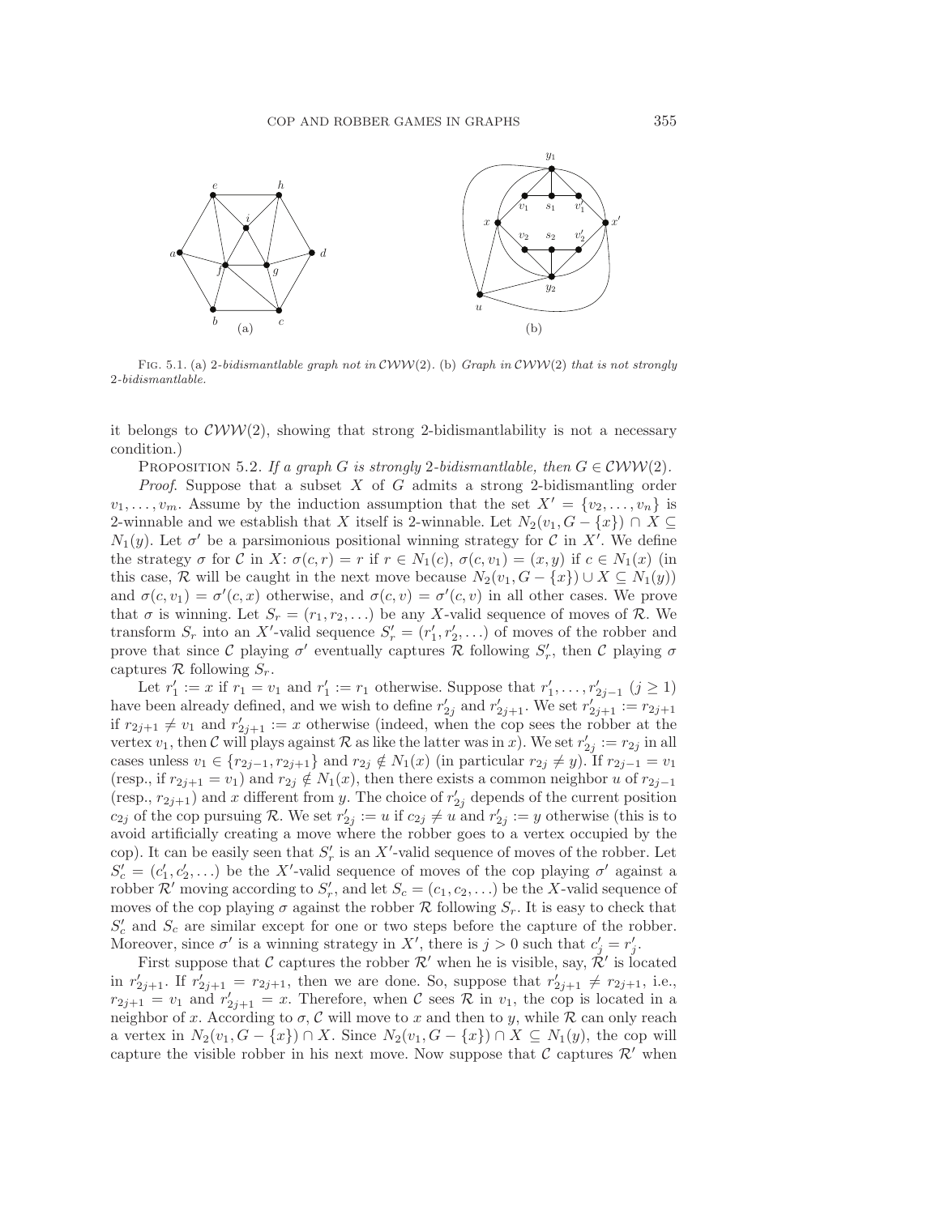FIG. 5.1. (a) *2-bidismantlable graph not in* $\mathcal{CWW}(2)$. (b) *Graph in* $\mathcal{CWW}(2)$ *that is not strongly 2-bidismantlable.*

it belongs to $\mathcal{CWW}(2)$, showing that strong 2-bidismantlability is not a necessary condition.)

PROPOSITION 5.2. *If a graph* $G$ *is strongly 2-bidismantlable, then* $G \in \mathcal{CWW}(2)$.

*Proof*. Suppose that a subset $X$ of $G$ admits a strong 2-bidismantling order $v_1, \ldots, v_m$. Assume by the induction assumption that the set $X' = \{v_2, \ldots, v_n\}$ is 2-winnable and we establish that $X$ itself is 2-winnable. Let $N_2(v_1, G - \{x\}) \cap X \subseteq N_1(y)$. Let $\sigma'$ be a parsimonious positional winning strategy for $\mathcal{C}$ in $X'$. We define the strategy $\sigma$ for $\mathcal{C}$ in $X$: $\sigma(c, r) = r$ if $r \in N_1(c)$, $\sigma(c, v_1) = (x, y)$ if $c \in N_1(x)$ (in this case, $\mathcal{R}$ will be caught in the next move because $N_2(v_1, G - \{x\}) \cup X \subseteq N_1(y)$) and $\sigma(c, v_1) = \sigma'(c, x)$ otherwise, and $\sigma(c, v) = \sigma'(c, v)$ in all other cases. We prove that $\sigma$ is winning. Let $S_r = (r_1, r_2, \ldots)$ be any $X$-valid sequence of moves of $\mathcal{R}$. We transform $S_r$ into an $X'$-valid sequence $S'_r = (r'_1, r'_2, \ldots)$ of moves of the robber and prove that since $\mathcal{C}$ playing $\sigma'$ eventually captures $\mathcal{R}$ following $S'_r$, then $\mathcal{C}$ playing $\sigma$ captures $\mathcal{R}$ following $S_r$.

Let $r'_1 := x$ if $r_1 = v_1$ and $r'_1 := r_1$ otherwise. Suppose that $r'_1, \ldots, r'_{2j-1}$ ($j \geq 1$) have been already defined, and we wish to define $r'_{2j}$ and $r'_{2j+1}$. We set $r'_{2j+1} := r_{2j+1}$ if $r_{2j+1} \neq v_1$ and $r'_{2j+1} := x$ otherwise (indeed, when the cop sees the robber at the vertex $v_1$, then $\mathcal{C}$ will plays against $\mathcal{R}$ as like the latter was in $x$). We set $r'_{2j} := r_{2j}$ in all cases unless $v_1 \in \{r_{2j-1}, r_{2j+1}\}$ and $r_{2j} \notin N_1(x)$ (in particular $r_{2j} \neq y$). If $r_{2j-1} = v_1$ (resp., if $r_{2j+1} = v_1$) and $r_{2j} \notin N_1(x)$, then there exists a common neighbor $u$ of $r_{2j-1}$ (resp., $r_{2j+1}$) and $x$ different from $y$. The choice of $r'_{2j}$ depends of the current position $c_{2j}$ of the cop pursuing $\mathcal{R}$. We set $r'_{2j} := u$ if $c_{2j} \neq u$ and $r'_{2j} := y$ otherwise (this is to avoid artificially creating a move where the robber goes to a vertex occupied by the cop). It can be easily seen that $S'_r$ is an $X'$-valid sequence of moves of the robber. Let $S'_c = (c'_1, c'_2, \ldots)$ be the $X'$-valid sequence of moves of the cop playing $\sigma'$ against a robber $\mathcal{R}'$ moving according to $S'_r$, and let $S_c = (c_1, c_2, \ldots)$ be the $X$-valid sequence of moves of the cop playing $\sigma$ against the robber $\mathcal{R}$ following $S_r$. It is easy to check that $S'_c$ and $S_c$ are similar except for one or two steps before the capture of the robber. Moreover, since $\sigma'$ is a winning strategy in $X'$, there is $j > 0$ such that $c'_j = r'_j$.

First suppose that $\mathcal{C}$ captures the robber $\mathcal{R}'$ when he is visible, say, $\mathcal{R}'$ is located in $r'_{2j+1}$. If $r'_{2j+1} = r_{2j+1}$, then we are done. So, suppose that $r'_{2j+1} \neq r_{2j+1}$, i.e., $r_{2j+1} = v_1$ and $r'_{2j+1} = x$. Therefore, when $\mathcal{C}$ sees $\mathcal{R}$ in $v_1$, the cop is located in a neighbor of $x$. According to $\sigma$, $\mathcal{C}$ will move to $x$ and then to $y$, while $\mathcal{R}$ can only reach a vertex in $N_2(v_1, G - \{x\}) \cap X$. Since $N_2(v_1, G - \{x\}) \cap X \subseteq N_1(y)$, the cop will capture the visible robber in his next move. Now suppose that $\mathcal{C}$ captures $\mathcal{R}'$ when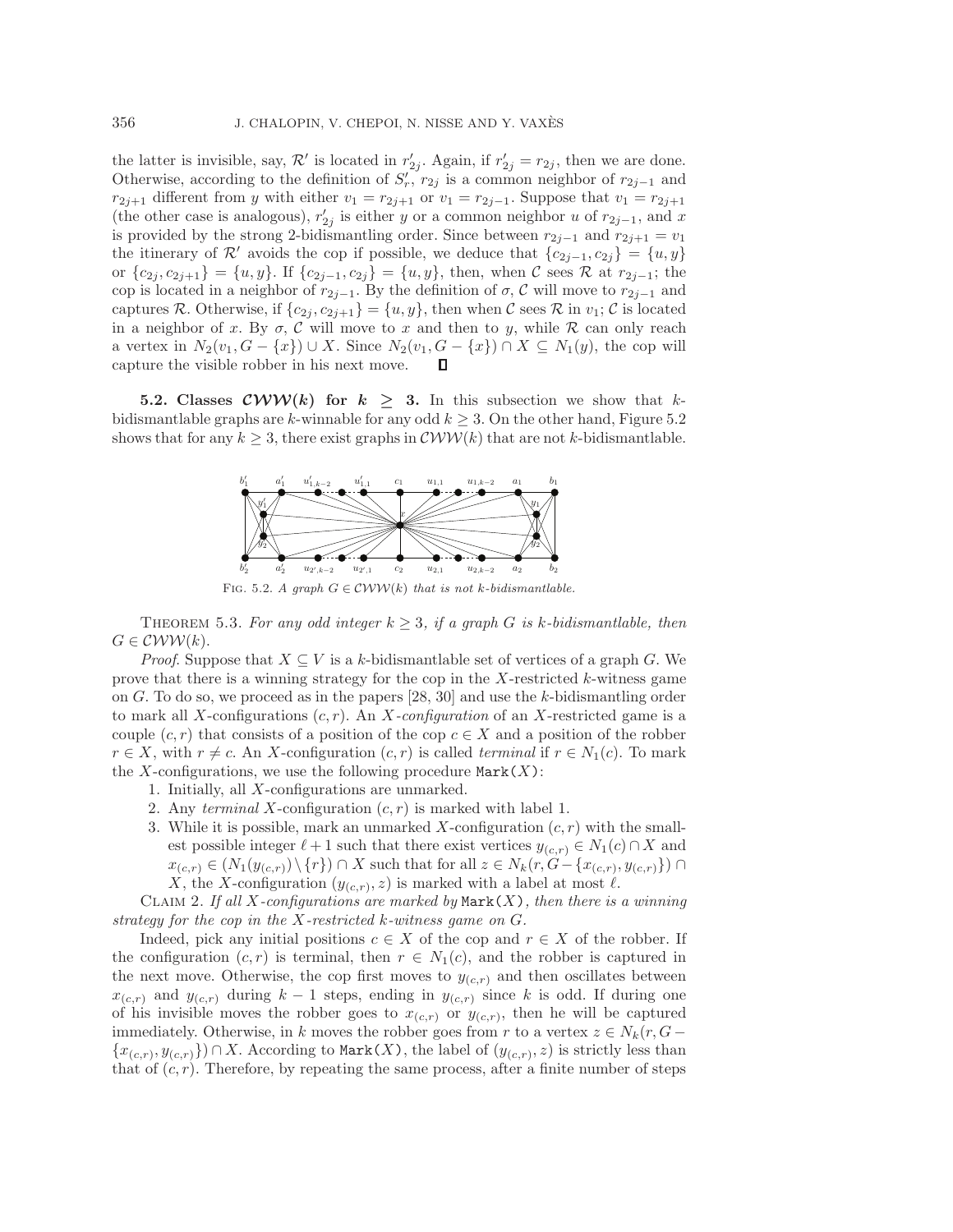the latter is invisible, say, $\mathcal{R}'$ is located in $r'_{2j}$. Again, if $r'_{2j} = r_{2j}$, then we are done. Otherwise, according to the definition of $S'_r$, $r_{2j}$ is a common neighbor of $r_{2j-1}$ and $r_{2j+1}$ different from $y$ with either $v_1 = r_{2j+1}$ or $v_1 = r_{2j-1}$. Suppose that $v_1 = r_{2j+1}$ (the other case is analogous), $r'_{2j}$ is either $y$ or a common neighbor $u$ of $r_{2j-1}$, and $x$ is provided by the strong 2-bidismantling order. Since between $r_{2j-1}$ and $r_{2j+1} = v_1$ the itinerary of $\mathcal{R}'$ avoids the cop if possible, we deduce that $\{c_{2j-1}, c_{2j}\} = \{u, y\}$ or $\{c_{2j}, c_{2j+1}\} = \{u, y\}$. If $\{c_{2j-1}, c_{2j}\} = \{u, y\}$, then, when $\mathcal{C}$ sees $\mathcal{R}$ at $r_{2j-1}$; the cop is located in a neighbor of $r_{2j-1}$. By the definition of $\sigma$, $\mathcal{C}$ will move to $r_{2j-1}$ and captures $\mathcal{R}$. Otherwise, if $\{c_{2j}, c_{2j+1}\} = \{u, y\}$, then when $\mathcal{C}$ sees $\mathcal{R}$ in $v_1$; $\mathcal{C}$ is located in a neighbor of $x$. By $\sigma$, $\mathcal{C}$ will move to $x$ and then to $y$, while $\mathcal{R}$ can only reach a vertex in $N_2(v_1, G - \{x\}) \cup X$. Since $N_2(v_1, G - \{x\}) \cap X \subseteq N_1(y)$, the cop will capture the visible robber in his next move. ∎

**5.2. Classes $\mathcal{CWW}(k)$ for $k \geq 3$.** In this subsection we show that $k$-bidismantlable graphs are $k$-winnable for any odd $k \geq 3$. On the other hand, Figure 5.2 shows that for any $k \geq 3$, there exist graphs in $\mathcal{CWW}(k)$ that are not $k$-bidismantlable.

Fig. 5.2. *A graph $G \in \mathcal{CWW}(k)$ that is not $k$-bidismantlable.*

Theorem 5.3. *For any odd integer $k \geq 3$, if a graph $G$ is $k$-bidismantlable, then $G \in \mathcal{CWW}(k)$.*

*Proof.* Suppose that $X \subseteq V$ is a $k$-bidismantlable set of vertices of a graph $G$. We prove that there is a winning strategy for the cop in the $X$-restricted $k$-witness game on $G$. To do so, we proceed as in the papers [28, 30] and use the $k$-bidismantling order to mark all $X$-configurations $(c, r)$. An *$X$-configuration* of an $X$-restricted game is a couple $(c, r)$ that consists of a position of the cop $c \in X$ and a position of the robber $r \in X$, with $r \neq c$. An $X$-configuration $(c, r)$ is called *terminal* if $r \in N_1(c)$. To mark the $X$-configurations, we use the following procedure `Mark(X)`:

1. Initially, all $X$-configurations are unmarked.
2. Any *terminal* $X$-configuration $(c, r)$ is marked with label 1.
3. While it is possible, mark an unmarked $X$-configuration $(c, r)$ with the smallest possible integer $\ell + 1$ such that there exist vertices $y_{(c,r)} \in N_1(c) \cap X$ and $x_{(c,r)} \in (N_1(y_{(c,r)}) \setminus \{r\}) \cap X$ such that for all $z \in N_k(r, G - \{x_{(c,r)}, y_{(c,r)}\}) \cap X$, the $X$-configuration $(y_{(c,r)}, z)$ is marked with a label at most $\ell$.

Claim 2. *If all $X$-configurations are marked by `Mark(X)`, then there is a winning strategy for the cop in the $X$-restricted $k$-witness game on $G$.*

Indeed, pick any initial positions $c \in X$ of the cop and $r \in X$ of the robber. If the configuration $(c, r)$ is terminal, then $r \in N_1(c)$, and the robber is captured in the next move. Otherwise, the cop first moves to $y_{(c,r)}$ and then oscillates between $x_{(c,r)}$ and $y_{(c,r)}$ during $k - 1$ steps, ending in $y_{(c,r)}$ since $k$ is odd. If during one of his invisible moves the robber goes to $x_{(c,r)}$ or $y_{(c,r)}$, then he will be captured immediately. Otherwise, in $k$ moves the robber goes from $r$ to a vertex $z \in N_k(r, G - \{x_{(c,r)}, y_{(c,r)}\}) \cap X$. According to `Mark(X)`, the label of $(y_{(c,r)}, z)$ is strictly less than that of $(c, r)$. Therefore, by repeating the same process, after a finite number of steps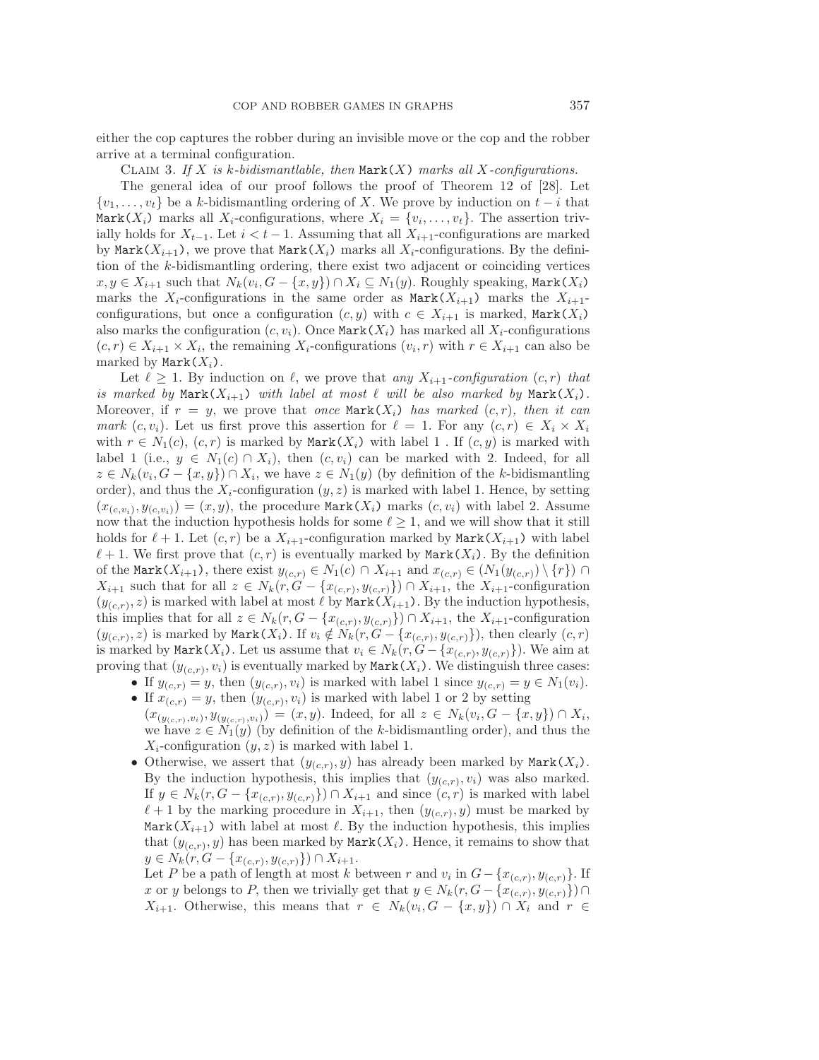either the cop captures the robber during an invisible move or the cop and the robber arrive at a terminal configuration.

Claim 3. *If $X$ is $k$-bidismantlable, then* `Mark(X)` *marks all $X$-configurations.*

The general idea of our proof follows the proof of Theorem 12 of [28]. Let $\{v_1, \ldots, v_t\}$ be a $k$-bidismantling ordering of $X$. We prove by induction on $t - i$ that `Mark(`$X_i$`)` marks all $X_i$-configurations, where $X_i = \{v_i, \ldots, v_t\}$. The assertion trivially holds for $X_{t-1}$. Let $i < t-1$. Assuming that all $X_{i+1}$-configurations are marked by `Mark(`$X_{i+1}$`)`, we prove that `Mark(`$X_i$`)` marks all $X_i$-configurations. By the definition of the $k$-bidismantling ordering, there exist two adjacent or coinciding vertices $x, y \in X_{i+1}$ such that $N_k(v_i, G - \{x,y\}) \cap X_i \subseteq N_1(y)$. Roughly speaking, `Mark(`$X_i$`)` marks the $X_i$-configurations in the same order as `Mark(`$X_{i+1}$`)` marks the $X_{i+1}$-configurations, but once a configuration $(c, y)$ with $c \in X_{i+1}$ is marked, `Mark(`$X_i$`)` also marks the configuration $(c, v_i)$. Once `Mark(`$X_i$`)` has marked all $X_i$-configurations $(c, r) \in X_{i+1} \times X_i$, the remaining $X_i$-configurations $(v_i, r)$ with $r \in X_{i+1}$ can also be marked by `Mark(`$X_i$`)`.

Let $\ell \geq 1$. By induction on $\ell$, we prove that *any $X_{i+1}$-configuration $(c, r)$ that is marked by* `Mark(`$X_{i+1}$`)` *with label at most $\ell$ will be also marked by* `Mark(`$X_i$`)`. Moreover, if $r = y$, we prove that *once* `Mark(`$X_i$`)` *has marked $(c, r)$, then it can mark $(c, v_i)$*. Let us first prove this assertion for $\ell = 1$. For any $(c, r) \in X_i \times X_i$ with $r \in N_1(c)$, $(c, r)$ is marked by `Mark(`$X_i$`)` with label 1 . If $(c, y)$ is marked with label 1 (i.e., $y \in N_1(c) \cap X_i$), then $(c, v_i)$ can be marked with 2. Indeed, for all $z \in N_k(v_i, G - \{x,y\}) \cap X_i$, we have $z \in N_1(y)$ (by definition of the $k$-bidismantling order), and thus the $X_i$-configuration $(y, z)$ is marked with label 1. Hence, by setting $(x_{(c,v_i)}, y_{(c,v_i)}) = (x, y)$, the procedure `Mark(`$X_i$`)` marks $(c, v_i)$ with label 2. Assume now that the induction hypothesis holds for some $\ell \geq 1$, and we will show that it still holds for $\ell + 1$. Let $(c, r)$ be a $X_{i+1}$-configuration marked by `Mark(`$X_{i+1}$`)` with label $\ell + 1$. We first prove that $(c, r)$ is eventually marked by `Mark(`$X_i$`)`. By the definition of the `Mark(`$X_{i+1}$`)`, there exist $y_{(c,r)} \in N_1(c) \cap X_{i+1}$ and $x_{(c,r)} \in (N_1(y_{(c,r)}) \setminus \{r\}) \cap X_{i+1}$ such that for all $z \in N_k(r, G - \{x_{(c,r)}, y_{(c,r)}\}) \cap X_{i+1}$, the $X_{i+1}$-configuration $(y_{(c,r)}, z)$ is marked with label at most $\ell$ by `Mark(`$X_{i+1}$`)`. By the induction hypothesis, this implies that for all $z \in N_k(r, G - \{x_{(c,r)}, y_{(c,r)}\}) \cap X_{i+1}$, the $X_{i+1}$-configuration $(y_{(c,r)}, z)$ is marked by `Mark(`$X_i$`)`. If $v_i \notin N_k(r, G - \{x_{(c,r)}, y_{(c,r)}\})$, then clearly $(c, r)$ is marked by `Mark(`$X_i$`)`. Let us assume that $v_i \in N_k(r, G - \{x_{(c,r)}, y_{(c,r)}\})$. We aim at proving that $(y_{(c,r)}, v_i)$ is eventually marked by `Mark(`$X_i$`)`. We distinguish three cases:

- If $y_{(c,r)} = y$, then $(y_{(c,r)}, v_i)$ is marked with label 1 since $y_{(c,r)} = y \in N_1(v_i)$.
- If $x_{(c,r)} = y$, then $(y_{(c,r)}, v_i)$ is marked with label 1 or 2 by setting $(x_{(y_{(c,r)}, v_i)}, y_{(y_{(c,r)}, v_i)}) = (x, y)$. Indeed, for all $z \in N_k(v_i, G - \{x, y\}) \cap X_i$, we have $z \in N_1(y)$ (by definition of the $k$-bidismantling order), and thus the $X_i$-configuration $(y, z)$ is marked with label 1.
- Otherwise, we assert that $(y_{(c,r)}, y)$ has already been marked by `Mark(`$X_i$`)`. By the induction hypothesis, this implies that $(y_{(c,r)}, v_i)$ was also marked. If $y \in N_k(r, G - \{x_{(c,r)}, y_{(c,r)}\}) \cap X_{i+1}$ and since $(c, r)$ is marked with label $\ell + 1$ by the marking procedure in $X_{i+1}$, then $(y_{(c,r)}, y)$ must be marked by `Mark(`$X_{i+1}$`)` with label at most $\ell$. By the induction hypothesis, this implies that $(y_{(c,r)}, y)$ has been marked by `Mark(`$X_i$`)`. Hence, it remains to show that $y \in N_k(r, G - \{x_{(c,r)}, y_{(c,r)}\}) \cap X_{i+1}$.

  Let $P$ be a path of length at most $k$ between $r$ and $v_i$ in $G - \{x_{(c,r)}, y_{(c,r)}\}$. If $x$ or $y$ belongs to $P$, then we trivially get that $y \in N_k(r, G - \{x_{(c,r)}, y_{(c,r)}\}) \cap X_{i+1}$. Otherwise, this means that $r \in N_k(v_i, G - \{x, y\}) \cap X_i$ and $r \in$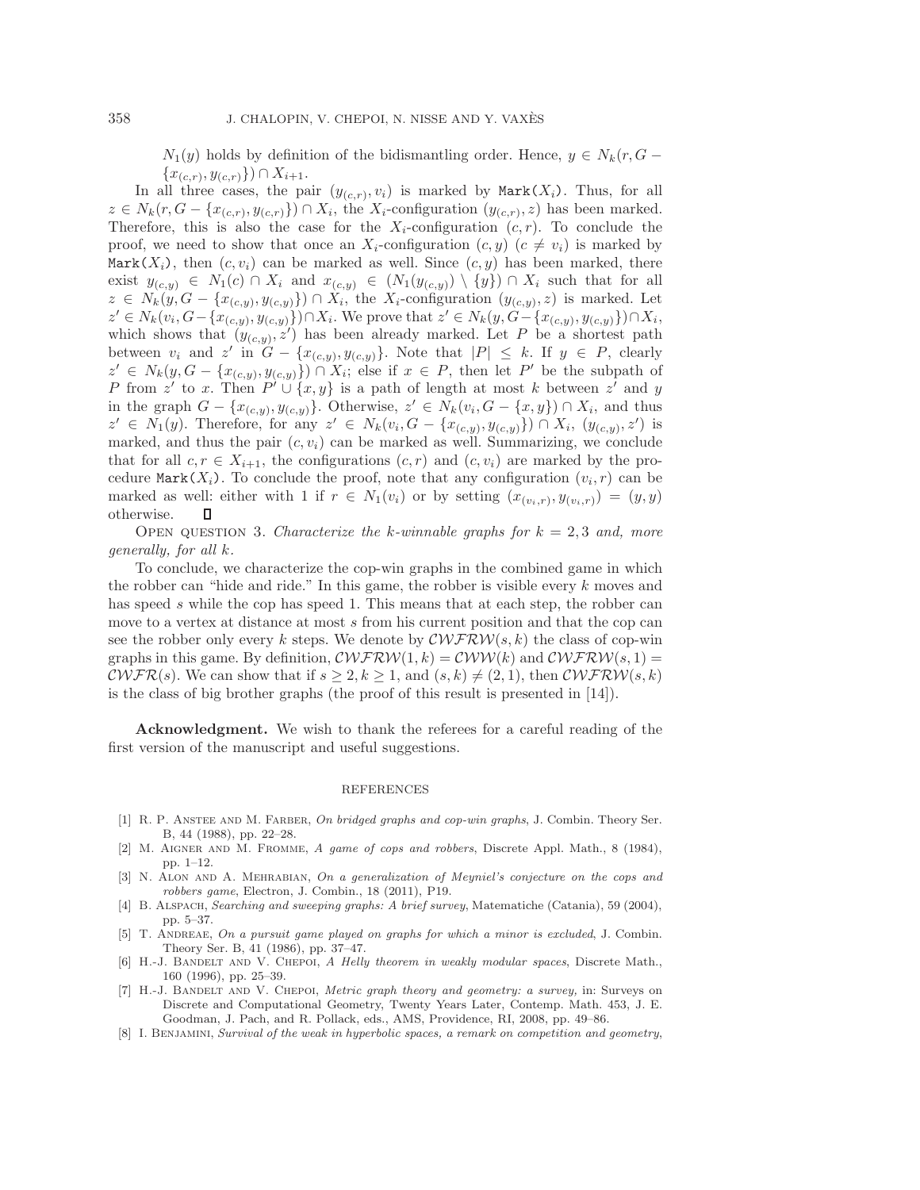$N_1(y)$ holds by definition of the bidismantling order. Hence, $y \in N_k(r, G - \{x_{(c,r)}, y_{(c,r)}\}) \cap X_{i+1}$.

In all three cases, the pair $(y_{(c,r)}, v_i)$ is marked by `Mark`$(X_i)$. Thus, for all $z \in N_k(r, G - \{x_{(c,r)}, y_{(c,r)}\}) \cap X_i$, the $X_i$-configuration $(y_{(c,r)}, z)$ has been marked. Therefore, this is also the case for the $X_i$-configuration $(c, r)$. To conclude the proof, we need to show that once an $X_i$-configuration $(c, y)$ $(c \neq v_i)$ is marked by `Mark`$(X_i)$, then $(c, v_i)$ can be marked as well. Since $(c, y)$ has been marked, there exist $y_{(c,y)} \in N_1(c) \cap X_i$ and $x_{(c,y)} \in (N_1(y_{(c,y)}) \setminus \{y\}) \cap X_i$ such that for all $z \in N_k(y, G - \{x_{(c,y)}, y_{(c,y)}\}) \cap X_i$, the $X_i$-configuration $(y_{(c,y)}, z)$ is marked. Let $z' \in N_k(v_i, G - \{x_{(c,y)}, y_{(c,y)}\}) \cap X_i$. We prove that $z' \in N_k(y, G - \{x_{(c,y)}, y_{(c,y)}\}) \cap X_i$, which shows that $(y_{(c,y)}, z')$ has been already marked. Let $P$ be a shortest path between $v_i$ and $z'$ in $G - \{x_{(c,y)}, y_{(c,y)}\}$. Note that $|P| \leq k$. If $y \in P$, clearly $z' \in N_k(y, G - \{x_{(c,y)}, y_{(c,y)}\}) \cap X_i$; else if $x \in P$, then let $P'$ be the subpath of $P$ from $z'$ to $x$. Then $P' \cup \{x, y\}$ is a path of length at most $k$ between $z'$ and $y$ in the graph $G - \{x_{(c,y)}, y_{(c,y)}\}$. Otherwise, $z' \in N_k(v_i, G - \{x, y\}) \cap X_i$, and thus $z' \in N_1(y)$. Therefore, for any $z' \in N_k(v_i, G - \{x_{(c,y)}, y_{(c,y)}\}) \cap X_i$, $(y_{(c,y)}, z')$ is marked, and thus the pair $(c, v_i)$ can be marked as well. Summarizing, we conclude that for all $c, r \in X_{i+1}$, the configurations $(c, r)$ and $(c, v_i)$ are marked by the procedure `Mark`$(X_i)$. To conclude the proof, note that any configuration $(v_i, r)$ can be marked as well: either with 1 if $r \in N_1(v_i)$ or by setting $(x_{(v_i,r)}, y_{(v_i,r)}) = (y, y)$ otherwise. ∎

OPEN QUESTION 3. *Characterize the $k$-winnable graphs for $k = 2, 3$ and, more generally, for all $k$.*

To conclude, we characterize the cop-win graphs in the combined game in which the robber can "hide and ride." In this game, the robber is visible every $k$ moves and has speed $s$ while the cop has speed 1. This means that at each step, the robber can move to a vertex at distance at most $s$ from his current position and that the cop can see the robber only every $k$ steps. We denote by $\mathcal{CWFRW}(s, k)$ the class of cop-win graphs in this game. By definition, $\mathcal{CWFRW}(1, k) = \mathcal{CWW}(k)$ and $\mathcal{CWFRW}(s, 1) = \mathcal{CWFR}(s)$. We can show that if $s \geq 2, k \geq 1$, and $(s, k) \neq (2, 1)$, then $\mathcal{CWFRW}(s, k)$ is the class of big brother graphs (the proof of this result is presented in [14]).

**Acknowledgment.** We wish to thank the referees for a careful reading of the first version of the manuscript and useful suggestions.

## REFERENCES

[1] R. P. Anstee and M. Farber, *On bridged graphs and cop-win graphs*, J. Combin. Theory Ser. B, 44 (1988), pp. 22–28.

[2] M. Aigner and M. Fromme, *A game of cops and robbers*, Discrete Appl. Math., 8 (1984), pp. 1–12.

[3] N. Alon and A. Mehrabian, *On a generalization of Meyniel's conjecture on the cops and robbers game*, Electron, J. Combin., 18 (2011), P19.

[4] B. Alspach, *Searching and sweeping graphs: A brief survey*, Matematiche (Catania), 59 (2004), pp. 5–37.

[5] T. Andreae, *On a pursuit game played on graphs for which a minor is excluded*, J. Combin. Theory Ser. B, 41 (1986), pp. 37–47.

[6] H.-J. Bandelt and V. Chepoi, *A Helly theorem in weakly modular spaces*, Discrete Math., 160 (1996), pp. 25–39.

[7] H.-J. Bandelt and V. Chepoi, *Metric graph theory and geometry: a survey,* in: Surveys on Discrete and Computational Geometry, Twenty Years Later, Contemp. Math. 453, J. E. Goodman, J. Pach, and R. Pollack, eds., AMS, Providence, RI, 2008, pp. 49–86.

[8] I. Benjamini, *Survival of the weak in hyperbolic spaces, a remark on competition and geometry*,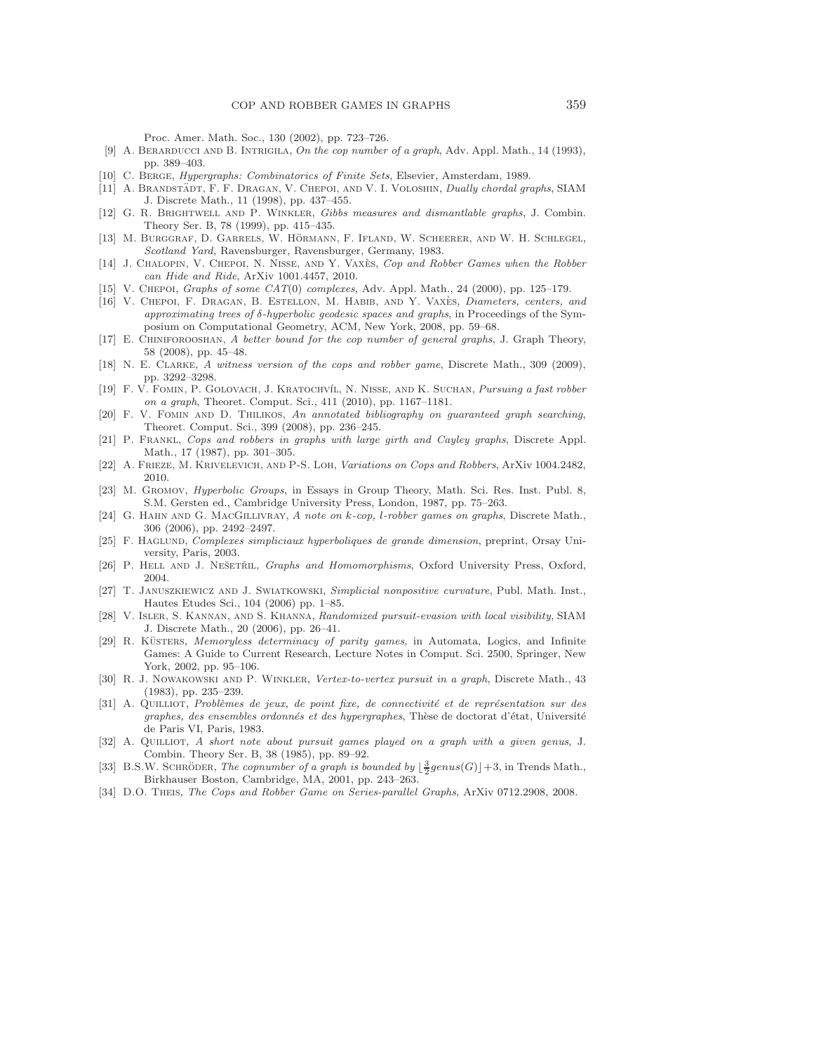Proc. Amer. Math. Soc., 130 (2002), pp. 723–726.

[9] A. Berarducci and B. Intrigila, *On the cop number of a graph*, Adv. Appl. Math., 14 (1993), pp. 389–403.

[10] C. Berge, *Hypergraphs: Combinatorics of Finite Sets*, Elsevier, Amsterdam, 1989.

[11] A. Brandstädt, F. F. Dragan, V. Chepoi, and V. I. Voloshin, *Dually chordal graphs*, SIAM J. Discrete Math., 11 (1998), pp. 437–455.

[12] G. R. Brightwell and P. Winkler, *Gibbs measures and dismantlable graphs*, J. Combin. Theory Ser. B, 78 (1999), pp. 415–435.

[13] M. Burggraf, D. Garrels, W. Hörmann, F. Ifland, W. Scheerer, and W. H. Schlegel, *Scotland Yard*, Ravensburger, Ravensburger, Germany, 1983.

[14] J. Chalopin, V. Chepoi, N. Nisse, and Y. Vaxès, *Cop and Robber Games when the Robber can Hide and Ride*, ArXiv 1001.4457, 2010.

[15] V. Chepoi, *Graphs of some CAT(0) complexes*, Adv. Appl. Math., 24 (2000), pp. 125–179.

[16] V. Chepoi, F. Dragan, B. Estellon, M. Habib, and Y. Vaxès, *Diameters, centers, and approximating trees of δ-hyperbolic geodesic spaces and graphs*, in Proceedings of the Symposium on Computational Geometry, ACM, New York, 2008, pp. 59–68.

[17] E. Chiniforooshan, *A better bound for the cop number of general graphs*, J. Graph Theory, 58 (2008), pp. 45–48.

[18] N. E. Clarke, *A witness version of the cops and robber game*, Discrete Math., 309 (2009), pp. 3292–3298.

[19] F. V. Fomin, P. Golovach, J. Kratochvíl, N. Nisse, and K. Suchan, *Pursuing a fast robber on a graph*, Theoret. Comput. Sci., 411 (2010), pp. 1167–1181.

[20] F. V. Fomin and D. Thilikos, *An annotated bibliography on guaranteed graph searching*, Theoret. Comput. Sci., 399 (2008), pp. 236–245.

[21] P. Frankl, *Cops and robbers in graphs with large girth and Cayley graphs*, Discrete Appl. Math., 17 (1987), pp. 301–305.

[22] A. Frieze, M. Krivelevich, and P-S. Loh, *Variations on Cops and Robbers*, ArXiv 1004.2482, 2010.

[23] M. Gromov, *Hyperbolic Groups*, in Essays in Group Theory, Math. Sci. Res. Inst. Publ. 8, S.M. Gersten ed., Cambridge University Press, London, 1987, pp. 75–263.

[24] G. Hahn and G. MacGillivray, *A note on k-cop, l-robber games on graphs*, Discrete Math., 306 (2006), pp. 2492–2497.

[25] F. Haglund, *Complexes simpliciaux hyperboliques de grande dimension*, preprint, Orsay University, Paris, 2003.

[26] P. Hell and J. Nešetřil, *Graphs and Homomorphisms*, Oxford University Press, Oxford, 2004.

[27] T. Januszkiewicz and J. Swiatkowski, *Simplicial nonpositive curvature*, Publ. Math. Inst., Hautes Etudes Sci., 104 (2006) pp. 1–85.

[28] V. Isler, S. Kannan, and S. Khanna, *Randomized pursuit-evasion with local visibility*, SIAM J. Discrete Math., 20 (2006), pp. 26–41.

[29] R. Küsters, *Memoryless determinacy of parity games*, in Automata, Logics, and Infinite Games: A Guide to Current Research, Lecture Notes in Comput. Sci. 2500, Springer, New York, 2002, pp. 95–106.

[30] R. J. Nowakowski and P. Winkler, *Vertex-to-vertex pursuit in a graph*, Discrete Math., 43 (1983), pp. 235–239.

[31] A. Quilliot, *Problèmes de jeux, de point fixe, de connectivité et de représentation sur des graphes, des ensembles ordonnés et des hypergraphes*, Thèse de doctorat d'état, Université de Paris VI, Paris, 1983.

[32] A. Quilliot, *A short note about pursuit games played on a graph with a given genus*, J. Combin. Theory Ser. B, 38 (1985), pp. 89–92.

[33] B.S.W. Schröder, *The copnumber of a graph is bounded by* $\lfloor \frac{3}{2} genus(G) \rfloor + 3$, in Trends Math., Birkhauser Boston, Cambridge, MA, 2001, pp. 243–263.

[34] D.O. Theis, *The Cops and Robber Game on Series-parallel Graphs*, ArXiv 0712.2908, 2008.